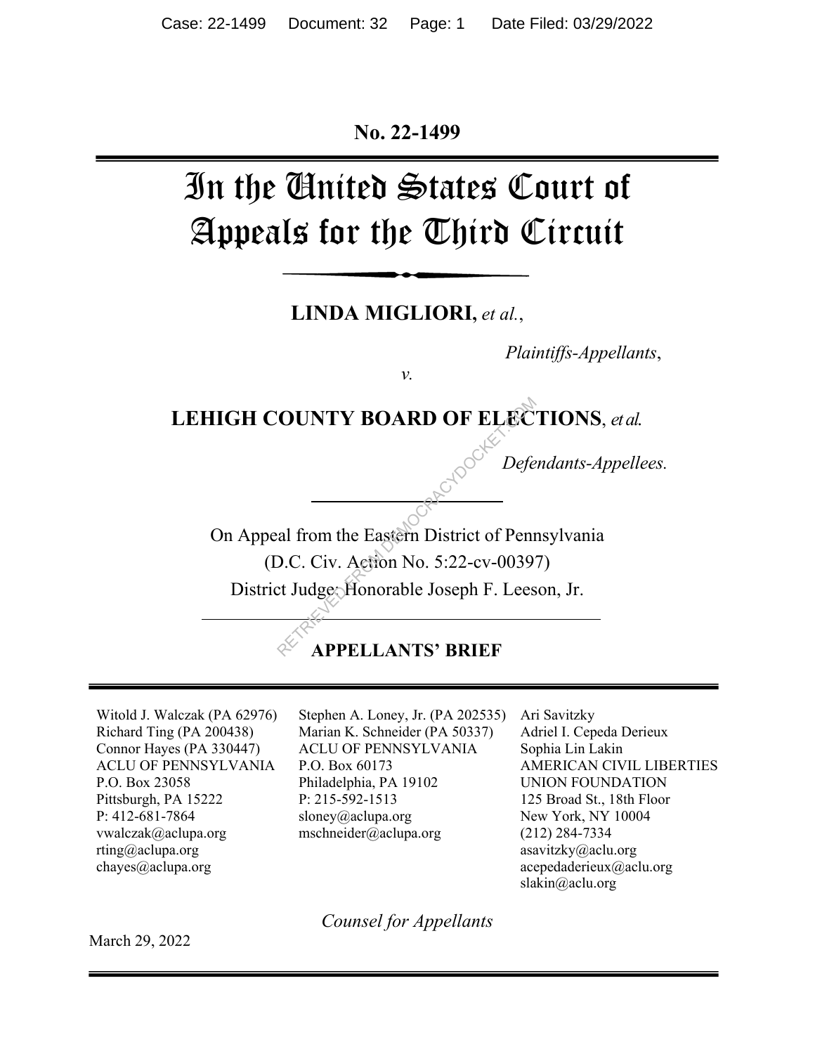**No. 22-1499**

# In the United States Court of Appeals for the Third Circuit

**LINDA MIGLIORI,** *et al.*,

*Plaintiffs-Appellants*,

*v.*

**LEHIGH COUNTY BOARD OF ELECTIONS**, *et al.*

*Defendants-Appellees.*

On Appeal from the Eastern District of Pennsylvania
(D.C. Civ. Action No. 5:22-cv-00397)
District Judge: Honorable Joseph F. Leeson, Jr.

**APPELLANTS' BRIEF**

Witold J. Walczak (PA 62976)
Richard Ting (PA 200438)
Connor Hayes (PA 330447)
ACLU OF PENNSYLVANIA
P.O. Box 23058
Pittsburgh, PA 15222
P: 412-681-7864
vwalczak@aclupa.org
rting@aclupa.org
chayes@aclupa.org

Stephen A. Loney, Jr. (PA 202535)
Marian K. Schneider (PA 50337)
ACLU OF PENNSYLVANIA
P.O. Box 60173
Philadelphia, PA 19102
P: 215-592-1513
sloney@aclupa.org
mschneider@aclupa.org

Ari Savitzky
Adriel I. Cepeda Derieux
Sophia Lin Lakin
AMERICAN CIVIL LIBERTIES UNION FOUNDATION
125 Broad St., 18th Floor
New York, NY 10004
(212) 284-7334
asavitzky@aclu.org
acepedaderieux@aclu.org
slakin@aclu.org

*Counsel for Appellants*

March 29, 2022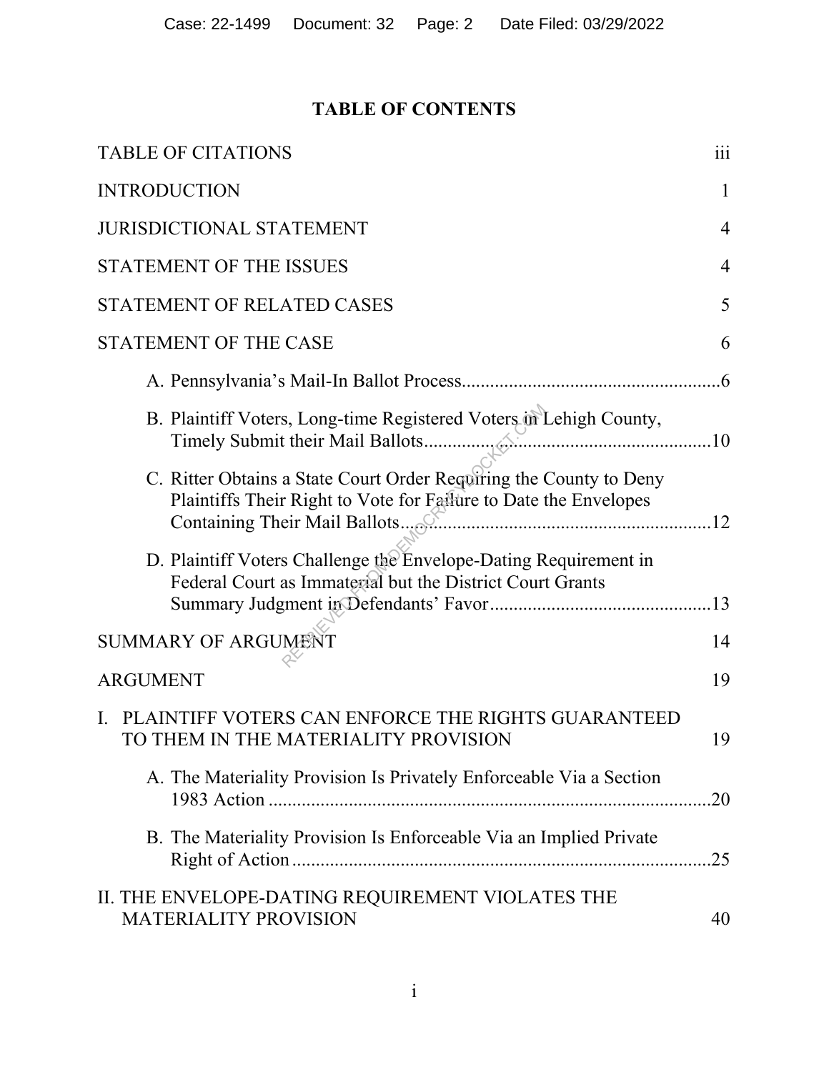## TABLE OF CONTENTS

TABLE OF CITATIONS iii

INTRODUCTION 1

JURISDICTIONAL STATEMENT 4

STATEMENT OF THE ISSUES 4

STATEMENT OF RELATED CASES 5

STATEMENT OF THE CASE 6

- A. Pennsylvania's Mail-In Ballot Process......................................................6
- B. Plaintiff Voters, Long-time Registered Voters in Lehigh County, Timely Submit their Mail Ballots............................................................10
- C. Ritter Obtains a State Court Order Requiring the County to Deny Plaintiffs Their Right to Vote for Failure to Date the Envelopes Containing Their Mail Ballots.................................................................12
- D. Plaintiff Voters Challenge the Envelope-Dating Requirement in Federal Court as Immaterial but the District Court Grants Summary Judgment in Defendants' Favor..............................................13

SUMMARY OF ARGUMENT 14

ARGUMENT 19

I. PLAINTIFF VOTERS CAN ENFORCE THE RIGHTS GUARANTEED TO THEM IN THE MATERIALITY PROVISION 19

- A. The Materiality Provision Is Privately Enforceable Via a Section 1983 Action ...........................................................................................20
- B. The Materiality Provision Is Enforceable Via an Implied Private Right of Action .......................................................................................25

II. THE ENVELOPE-DATING REQUIREMENT VIOLATES THE MATERIALITY PROVISION 40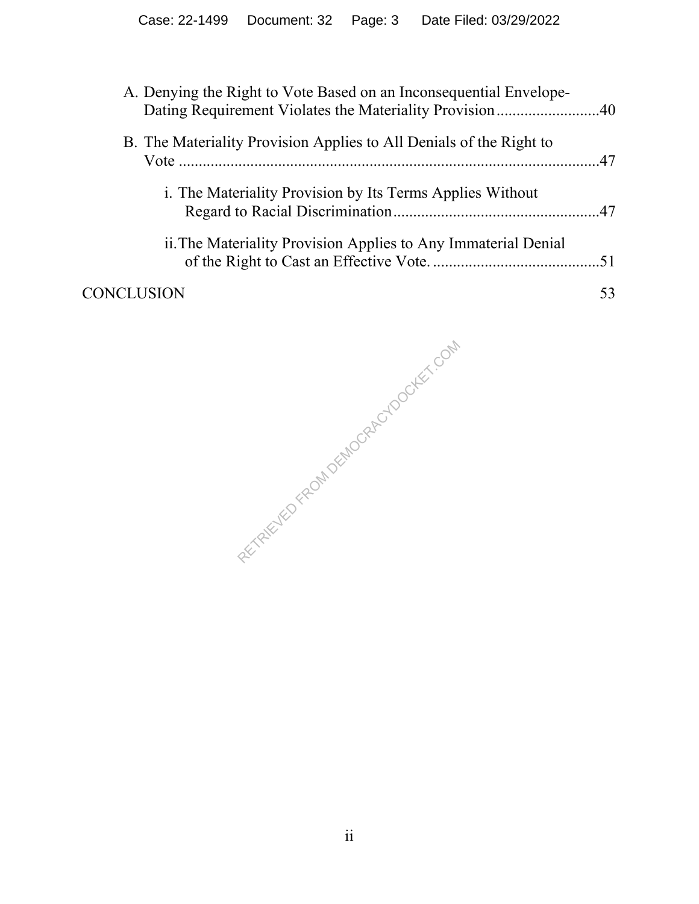A. Denying the Right to Vote Based on an Inconsequential Envelope-Dating Requirement Violates the Materiality Provision ..........................40

B. The Materiality Provision Applies to All Denials of the Right to Vote ..........................................................................................................47

i. The Materiality Provision by Its Terms Applies Without Regard to Racial Discrimination....................................................47

ii. The Materiality Provision Applies to Any Immaterial Denial of the Right to Cast an Effective Vote. ..........................................51

CONCLUSION 53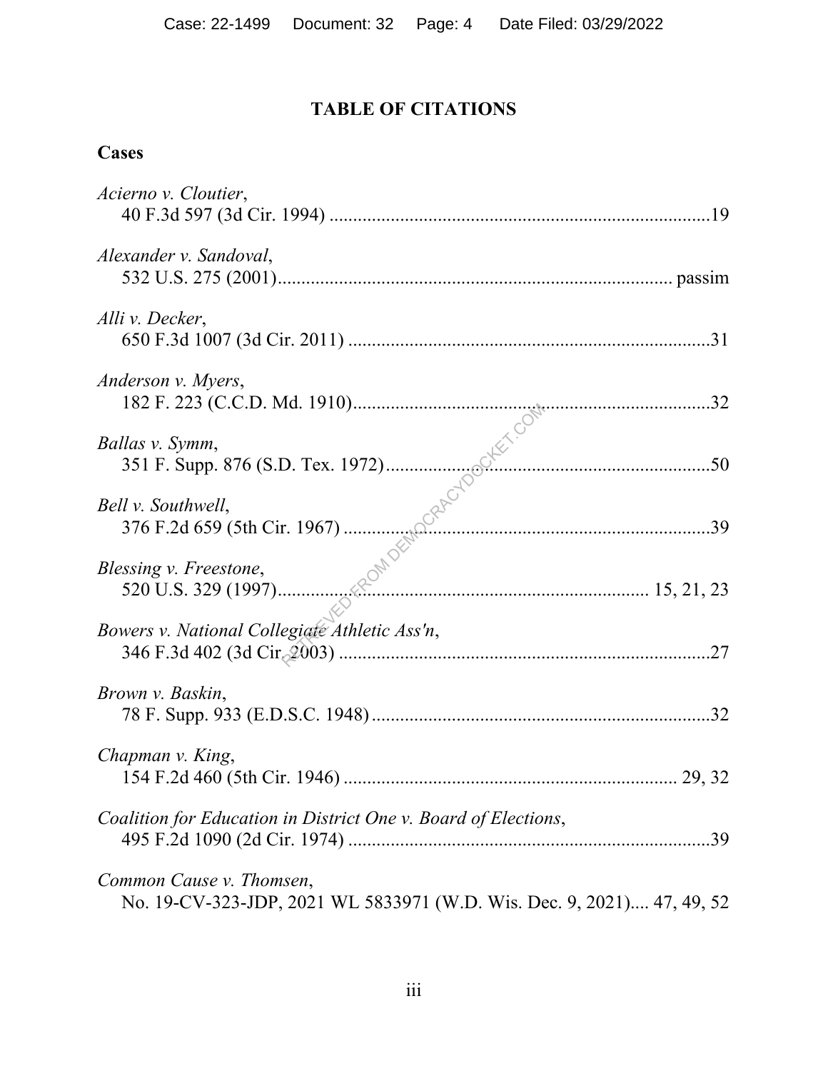## TABLE OF CITATIONS

### Cases

*Acierno v. Cloutier*,
40 F.3d 597 (3d Cir. 1994) ....................................................................................19

*Alexander v. Sandoval*,
532 U.S. 275 (2001)................................................................................... passim

*Alli v. Decker*,
650 F.3d 1007 (3d Cir. 2011) ...............................................................................31

*Anderson v. Myers*,
182 F. 223 (C.C.D. Md. 1910)...............................................................................32

*Ballas v. Symm*,
351 F. Supp. 876 (S.D. Tex. 1972).......................................................................50

*Bell v. Southwell*,
376 F.2d 659 (5th Cir. 1967) ................................................................................39

*Blessing v. Freestone*,
520 U.S. 329 (1997)............................................................................... 15, 21, 23

*Bowers v. National Collegiate Athletic Ass'n*,
346 F.3d 402 (3d Cir. 2003) .................................................................................27

*Brown v. Baskin*,
78 F. Supp. 933 (E.D.S.C. 1948)..........................................................................32

*Chapman v. King*,
154 F.2d 460 (5th Cir. 1946) ....................................................................... 29, 32

*Coalition for Education in District One v. Board of Elections*,
495 F.2d 1090 (2d Cir. 1974) ...............................................................................39

*Common Cause v. Thomsen*,
No. 19-CV-323-JDP, 2021 WL 5833971 (W.D. Wis. Dec. 9, 2021).... 47, 49, 52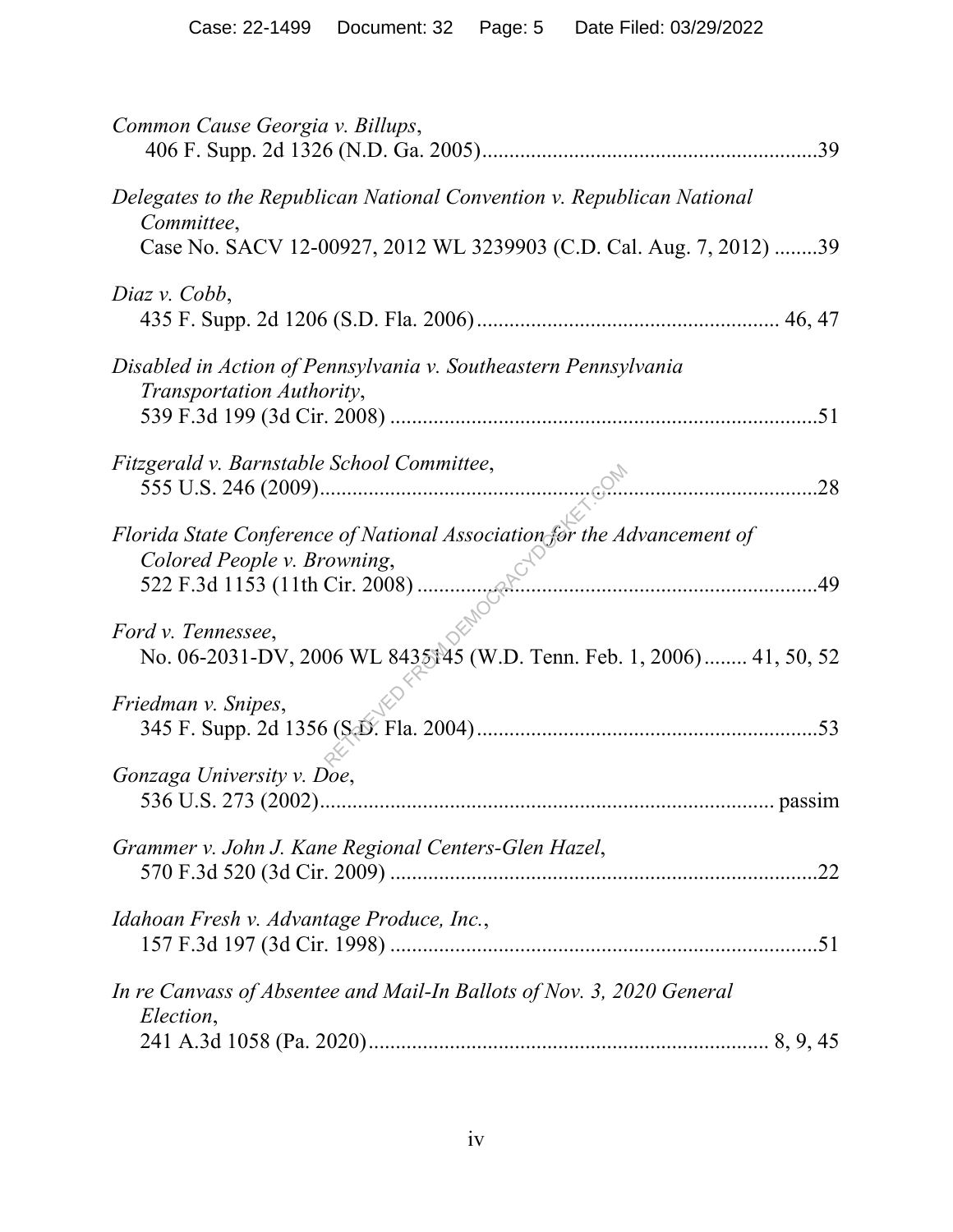*Common Cause Georgia v. Billups*,
406 F. Supp. 2d 1326 (N.D. Ga. 2005)..............................................................39

*Delegates to the Republican National Convention v. Republican National Committee*,
Case No. SACV 12-00927, 2012 WL 3239903 (C.D. Cal. Aug. 7, 2012) ........39

*Diaz v. Cobb*,
435 F. Supp. 2d 1206 (S.D. Fla. 2006)....................................................... 46, 47

*Disabled in Action of Pennsylvania v. Southeastern Pennsylvania Transportation Authority*,
539 F.3d 199 (3d Cir. 2008) ...............................................................................51

*Fitzgerald v. Barnstable School Committee*,
555 U.S. 246 (2009)..............................................................................................28

*Florida State Conference of National Association for the Advancement of Colored People v. Browning*,
522 F.3d 1153 (11th Cir. 2008) ...........................................................................49

*Ford v. Tennessee*,
No. 06-2031-DV, 2006 WL 8435145 (W.D. Tenn. Feb. 1, 2006)........ 41, 50, 52

*Friedman v. Snipes*,
345 F. Supp. 2d 1356 (S.D. Fla. 2004)...............................................................53

*Gonzaga University v. Doe*,
536 U.S. 273 (2002).................................................................................. passim

*Grammer v. John J. Kane Regional Centers-Glen Hazel*,
570 F.3d 520 (3d Cir. 2009) ...............................................................................22

*Idahoan Fresh v. Advantage Produce, Inc.*,
157 F.3d 197 (3d Cir. 1998) ...............................................................................51

*In re Canvass of Absentee and Mail-In Ballots of Nov. 3, 2020 General Election*,
241 A.3d 1058 (Pa. 2020).......................................................................... 8, 9, 45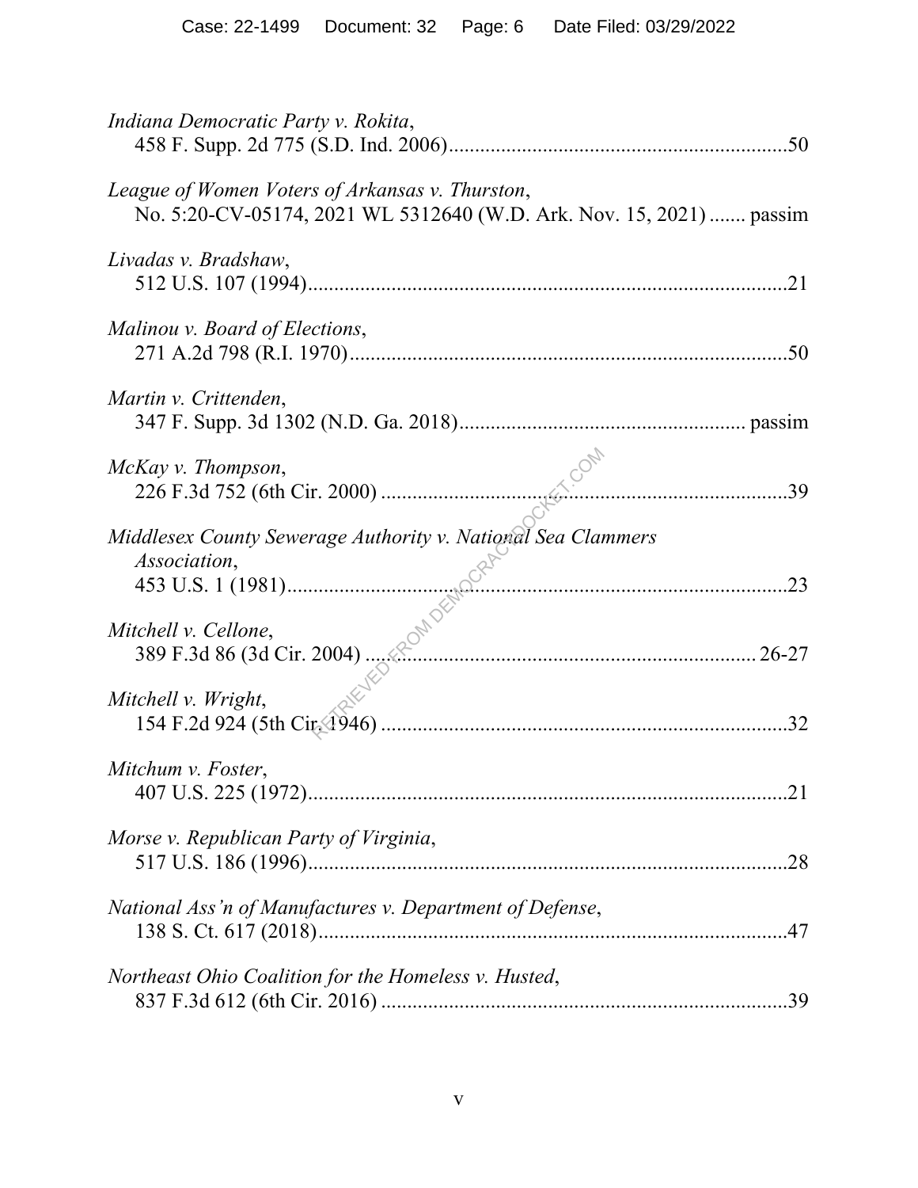*Indiana Democratic Party v. Rokita*,
458 F. Supp. 2d 775 (S.D. Ind. 2006)................................................................50

*League of Women Voters of Arkansas v. Thurston*,
No. 5:20-CV-05174, 2021 WL 5312640 (W.D. Ark. Nov. 15, 2021) ....... passim

*Livadas v. Bradshaw*,
512 U.S. 107 (1994)...........................................................................................21

*Malinou v. Board of Elections*,
271 A.2d 798 (R.I. 1970)...................................................................................50

*Martin v. Crittenden*,
347 F. Supp. 3d 1302 (N.D. Ga. 2018)..................................................... passim

*McKay v. Thompson*,
226 F.3d 752 (6th Cir. 2000) .............................................................................39

*Middlesex County Sewerage Authority v. National Sea Clammers Association*,
453 U.S. 1 (1981)...............................................................................................23

*Mitchell v. Cellone*,
389 F.3d 86 (3d Cir. 2004) ........................................................................ 26-27

*Mitchell v. Wright*,
154 F.2d 924 (5th Cir. 1946) .............................................................................32

*Mitchum v. Foster*,
407 U.S. 225 (1972)...........................................................................................21

*Morse v. Republican Party of Virginia*,
517 U.S. 186 (1996)...........................................................................................28

*National Ass'n of Manufactures v. Department of Defense*,
138 S. Ct. 617 (2018).........................................................................................47

*Northeast Ohio Coalition for the Homeless v. Husted*,
837 F.3d 612 (6th Cir. 2016) .............................................................................39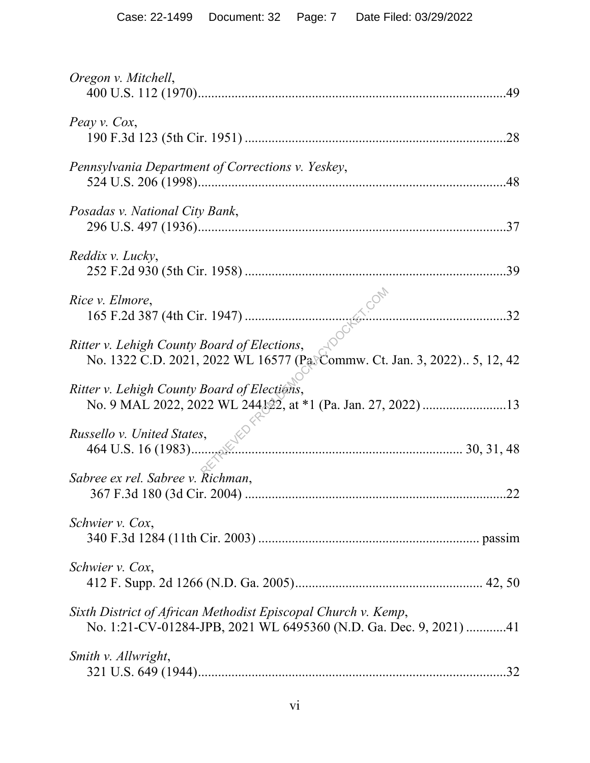*Oregon v. Mitchell*,
400 U.S. 112 (1970)..........................................................................................49

*Peay v. Cox*,
190 F.3d 123 (5th Cir. 1951) ............................................................................28

*Pennsylvania Department of Corrections v. Yeskey*,
524 U.S. 206 (1998)..........................................................................................48

*Posadas v. National City Bank*,
296 U.S. 497 (1936)..........................................................................................37

*Reddix v. Lucky*,
252 F.2d 930 (5th Cir. 1958) ............................................................................39

*Rice v. Elmore*,
165 F.2d 387 (4th Cir. 1947) .............................................................................32

*Ritter v. Lehigh County Board of Elections*,
No. 1322 C.D. 2021, 2022 WL 16577 (Pa. Commw. Ct. Jan. 3, 2022).. 5, 12, 42

*Ritter v. Lehigh County Board of Elections*,
No. 9 MAL 2022, 2022 WL 244122, at *1 (Pa. Jan. 27, 2022) .........................13

*Russello v. United States*,
464 U.S. 16 (1983).............................................................................. 30, 31, 48

*Sabree ex rel. Sabree v. Richman*,
367 F.3d 180 (3d Cir. 2004) .............................................................................22

*Schwier v. Cox*,
340 F.3d 1284 (11th Cir. 2003) ................................................................. passim

*Schwier v. Cox*,
412 F. Supp. 2d 1266 (N.D. Ga. 2005)...................................................... 42, 50

*Sixth District of African Methodist Episcopal Church v. Kemp*,
No. 1:21-CV-01284-JPB, 2021 WL 6495360 (N.D. Ga. Dec. 9, 2021) ............41

*Smith v. Allwright*,
321 U.S. 649 (1944)..........................................................................................32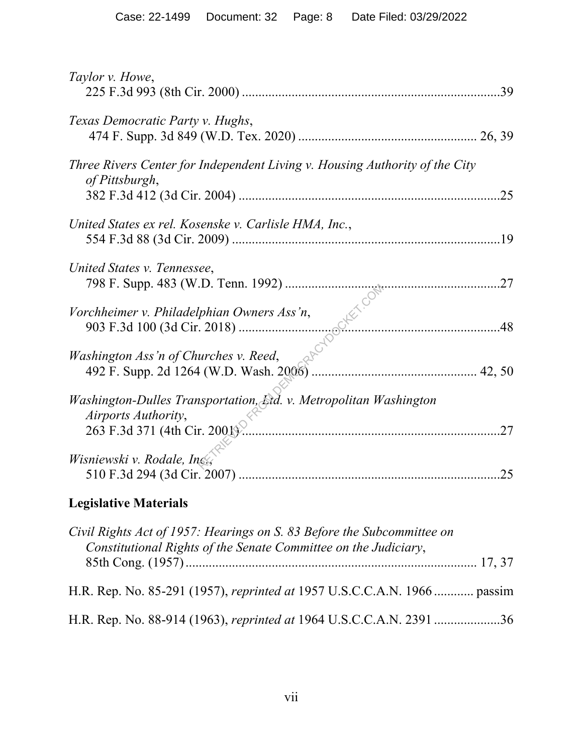*Taylor v. Howe*,
225 F.3d 993 (8th Cir. 2000) ..............................................................................39

*Texas Democratic Party v. Hughs*,
474 F. Supp. 3d 849 (W.D. Tex. 2020) ..................................................... 26, 39

*Three Rivers Center for Independent Living v. Housing Authority of the City of Pittsburgh*,
382 F.3d 412 (3d Cir. 2004) ..............................................................................25

*United States ex rel. Kosenske v. Carlisle HMA, Inc.*,
554 F.3d 88 (3d Cir. 2009) ................................................................................19

*United States v. Tennessee*,
798 F. Supp. 483 (W.D. Tenn. 1992) .................................................................27

*Vorchheimer v. Philadelphian Owners Ass'n*,
903 F.3d 100 (3d Cir. 2018) ..............................................................................48

*Washington Ass'n of Churches v. Reed*,
492 F. Supp. 2d 1264 (W.D. Wash. 2006) ................................................. 42, 50

*Washington-Dulles Transportation, Ltd. v. Metropolitan Washington Airports Authority*,
263 F.3d 371 (4th Cir. 2001) .............................................................................27

*Wisniewski v. Rodale, Inc.*,
510 F.3d 294 (3d Cir. 2007) ..............................................................................25

**Legislative Materials**

*Civil Rights Act of 1957: Hearings on S. 83 Before the Subcommittee on Constitutional Rights of the Senate Committee on the Judiciary*,
85th Cong. (1957)................................................................................... 17, 37

H.R. Rep. No. 85-291 (1957), *reprinted at* 1957 U.S.C.C.A.N. 1966 ............ passim

H.R. Rep. No. 88-914 (1963), *reprinted at* 1964 U.S.C.C.A.N. 2391 ....................36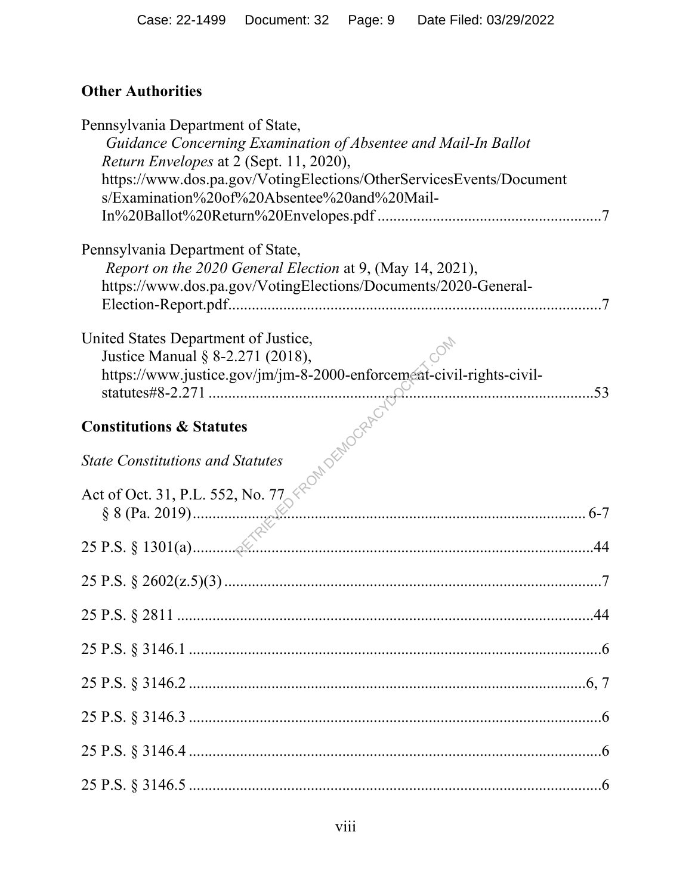## Other Authorities

Pennsylvania Department of State,
*Guidance Concerning Examination of Absentee and Mail-In Ballot Return Envelopes* at 2 (Sept. 11, 2020),
https://www.dos.pa.gov/VotingElections/OtherServicesEvents/Documents/Examination%20of%20Absentee%20and%20Mail-In%20Ballot%20Return%20Envelopes.pdf ........................................................7

Pennsylvania Department of State,
*Report on the 2020 General Election* at 9, (May 14, 2021),
https://www.dos.pa.gov/VotingElections/Documents/2020-General-Election-Report.pdf..............................................................................................7

United States Department of Justice,
Justice Manual § 8-2.271 (2018),
https://www.justice.gov/jm/jm-8-2000-enforcement-civil-rights-civil-statutes#8-2.271 ..................................................................................53

## Constitutions & Statutes

*State Constitutions and Statutes*

Act of Oct. 31, P.L. 552, No. 77
§ 8 (Pa. 2019)..................................................................................... 6-7

25 P.S. § 1301(a)........................................................................................44

25 P.S. § 2602(z.5)(3) ..................................................................................7

25 P.S. § 2811 ..........................................................................................44

25 P.S. § 3146.1 ..........................................................................................6

25 P.S. § 3146.2 .....................................................................................6, 7

25 P.S. § 3146.3 ..........................................................................................6

25 P.S. § 3146.4 ..........................................................................................6

25 P.S. § 3146.5 ..........................................................................................6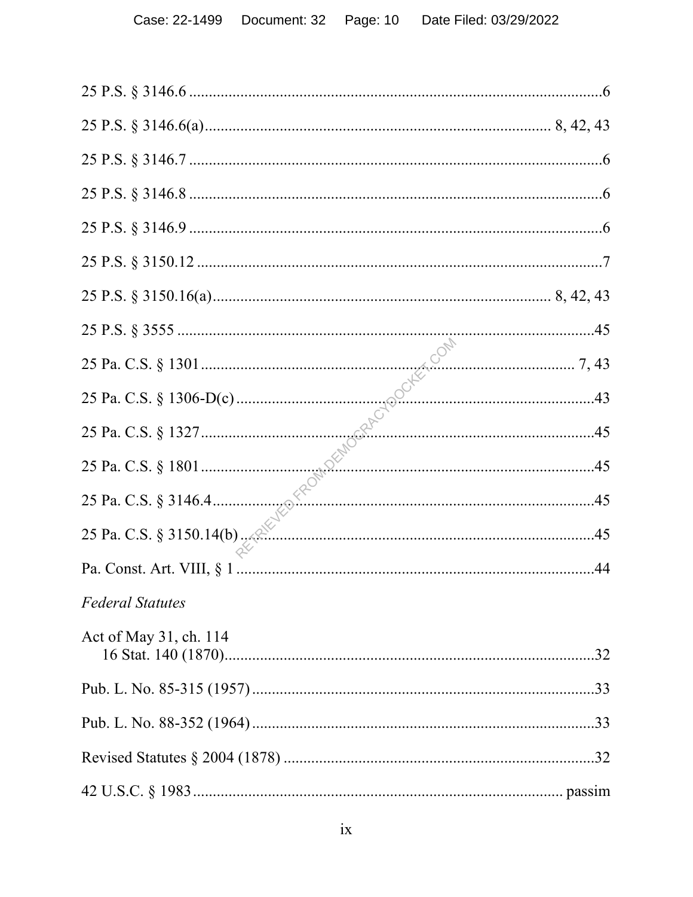25 P.S. § 3146.6 ......................................................................................................6

25 P.S. § 3146.6(a)...................................................................................... 8, 42, 43

25 P.S. § 3146.7 ......................................................................................................6

25 P.S. § 3146.8 ......................................................................................................6

25 P.S. § 3146.9 ......................................................................................................6

25 P.S. § 3150.12 ....................................................................................................7

25 P.S. § 3150.16(a)..................................................................................... 8, 42, 43

25 P.S. § 3555 ........................................................................................................45

25 Pa. C.S. § 1301 ............................................................................................ 7, 43

25 Pa. C.S. § 1306-D(c) ..........................................................................................43

25 Pa. C.S. § 1327...................................................................................................45

25 Pa. C.S. § 1801...................................................................................................45

25 Pa. C.S. § 3146.4................................................................................................45

25 Pa. C.S. § 3150.14(b) ..........................................................................................45

Pa. Const. Art. VIII, § 1 ..........................................................................................44

*Federal Statutes*

Act of May 31, ch. 114
16 Stat. 140 (1870)...............................................................................................32

Pub. L. No. 85-315 (1957) ......................................................................................33

Pub. L. No. 88-352 (1964) ......................................................................................33

Revised Statutes § 2004 (1878) ...............................................................................32

42 U.S.C. § 1983 ............................................................................................ passim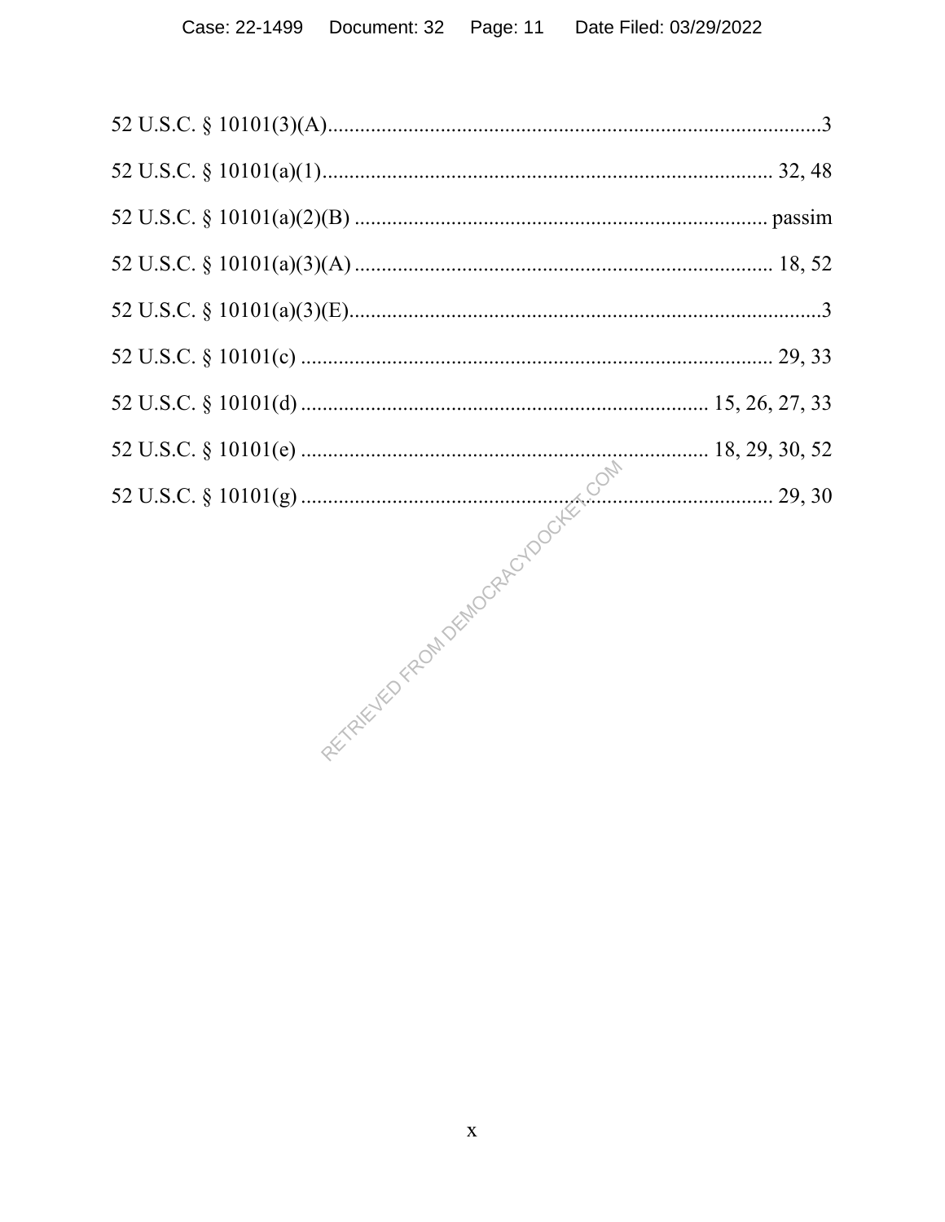52 U.S.C. § 10101(3)(A)...........................................................................................3

52 U.S.C. § 10101(a)(1)................................................................................. 32, 48

52 U.S.C. § 10101(a)(2)(B) ........................................................................... passim

52 U.S.C. § 10101(a)(3)(A) ............................................................................ 18, 52

52 U.S.C. § 10101(a)(3)(E).......................................................................................3

52 U.S.C. § 10101(c) ...................................................................................... 29, 33

52 U.S.C. § 10101(d) .......................................................................... 15, 26, 27, 33

52 U.S.C. § 10101(e) .......................................................................... 18, 29, 30, 52

52 U.S.C. § 10101(g) ...................................................................................... 29, 30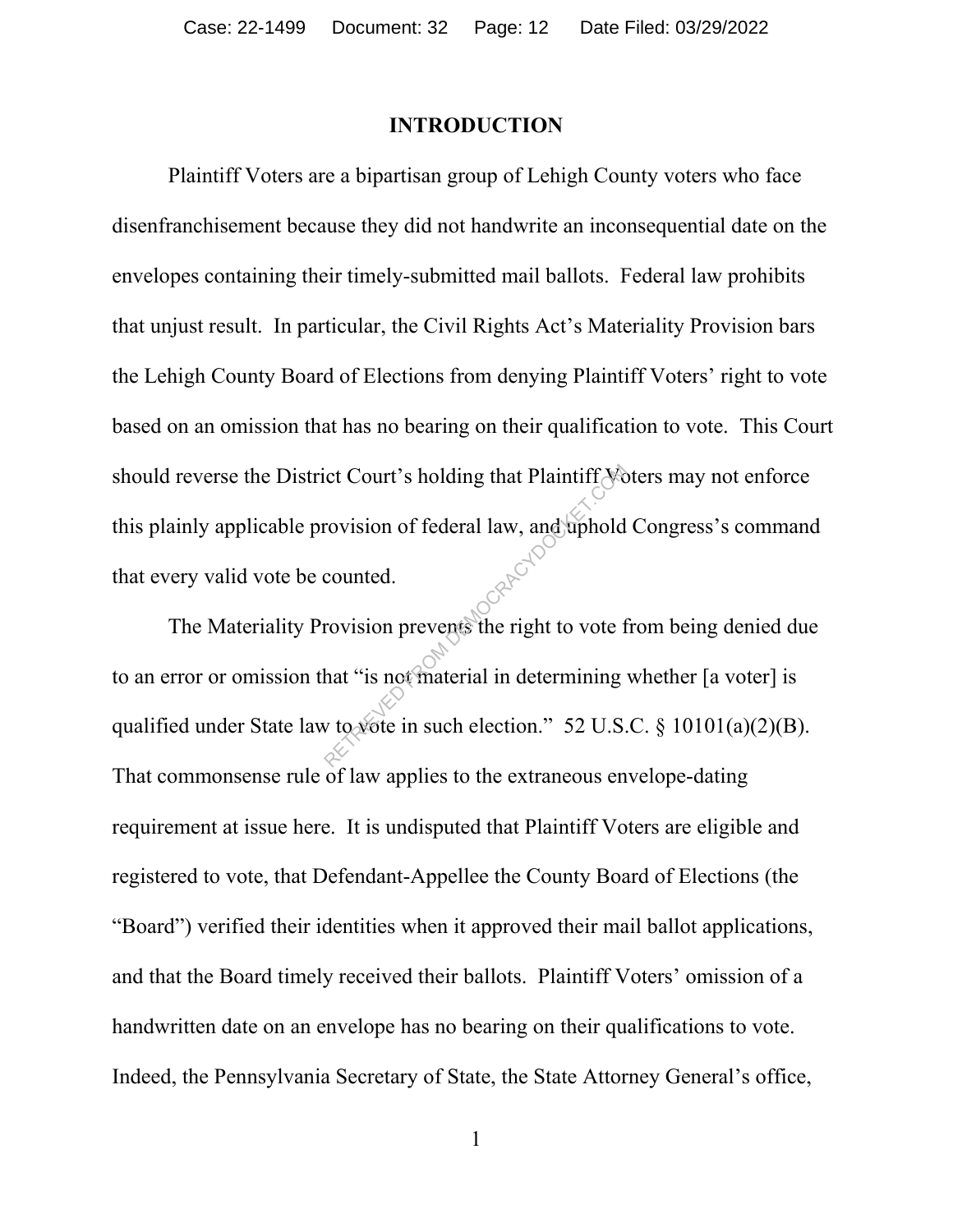## INTRODUCTION

Plaintiff Voters are a bipartisan group of Lehigh County voters who face disenfranchisement because they did not handwrite an inconsequential date on the envelopes containing their timely-submitted mail ballots. Federal law prohibits that unjust result. In particular, the Civil Rights Act's Materiality Provision bars the Lehigh County Board of Elections from denying Plaintiff Voters' right to vote based on an omission that has no bearing on their qualification to vote. This Court should reverse the District Court's holding that Plaintiff Voters may not enforce this plainly applicable provision of federal law, and uphold Congress's command that every valid vote be counted.

The Materiality Provision prevents the right to vote from being denied due to an error or omission that "is not material in determining whether [a voter] is qualified under State law to vote in such election." 52 U.S.C. § 10101(a)(2)(B). That commonsense rule of law applies to the extraneous envelope-dating requirement at issue here. It is undisputed that Plaintiff Voters are eligible and registered to vote, that Defendant-Appellee the County Board of Elections (the "Board") verified their identities when it approved their mail ballot applications, and that the Board timely received their ballots. Plaintiff Voters' omission of a handwritten date on an envelope has no bearing on their qualifications to vote. Indeed, the Pennsylvania Secretary of State, the State Attorney General's office,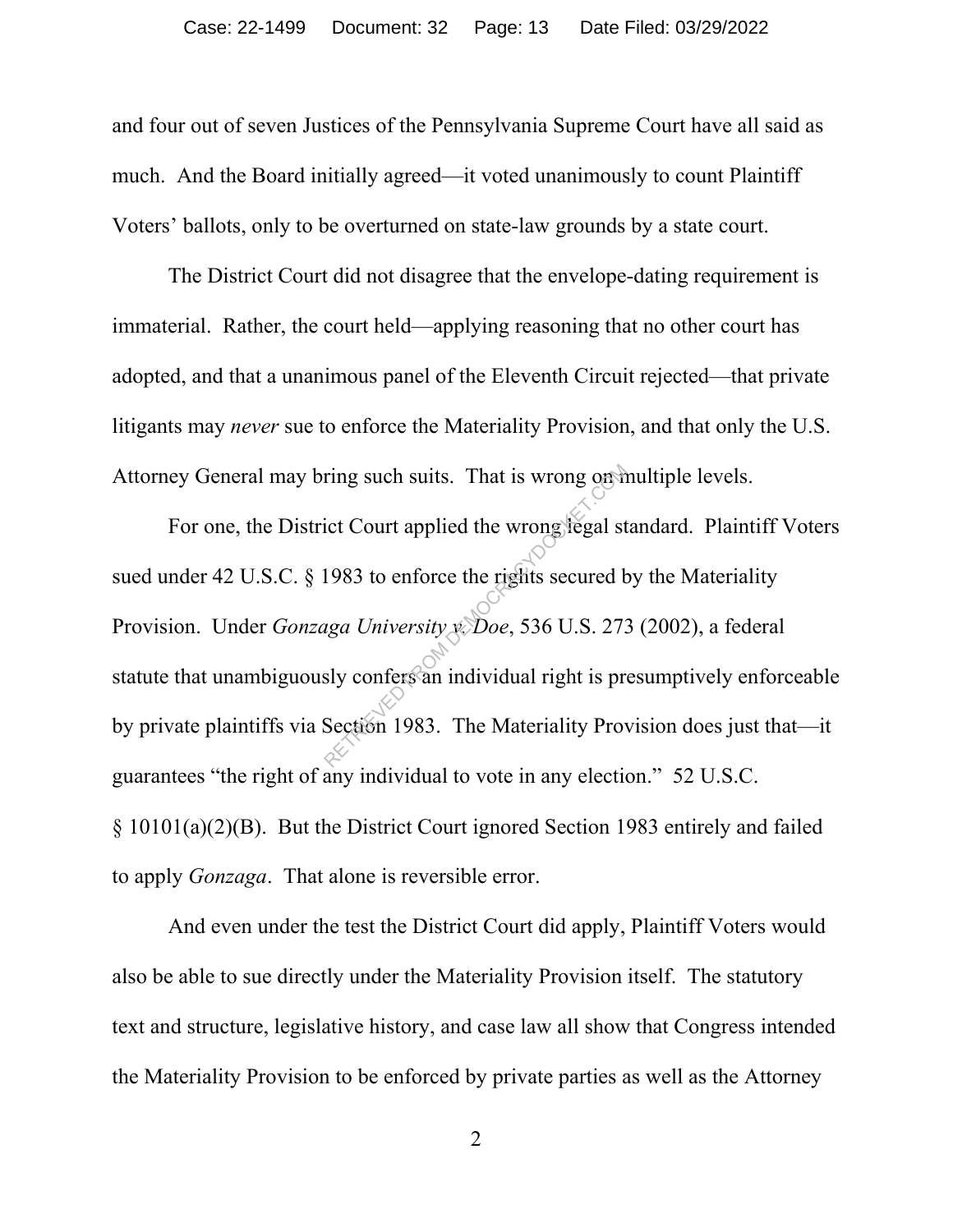and four out of seven Justices of the Pennsylvania Supreme Court have all said as much. And the Board initially agreed—it voted unanimously to count Plaintiff Voters' ballots, only to be overturned on state-law grounds by a state court.

The District Court did not disagree that the envelope-dating requirement is immaterial. Rather, the court held—applying reasoning that no other court has adopted, and that a unanimous panel of the Eleventh Circuit rejected—that private litigants may *never* sue to enforce the Materiality Provision, and that only the U.S. Attorney General may bring such suits. That is wrong on multiple levels.

For one, the District Court applied the wrong legal standard. Plaintiff Voters sued under 42 U.S.C. § 1983 to enforce the rights secured by the Materiality Provision. Under *Gonzaga University v. Doe*, 536 U.S. 273 (2002), a federal statute that unambiguously confers an individual right is presumptively enforceable by private plaintiffs via Section 1983. The Materiality Provision does just that—it guarantees "the right of any individual to vote in any election." 52 U.S.C. § 10101(a)(2)(B). But the District Court ignored Section 1983 entirely and failed to apply *Gonzaga*. That alone is reversible error.

And even under the test the District Court did apply, Plaintiff Voters would also be able to sue directly under the Materiality Provision itself. The statutory text and structure, legislative history, and case law all show that Congress intended the Materiality Provision to be enforced by private parties as well as the Attorney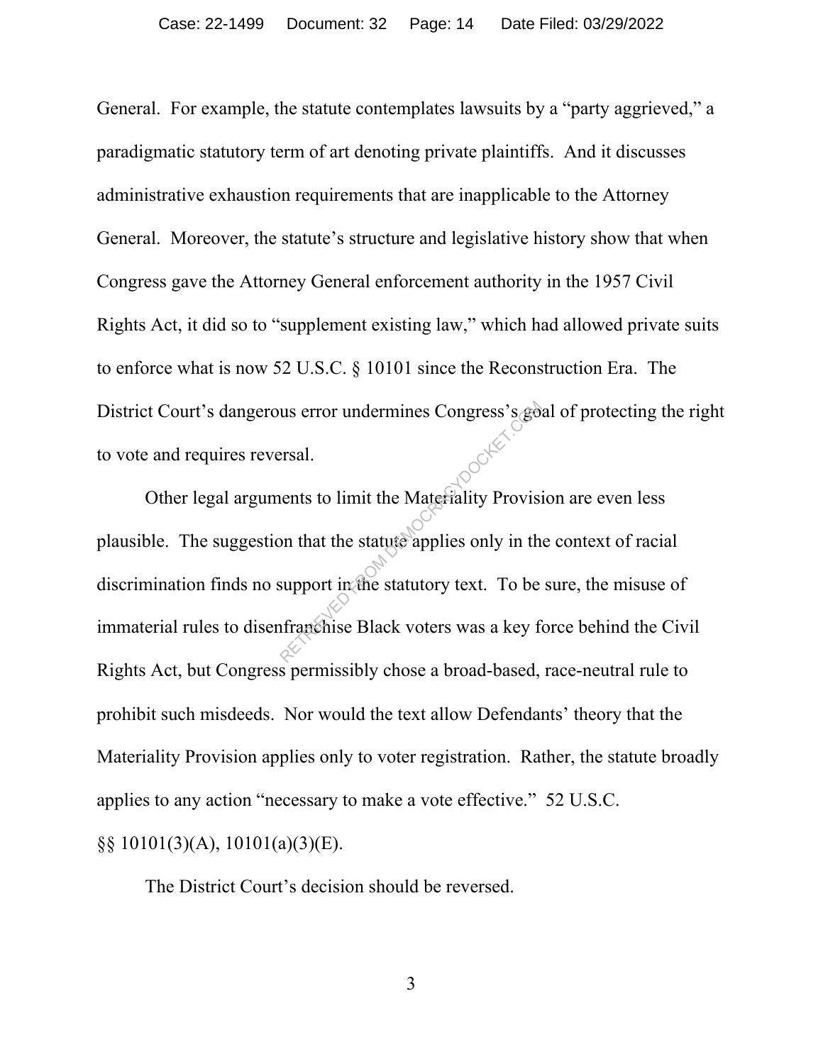General. For example, the statute contemplates lawsuits by a "party aggrieved," a paradigmatic statutory term of art denoting private plaintiffs. And it discusses administrative exhaustion requirements that are inapplicable to the Attorney General. Moreover, the statute's structure and legislative history show that when Congress gave the Attorney General enforcement authority in the 1957 Civil Rights Act, it did so to "supplement existing law," which had allowed private suits to enforce what is now 52 U.S.C. § 10101 since the Reconstruction Era. The District Court's dangerous error undermines Congress's goal of protecting the right to vote and requires reversal.

Other legal arguments to limit the Materiality Provision are even less plausible. The suggestion that the statute applies only in the context of racial discrimination finds no support in the statutory text. To be sure, the misuse of immaterial rules to disenfranchise Black voters was a key force behind the Civil Rights Act, but Congress permissibly chose a broad-based, race-neutral rule to prohibit such misdeeds. Nor would the text allow Defendants' theory that the Materiality Provision applies only to voter registration. Rather, the statute broadly applies to any action "necessary to make a vote effective." 52 U.S.C. §§ 10101(3)(A), 10101(a)(3)(E).

The District Court's decision should be reversed.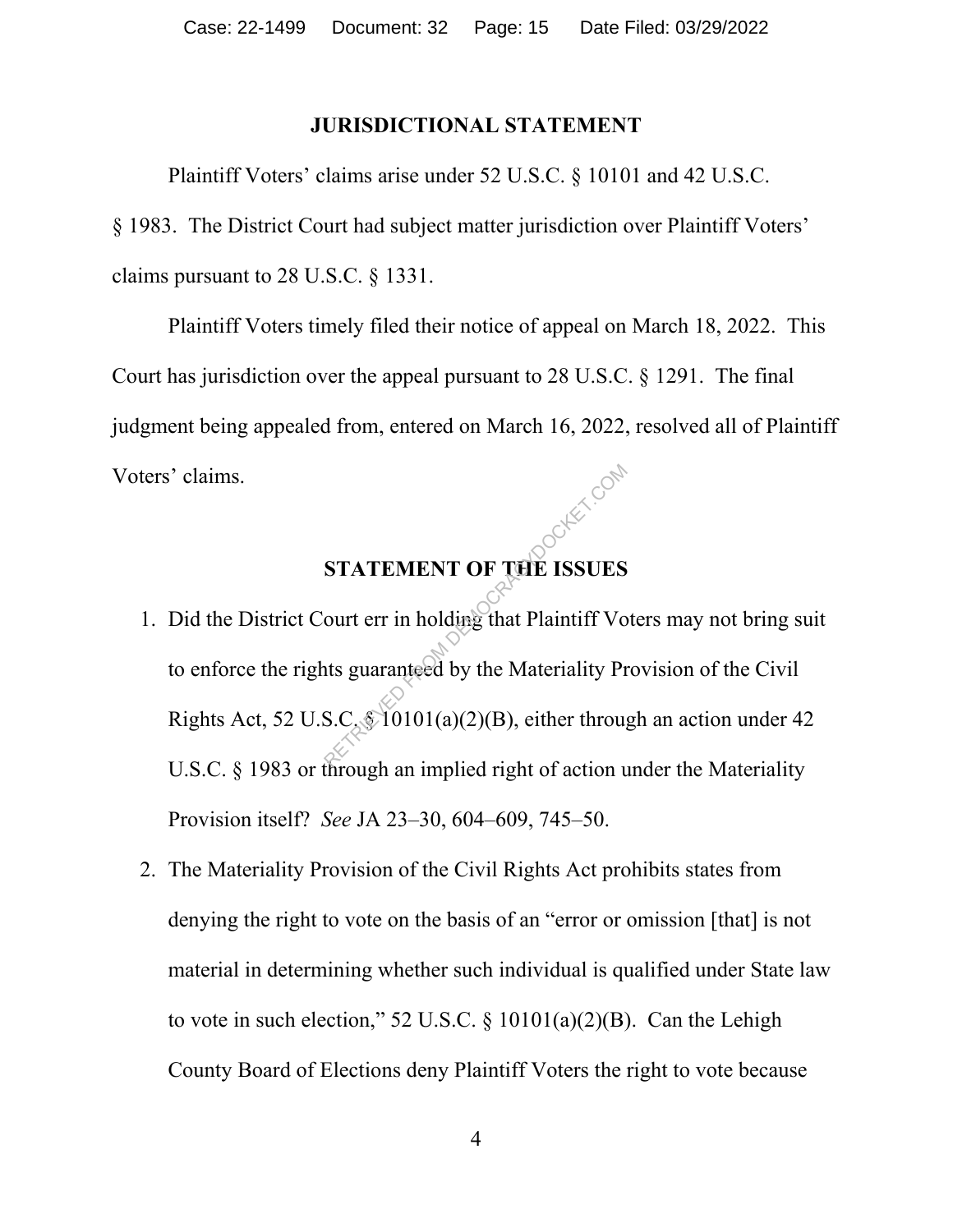## JURISDICTIONAL STATEMENT

Plaintiff Voters' claims arise under 52 U.S.C. § 10101 and 42 U.S.C. § 1983. The District Court had subject matter jurisdiction over Plaintiff Voters' claims pursuant to 28 U.S.C. § 1331.

Plaintiff Voters timely filed their notice of appeal on March 18, 2022. This Court has jurisdiction over the appeal pursuant to 28 U.S.C. § 1291. The final judgment being appealed from, entered on March 16, 2022, resolved all of Plaintiff Voters' claims.

## STATEMENT OF THE ISSUES

1. Did the District Court err in holding that Plaintiff Voters may not bring suit to enforce the rights guaranteed by the Materiality Provision of the Civil Rights Act, 52 U.S.C. § 10101(a)(2)(B), either through an action under 42 U.S.C. § 1983 or through an implied right of action under the Materiality Provision itself? *See* JA 23–30, 604–609, 745–50.

2. The Materiality Provision of the Civil Rights Act prohibits states from denying the right to vote on the basis of an "error or omission [that] is not material in determining whether such individual is qualified under State law to vote in such election," 52 U.S.C. § 10101(a)(2)(B). Can the Lehigh County Board of Elections deny Plaintiff Voters the right to vote because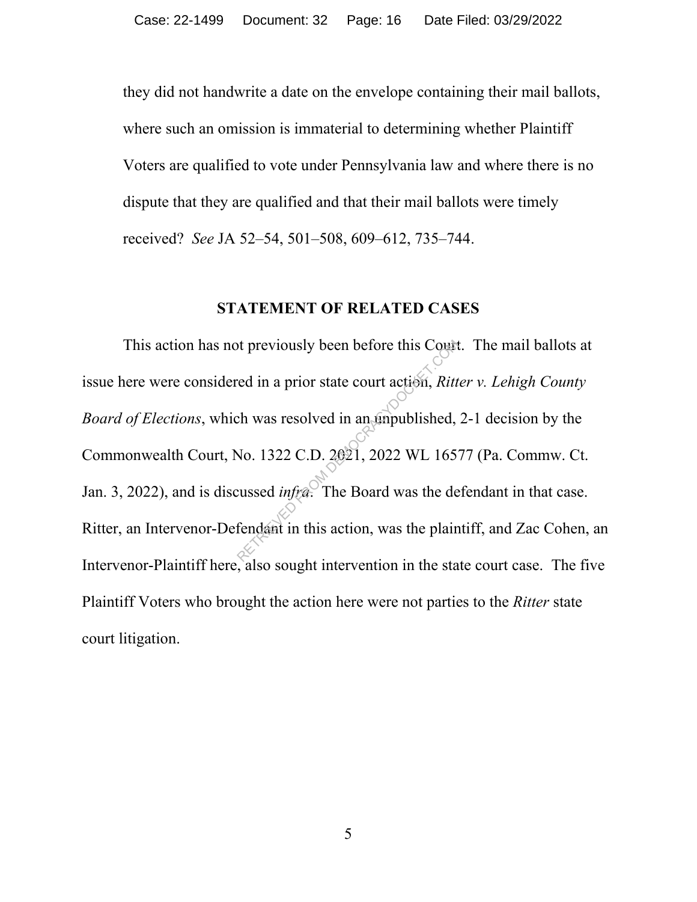they did not handwrite a date on the envelope containing their mail ballots, where such an omission is immaterial to determining whether Plaintiff Voters are qualified to vote under Pennsylvania law and where there is no dispute that they are qualified and that their mail ballots were timely received? *See* JA 52–54, 501–508, 609–612, 735–744.

## STATEMENT OF RELATED CASES

This action has not previously been before this Court. The mail ballots at issue here were considered in a prior state court action, *Ritter v. Lehigh County Board of Elections*, which was resolved in an unpublished, 2-1 decision by the Commonwealth Court, No. 1322 C.D. 2021, 2022 WL 16577 (Pa. Commw. Ct. Jan. 3, 2022), and is discussed *infra*. The Board was the defendant in that case. Ritter, an Intervenor-Defendant in this action, was the plaintiff, and Zac Cohen, an Intervenor-Plaintiff here, also sought intervention in the state court case. The five Plaintiff Voters who brought the action here were not parties to the *Ritter* state court litigation.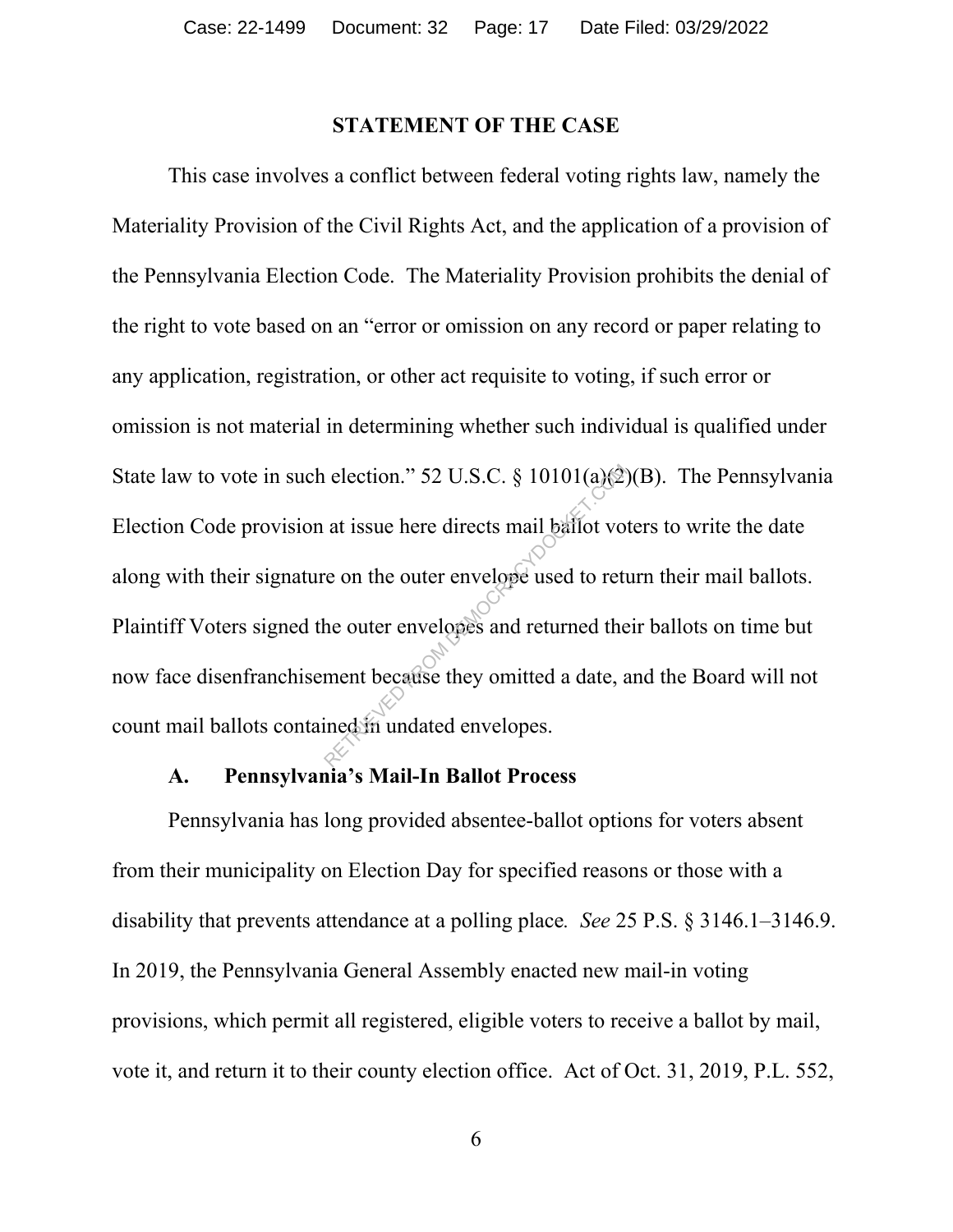## STATEMENT OF THE CASE

This case involves a conflict between federal voting rights law, namely the Materiality Provision of the Civil Rights Act, and the application of a provision of the Pennsylvania Election Code. The Materiality Provision prohibits the denial of the right to vote based on an "error or omission on any record or paper relating to any application, registration, or other act requisite to voting, if such error or omission is not material in determining whether such individual is qualified under State law to vote in such election." 52 U.S.C. § 10101(a)(2)(B). The Pennsylvania Election Code provision at issue here directs mail ballot voters to write the date along with their signature on the outer envelope used to return their mail ballots. Plaintiff Voters signed the outer envelopes and returned their ballots on time but now face disenfranchisement because they omitted a date, and the Board will not count mail ballots contained in undated envelopes.

### A. Pennsylvania's Mail-In Ballot Process

Pennsylvania has long provided absentee-ballot options for voters absent from their municipality on Election Day for specified reasons or those with a disability that prevents attendance at a polling place. *See* 25 P.S. § 3146.1–3146.9. In 2019, the Pennsylvania General Assembly enacted new mail-in voting provisions, which permit all registered, eligible voters to receive a ballot by mail, vote it, and return it to their county election office. Act of Oct. 31, 2019, P.L. 552,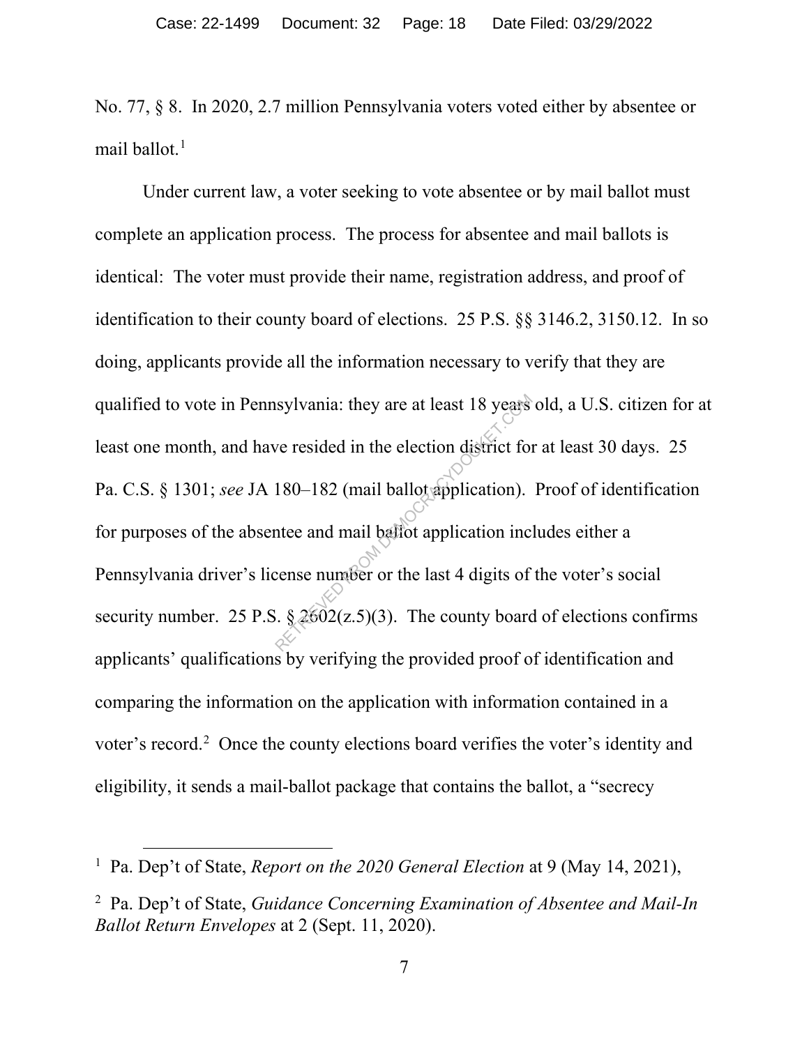No. 77, § 8. In 2020, 2.7 million Pennsylvania voters voted either by absentee or mail ballot.[1]

Under current law, a voter seeking to vote absentee or by mail ballot must complete an application process. The process for absentee and mail ballots is identical: The voter must provide their name, registration address, and proof of identification to their county board of elections. 25 P.S. §§ 3146.2, 3150.12. In so doing, applicants provide all the information necessary to verify that they are qualified to vote in Pennsylvania: they are at least 18 years old, a U.S. citizen for at least one month, and have resided in the election district for at least 30 days. 25 Pa. C.S. § 1301; *see* JA 180–182 (mail ballot application). Proof of identification for purposes of the absentee and mail ballot application includes either a Pennsylvania driver's license number or the last 4 digits of the voter's social security number. 25 P.S. § 2602(z.5)(3). The county board of elections confirms applicants' qualifications by verifying the provided proof of identification and comparing the information on the application with information contained in a voter's record.[2] Once the county elections board verifies the voter's identity and eligibility, it sends a mail-ballot package that contains the ballot, a "secrecy

---

[1] Pa. Dep't of State, *Report on the 2020 General Election* at 9 (May 14, 2021),

[2] Pa. Dep't of State, *Guidance Concerning Examination of Absentee and Mail-In Ballot Return Envelopes* at 2 (Sept. 11, 2020).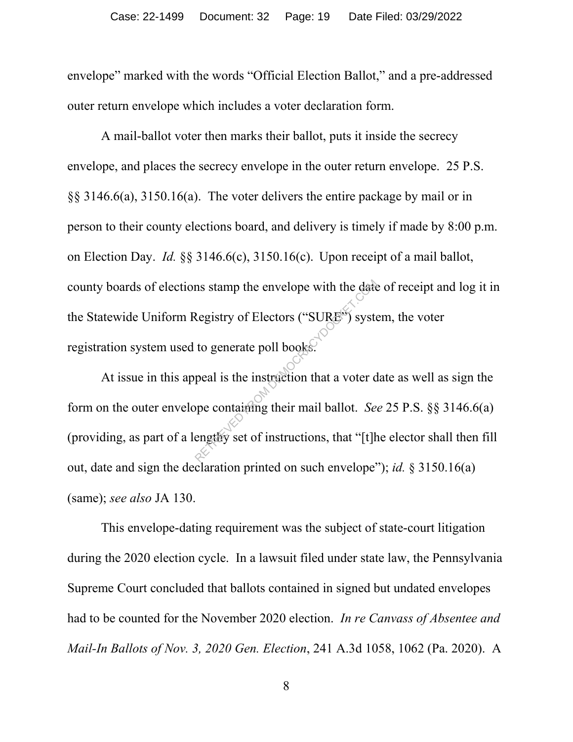envelope" marked with the words "Official Election Ballot," and a pre-addressed outer return envelope which includes a voter declaration form.

A mail-ballot voter then marks their ballot, puts it inside the secrecy envelope, and places the secrecy envelope in the outer return envelope. 25 P.S. §§ 3146.6(a), 3150.16(a). The voter delivers the entire package by mail or in person to their county elections board, and delivery is timely if made by 8:00 p.m. on Election Day. *Id.* §§ 3146.6(c), 3150.16(c). Upon receipt of a mail ballot, county boards of elections stamp the envelope with the date of receipt and log it in the Statewide Uniform Registry of Electors ("SURE") system, the voter registration system used to generate poll books.

At issue in this appeal is the instruction that a voter date as well as sign the form on the outer envelope containing their mail ballot. *See* 25 P.S. §§ 3146.6(a) (providing, as part of a lengthy set of instructions, that "[t]he elector shall then fill out, date and sign the declaration printed on such envelope"); *id.* § 3150.16(a) (same); *see also* JA 130.

This envelope-dating requirement was the subject of state-court litigation during the 2020 election cycle. In a lawsuit filed under state law, the Pennsylvania Supreme Court concluded that ballots contained in signed but undated envelopes had to be counted for the November 2020 election. *In re Canvass of Absentee and Mail-In Ballots of Nov. 3, 2020 Gen. Election*, 241 A.3d 1058, 1062 (Pa. 2020). A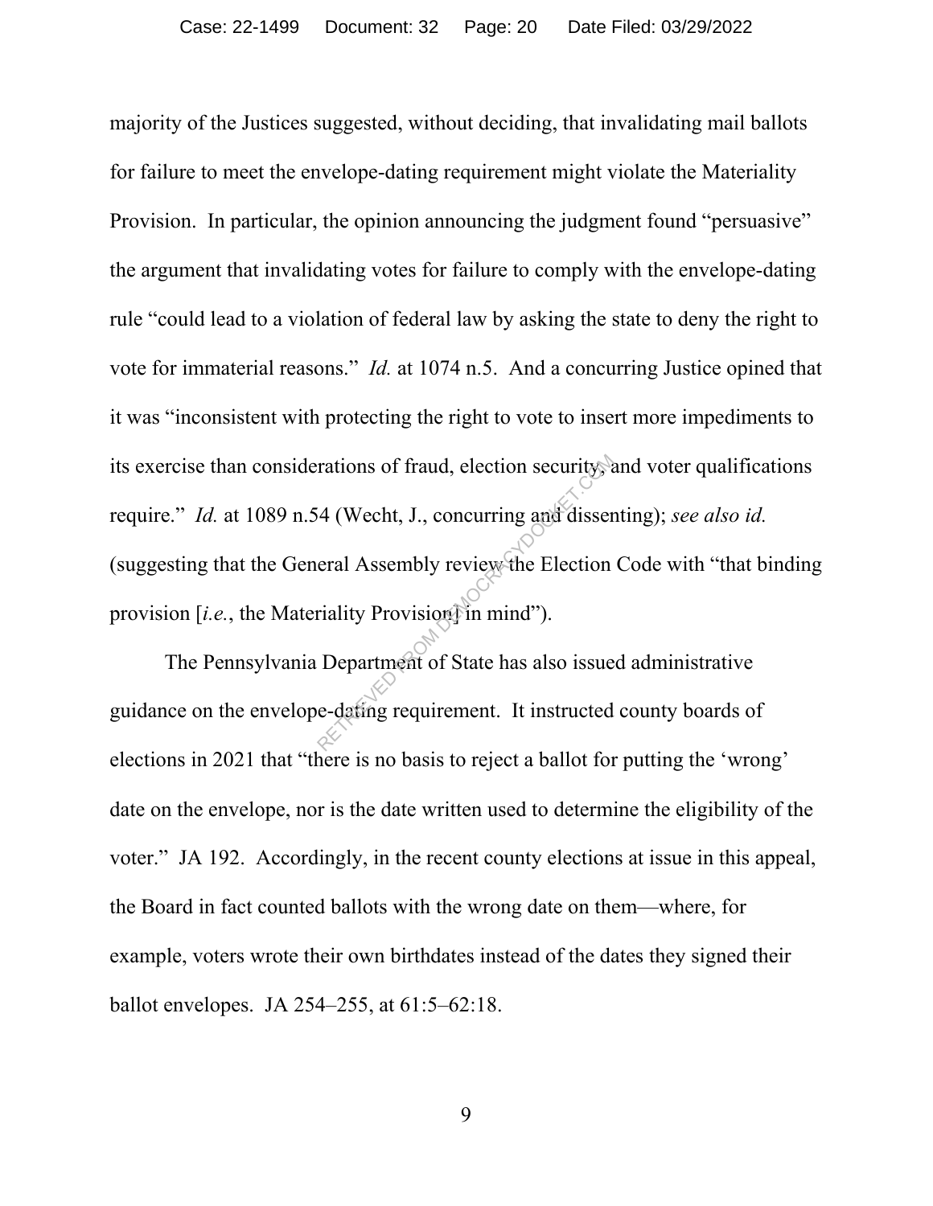majority of the Justices suggested, without deciding, that invalidating mail ballots for failure to meet the envelope-dating requirement might violate the Materiality Provision. In particular, the opinion announcing the judgment found "persuasive" the argument that invalidating votes for failure to comply with the envelope-dating rule "could lead to a violation of federal law by asking the state to deny the right to vote for immaterial reasons." *Id.* at 1074 n.5. And a concurring Justice opined that it was "inconsistent with protecting the right to vote to insert more impediments to its exercise than considerations of fraud, election security, and voter qualifications require." *Id.* at 1089 n.54 (Wecht, J., concurring and dissenting); *see also id.* (suggesting that the General Assembly review the Election Code with "that binding provision [*i.e.*, the Materiality Provision] in mind").

The Pennsylvania Department of State has also issued administrative guidance on the envelope-dating requirement. It instructed county boards of elections in 2021 that "there is no basis to reject a ballot for putting the 'wrong' date on the envelope, nor is the date written used to determine the eligibility of the voter." JA 192. Accordingly, in the recent county elections at issue in this appeal, the Board in fact counted ballots with the wrong date on them—where, for example, voters wrote their own birthdates instead of the dates they signed their ballot envelopes. JA 254–255, at 61:5–62:18.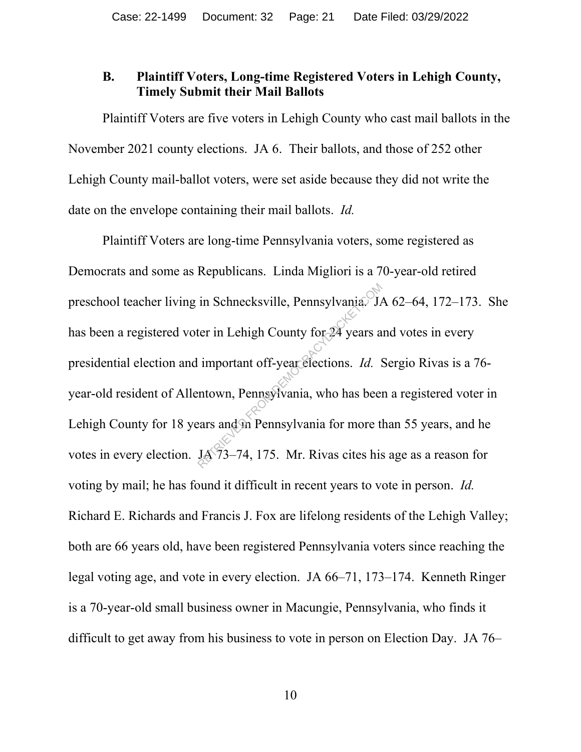### B. Plaintiff Voters, Long-time Registered Voters in Lehigh County, Timely Submit their Mail Ballots

Plaintiff Voters are five voters in Lehigh County who cast mail ballots in the November 2021 county elections. JA 6. Their ballots, and those of 252 other Lehigh County mail-ballot voters, were set aside because they did not write the date on the envelope containing their mail ballots. *Id.*

Plaintiff Voters are long-time Pennsylvania voters, some registered as Democrats and some as Republicans. Linda Migliori is a 70-year-old retired preschool teacher living in Schnecksville, Pennsylvania. JA 62–64, 172–173. She has been a registered voter in Lehigh County for 24 years and votes in every presidential election and important off-year elections. *Id.* Sergio Rivas is a 76-year-old resident of Allentown, Pennsylvania, who has been a registered voter in Lehigh County for 18 years and in Pennsylvania for more than 55 years, and he votes in every election. JA 73–74, 175. Mr. Rivas cites his age as a reason for voting by mail; he has found it difficult in recent years to vote in person. *Id.* Richard E. Richards and Francis J. Fox are lifelong residents of the Lehigh Valley; both are 66 years old, have been registered Pennsylvania voters since reaching the legal voting age, and vote in every election. JA 66–71, 173–174. Kenneth Ringer is a 70-year-old small business owner in Macungie, Pennsylvania, who finds it difficult to get away from his business to vote in person on Election Day. JA 76–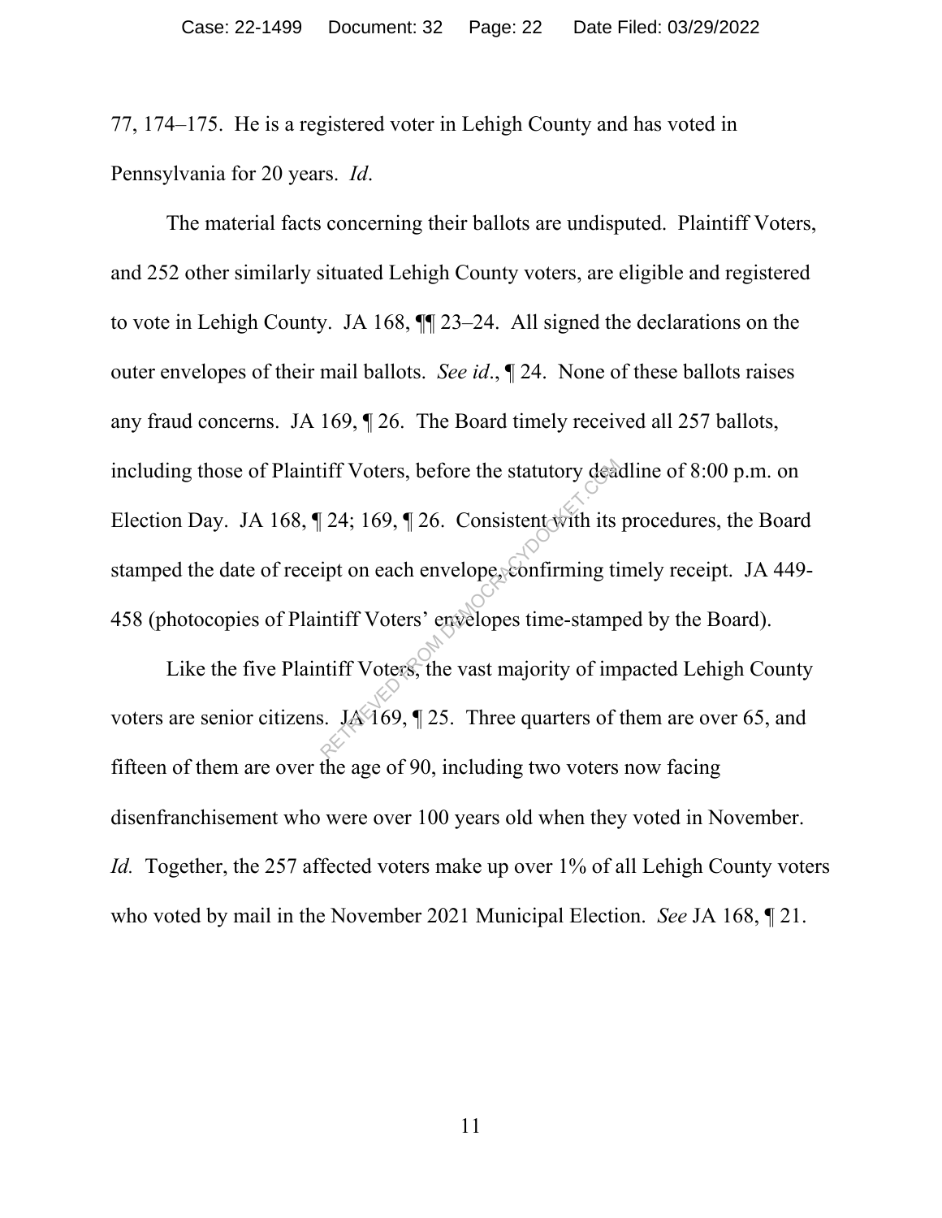77, 174–175. He is a registered voter in Lehigh County and has voted in Pennsylvania for 20 years. *Id*.

The material facts concerning their ballots are undisputed. Plaintiff Voters, and 252 other similarly situated Lehigh County voters, are eligible and registered to vote in Lehigh County. JA 168, ¶¶ 23–24. All signed the declarations on the outer envelopes of their mail ballots. *See id*., ¶ 24. None of these ballots raises any fraud concerns. JA 169, ¶ 26. The Board timely received all 257 ballots, including those of Plaintiff Voters, before the statutory deadline of 8:00 p.m. on Election Day. JA 168, ¶ 24; 169, ¶ 26. Consistent with its procedures, the Board stamped the date of receipt on each envelope, confirming timely receipt. JA 449-458 (photocopies of Plaintiff Voters' envelopes time-stamped by the Board).

Like the five Plaintiff Voters, the vast majority of impacted Lehigh County voters are senior citizens. JA 169, ¶ 25. Three quarters of them are over 65, and fifteen of them are over the age of 90, including two voters now facing disenfranchisement who were over 100 years old when they voted in November. *Id.* Together, the 257 affected voters make up over 1% of all Lehigh County voters who voted by mail in the November 2021 Municipal Election. *See* JA 168, ¶ 21.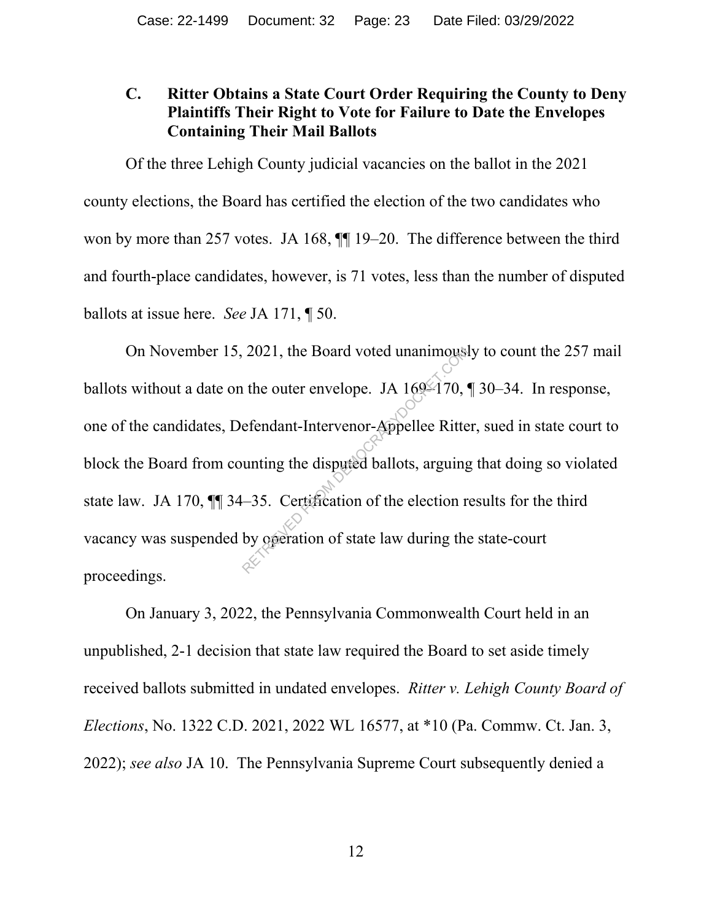### C. Ritter Obtains a State Court Order Requiring the County to Deny Plaintiffs Their Right to Vote for Failure to Date the Envelopes Containing Their Mail Ballots

Of the three Lehigh County judicial vacancies on the ballot in the 2021 county elections, the Board has certified the election of the two candidates who won by more than 257 votes. JA 168, ¶¶ 19–20. The difference between the third and fourth-place candidates, however, is 71 votes, less than the number of disputed ballots at issue here. *See* JA 171, ¶ 50.

On November 15, 2021, the Board voted unanimously to count the 257 mail ballots without a date on the outer envelope. JA 169–170, ¶ 30–34. In response, one of the candidates, Defendant-Intervenor-Appellee Ritter, sued in state court to block the Board from counting the disputed ballots, arguing that doing so violated state law. JA 170, ¶¶ 34–35. Certification of the election results for the third vacancy was suspended by operation of state law during the state-court proceedings.

On January 3, 2022, the Pennsylvania Commonwealth Court held in an unpublished, 2-1 decision that state law required the Board to set aside timely received ballots submitted in undated envelopes. *Ritter v. Lehigh County Board of Elections*, No. 1322 C.D. 2021, 2022 WL 16577, at *10 (Pa. Commw. Ct. Jan. 3, 2022); *see also* JA 10. The Pennsylvania Supreme Court subsequently denied a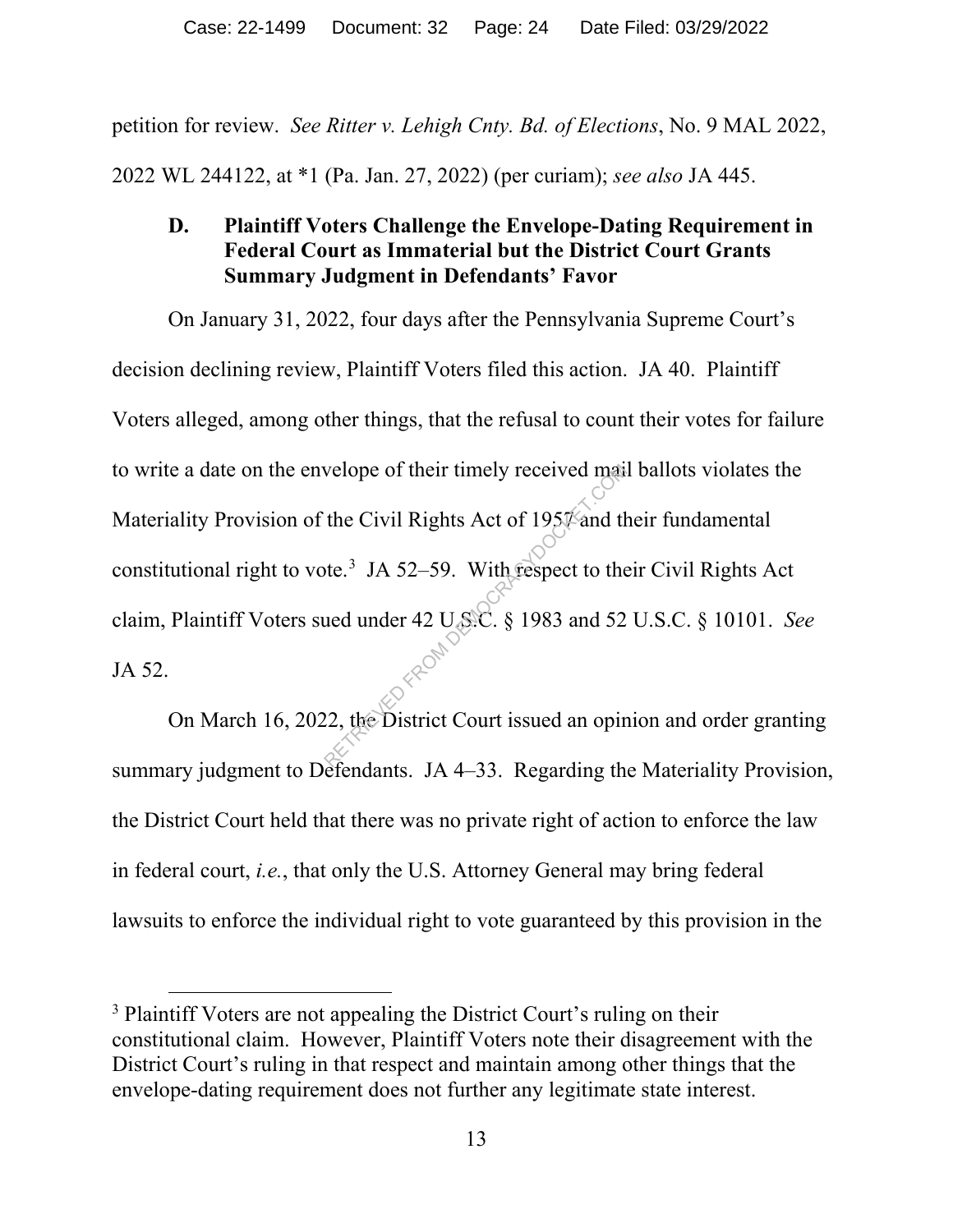petition for review. *See Ritter v. Lehigh Cnty. Bd. of Elections*, No. 9 MAL 2022, 2022 WL 244122, at *1 (Pa. Jan. 27, 2022) (per curiam); *see also* JA 445.

### D. Plaintiff Voters Challenge the Envelope-Dating Requirement in Federal Court as Immaterial but the District Court Grants Summary Judgment in Defendants' Favor

On January 31, 2022, four days after the Pennsylvania Supreme Court's decision declining review, Plaintiff Voters filed this action. JA 40. Plaintiff Voters alleged, among other things, that the refusal to count their votes for failure to write a date on the envelope of their timely received mail ballots violates the Materiality Provision of the Civil Rights Act of 1957 and their fundamental constitutional right to vote.[3] JA 52–59. With respect to their Civil Rights Act claim, Plaintiff Voters sued under 42 U.S.C. § 1983 and 52 U.S.C. § 10101. *See* JA 52.

On March 16, 2022, the District Court issued an opinion and order granting summary judgment to Defendants. JA 4–33. Regarding the Materiality Provision, the District Court held that there was no private right of action to enforce the law in federal court, *i.e.*, that only the U.S. Attorney General may bring federal lawsuits to enforce the individual right to vote guaranteed by this provision in the

[3] Plaintiff Voters are not appealing the District Court's ruling on their constitutional claim. However, Plaintiff Voters note their disagreement with the District Court's ruling in that respect and maintain among other things that the envelope-dating requirement does not further any legitimate state interest.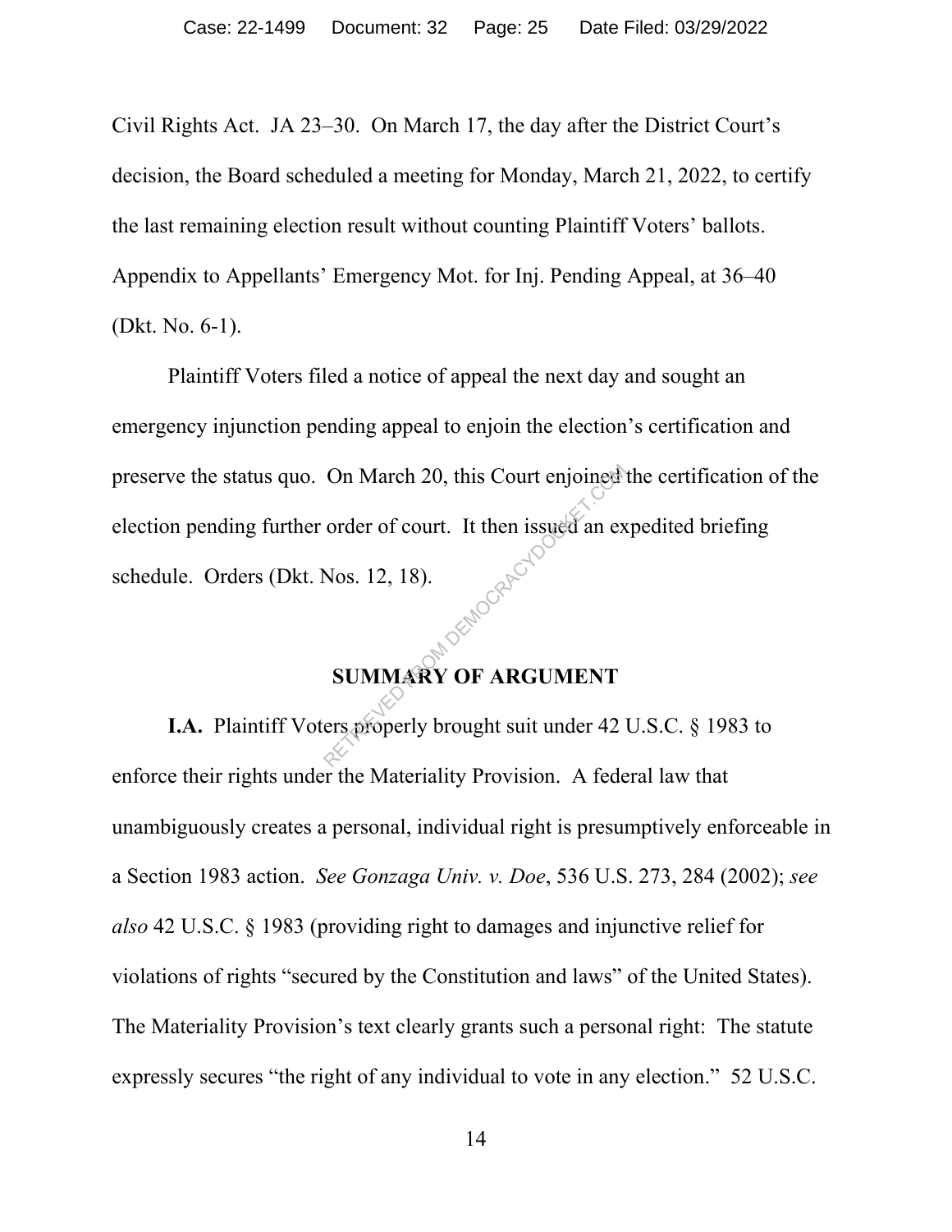Civil Rights Act. JA 23–30. On March 17, the day after the District Court's decision, the Board scheduled a meeting for Monday, March 21, 2022, to certify the last remaining election result without counting Plaintiff Voters' ballots. Appendix to Appellants' Emergency Mot. for Inj. Pending Appeal, at 36–40 (Dkt. No. 6-1).

Plaintiff Voters filed a notice of appeal the next day and sought an emergency injunction pending appeal to enjoin the election's certification and preserve the status quo. On March 20, this Court enjoined the certification of the election pending further order of court. It then issued an expedited briefing schedule. Orders (Dkt. Nos. 12, 18).

## SUMMARY OF ARGUMENT

**I.A.** Plaintiff Voters properly brought suit under 42 U.S.C. § 1983 to enforce their rights under the Materiality Provision. A federal law that unambiguously creates a personal, individual right is presumptively enforceable in a Section 1983 action. *See Gonzaga Univ. v. Doe*, 536 U.S. 273, 284 (2002); *see also* 42 U.S.C. § 1983 (providing right to damages and injunctive relief for violations of rights "secured by the Constitution and laws" of the United States). The Materiality Provision's text clearly grants such a personal right: The statute expressly secures "the right of any individual to vote in any election." 52 U.S.C.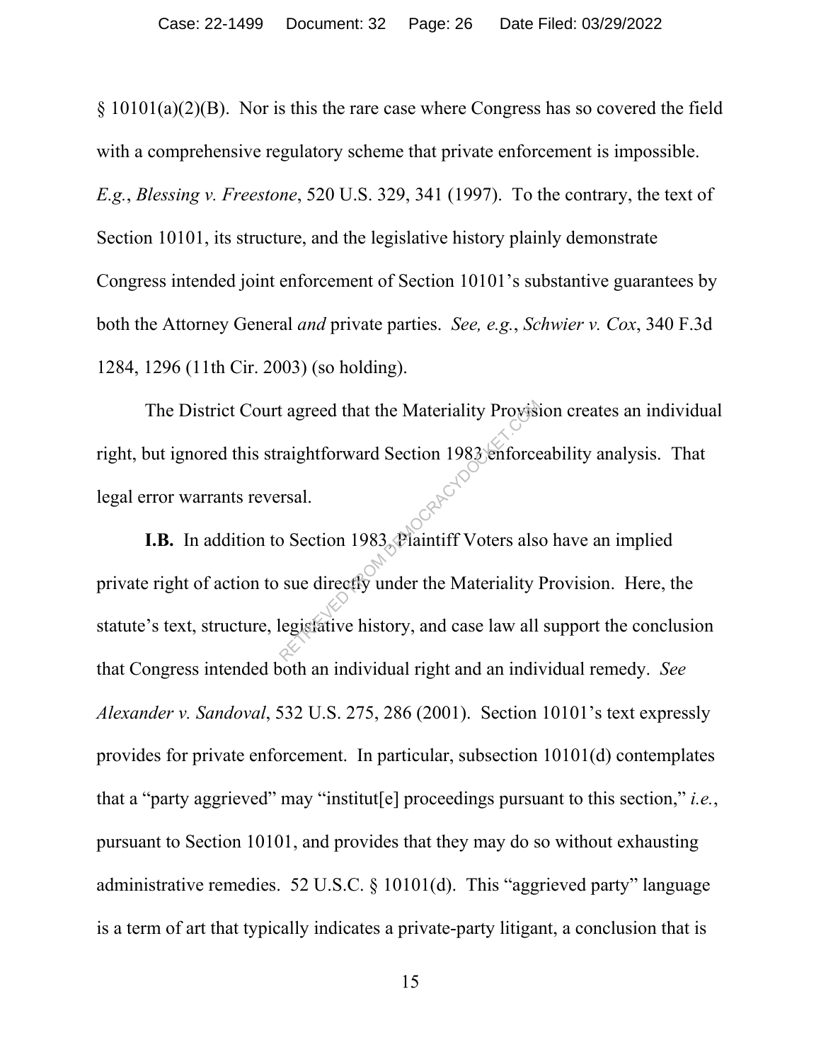§ 10101(a)(2)(B). Nor is this the rare case where Congress has so covered the field with a comprehensive regulatory scheme that private enforcement is impossible. *E.g.*, *Blessing v. Freestone*, 520 U.S. 329, 341 (1997). To the contrary, the text of Section 10101, its structure, and the legislative history plainly demonstrate Congress intended joint enforcement of Section 10101's substantive guarantees by both the Attorney General *and* private parties. *See, e.g.*, *Schwier v. Cox*, 340 F.3d 1284, 1296 (11th Cir. 2003) (so holding).

The District Court agreed that the Materiality Provision creates an individual right, but ignored this straightforward Section 1983 enforceability analysis. That legal error warrants reversal.

**I.B.** In addition to Section 1983, Plaintiff Voters also have an implied private right of action to sue directly under the Materiality Provision. Here, the statute's text, structure, legislative history, and case law all support the conclusion that Congress intended both an individual right and an individual remedy. *See Alexander v. Sandoval*, 532 U.S. 275, 286 (2001). Section 10101's text expressly provides for private enforcement. In particular, subsection 10101(d) contemplates that a "party aggrieved" may "institut[e] proceedings pursuant to this section," *i.e.*, pursuant to Section 10101, and provides that they may do so without exhausting administrative remedies. 52 U.S.C. § 10101(d). This "aggrieved party" language is a term of art that typically indicates a private-party litigant, a conclusion that is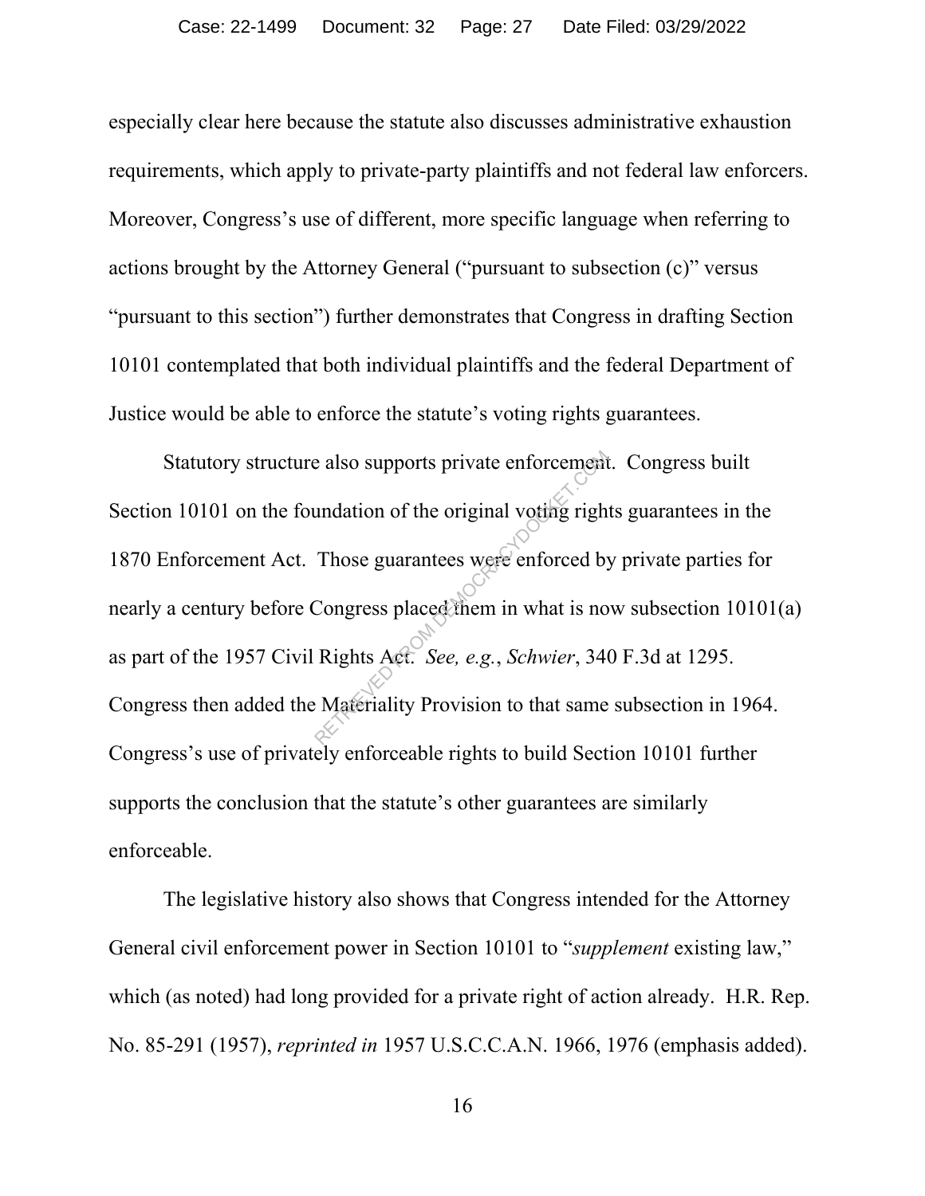especially clear here because the statute also discusses administrative exhaustion requirements, which apply to private-party plaintiffs and not federal law enforcers. Moreover, Congress's use of different, more specific language when referring to actions brought by the Attorney General ("pursuant to subsection (c)" versus "pursuant to this section") further demonstrates that Congress in drafting Section 10101 contemplated that both individual plaintiffs and the federal Department of Justice would be able to enforce the statute's voting rights guarantees.

Statutory structure also supports private enforcement. Congress built Section 10101 on the foundation of the original voting rights guarantees in the 1870 Enforcement Act. Those guarantees were enforced by private parties for nearly a century before Congress placed them in what is now subsection 10101(a) as part of the 1957 Civil Rights Act. *See, e.g.*, *Schwier*, 340 F.3d at 1295. Congress then added the Materiality Provision to that same subsection in 1964. Congress's use of privately enforceable rights to build Section 10101 further supports the conclusion that the statute's other guarantees are similarly enforceable.

The legislative history also shows that Congress intended for the Attorney General civil enforcement power in Section 10101 to "*supplement* existing law," which (as noted) had long provided for a private right of action already. H.R. Rep. No. 85-291 (1957), *reprinted in* 1957 U.S.C.C.A.N. 1966, 1976 (emphasis added).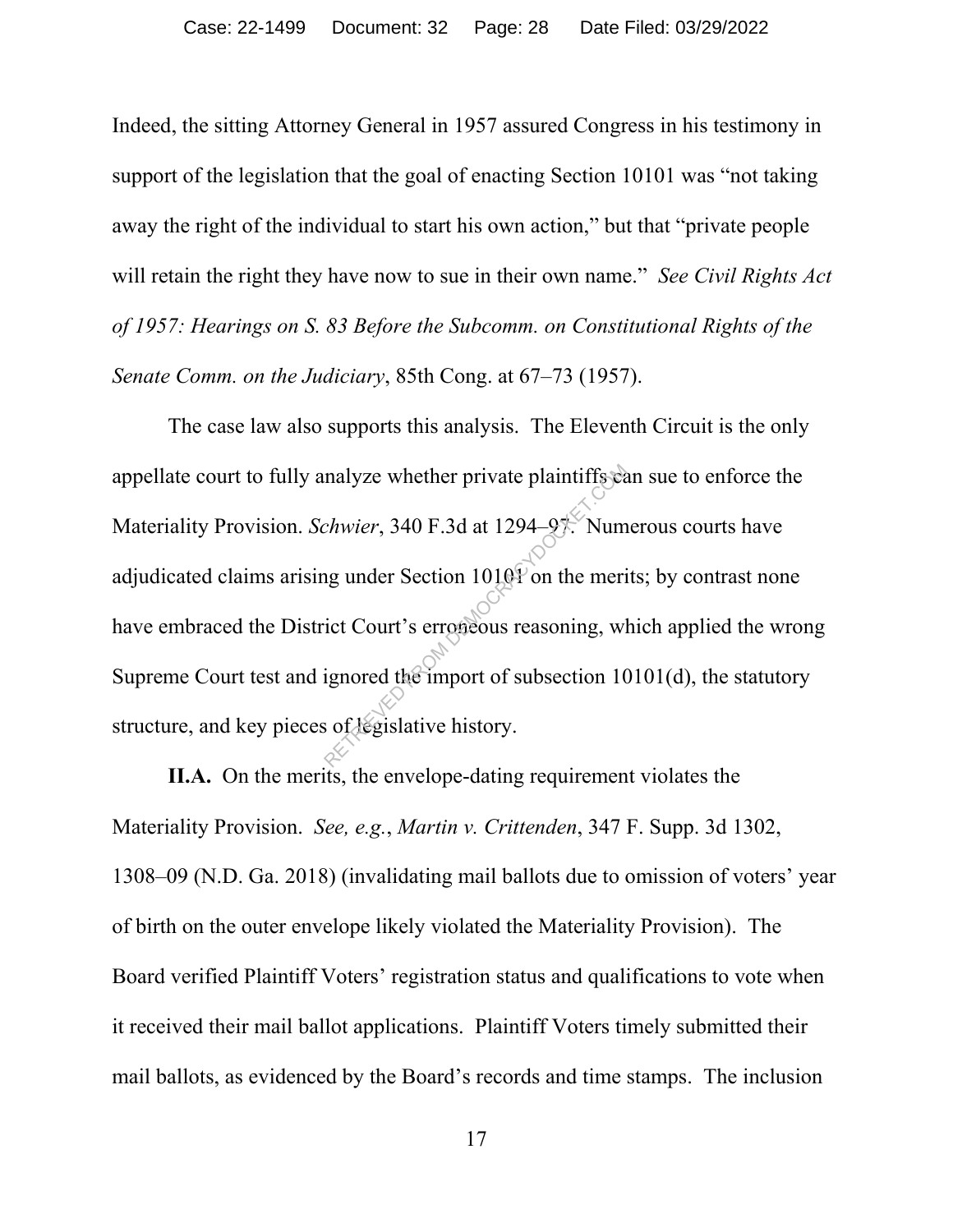Indeed, the sitting Attorney General in 1957 assured Congress in his testimony in support of the legislation that the goal of enacting Section 10101 was "not taking away the right of the individual to start his own action," but that "private people will retain the right they have now to sue in their own name." *See Civil Rights Act of 1957: Hearings on S. 83 Before the Subcomm. on Constitutional Rights of the Senate Comm. on the Judiciary*, 85th Cong. at 67–73 (1957).

The case law also supports this analysis. The Eleventh Circuit is the only appellate court to fully analyze whether private plaintiffs can sue to enforce the Materiality Provision. *Schwier*, 340 F.3d at 1294–97. Numerous courts have adjudicated claims arising under Section 10101 on the merits; by contrast none have embraced the District Court's erroneous reasoning, which applied the wrong Supreme Court test and ignored the import of subsection 10101(d), the statutory structure, and key pieces of legislative history.

**II.A.** On the merits, the envelope-dating requirement violates the Materiality Provision. *See, e.g.*, *Martin v. Crittenden*, 347 F. Supp. 3d 1302, 1308–09 (N.D. Ga. 2018) (invalidating mail ballots due to omission of voters' year of birth on the outer envelope likely violated the Materiality Provision). The Board verified Plaintiff Voters' registration status and qualifications to vote when it received their mail ballot applications. Plaintiff Voters timely submitted their mail ballots, as evidenced by the Board's records and time stamps. The inclusion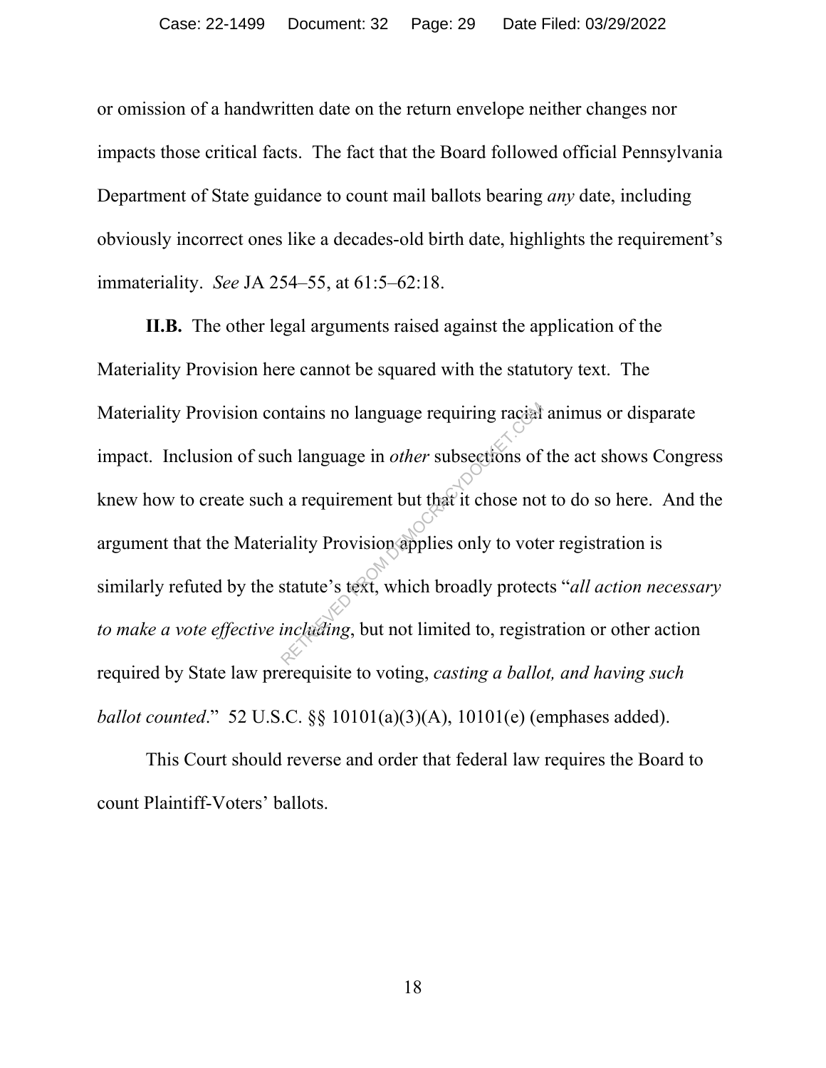or omission of a handwritten date on the return envelope neither changes nor impacts those critical facts. The fact that the Board followed official Pennsylvania Department of State guidance to count mail ballots bearing *any* date, including obviously incorrect ones like a decades-old birth date, highlights the requirement's immateriality. *See* JA 254–55, at 61:5–62:18.

**II.B.** The other legal arguments raised against the application of the Materiality Provision here cannot be squared with the statutory text. The Materiality Provision contains no language requiring racial animus or disparate impact. Inclusion of such language in *other* subsections of the act shows Congress knew how to create such a requirement but that it chose not to do so here. And the argument that the Materiality Provision applies only to voter registration is similarly refuted by the statute's text, which broadly protects "*all action necessary to make a vote effective including*, but not limited to, registration or other action required by State law prerequisite to voting, *casting a ballot, and having such ballot counted*." 52 U.S.C. §§ 10101(a)(3)(A), 10101(e) (emphases added).

This Court should reverse and order that federal law requires the Board to count Plaintiff-Voters' ballots.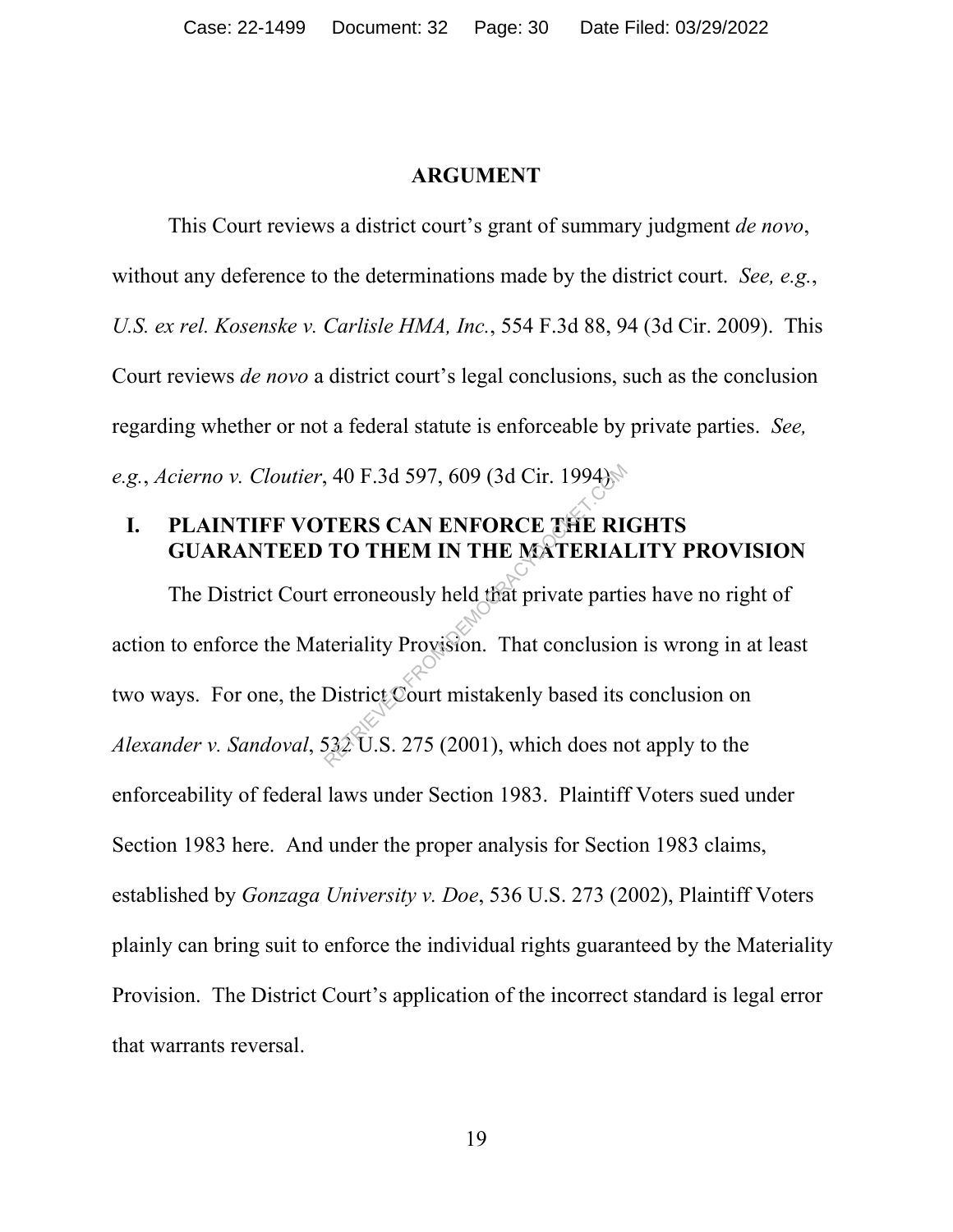## ARGUMENT

This Court reviews a district court's grant of summary judgment *de novo*, without any deference to the determinations made by the district court. *See, e.g.*, *U.S. ex rel. Kosenske v. Carlisle HMA, Inc.*, 554 F.3d 88, 94 (3d Cir. 2009). This Court reviews *de novo* a district court's legal conclusions, such as the conclusion regarding whether or not a federal statute is enforceable by private parties. *See, e.g.*, *Acierno v. Cloutier*, 40 F.3d 597, 609 (3d Cir. 1994).

### I. PLAINTIFF VOTERS CAN ENFORCE THE RIGHTS GUARANTEED TO THEM IN THE MATERIALITY PROVISION

The District Court erroneously held that private parties have no right of action to enforce the Materiality Provision. That conclusion is wrong in at least two ways. For one, the District Court mistakenly based its conclusion on *Alexander v. Sandoval*, 532 U.S. 275 (2001), which does not apply to the enforceability of federal laws under Section 1983. Plaintiff Voters sued under Section 1983 here. And under the proper analysis for Section 1983 claims, established by *Gonzaga University v. Doe*, 536 U.S. 273 (2002), Plaintiff Voters plainly can bring suit to enforce the individual rights guaranteed by the Materiality Provision. The District Court's application of the incorrect standard is legal error that warrants reversal.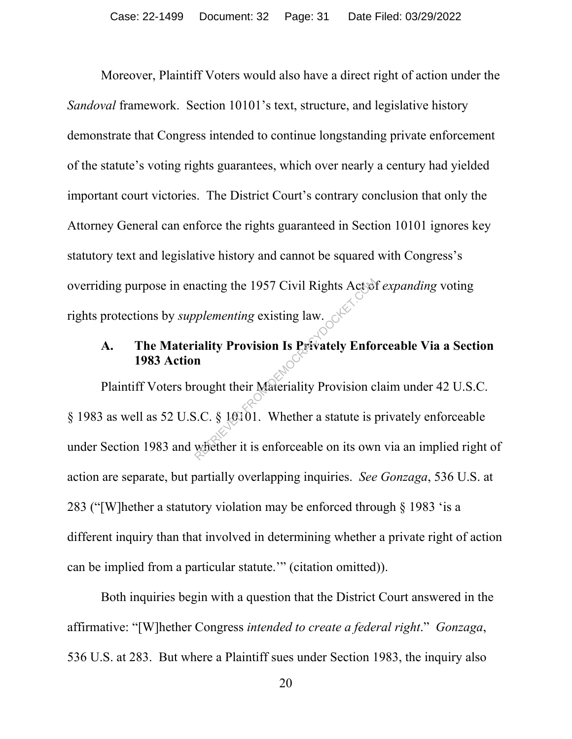Moreover, Plaintiff Voters would also have a direct right of action under the *Sandoval* framework. Section 10101's text, structure, and legislative history demonstrate that Congress intended to continue longstanding private enforcement of the statute's voting rights guarantees, which over nearly a century had yielded important court victories. The District Court's contrary conclusion that only the Attorney General can enforce the rights guaranteed in Section 10101 ignores key statutory text and legislative history and cannot be squared with Congress's overriding purpose in enacting the 1957 Civil Rights Act of *expanding* voting rights protections by *supplementing* existing law.

### A. The Materiality Provision Is Privately Enforceable Via a Section 1983 Action

Plaintiff Voters brought their Materiality Provision claim under 42 U.S.C. § 1983 as well as 52 U.S.C. § 10101. Whether a statute is privately enforceable under Section 1983 and whether it is enforceable on its own via an implied right of action are separate, but partially overlapping inquiries. *See Gonzaga*, 536 U.S. at 283 ("[W]hether a statutory violation may be enforced through § 1983 'is a different inquiry than that involved in determining whether a private right of action can be implied from a particular statute.'" (citation omitted)).

Both inquiries begin with a question that the District Court answered in the affirmative: "[W]hether Congress *intended to create a federal right*." *Gonzaga*, 536 U.S. at 283. But where a Plaintiff sues under Section 1983, the inquiry also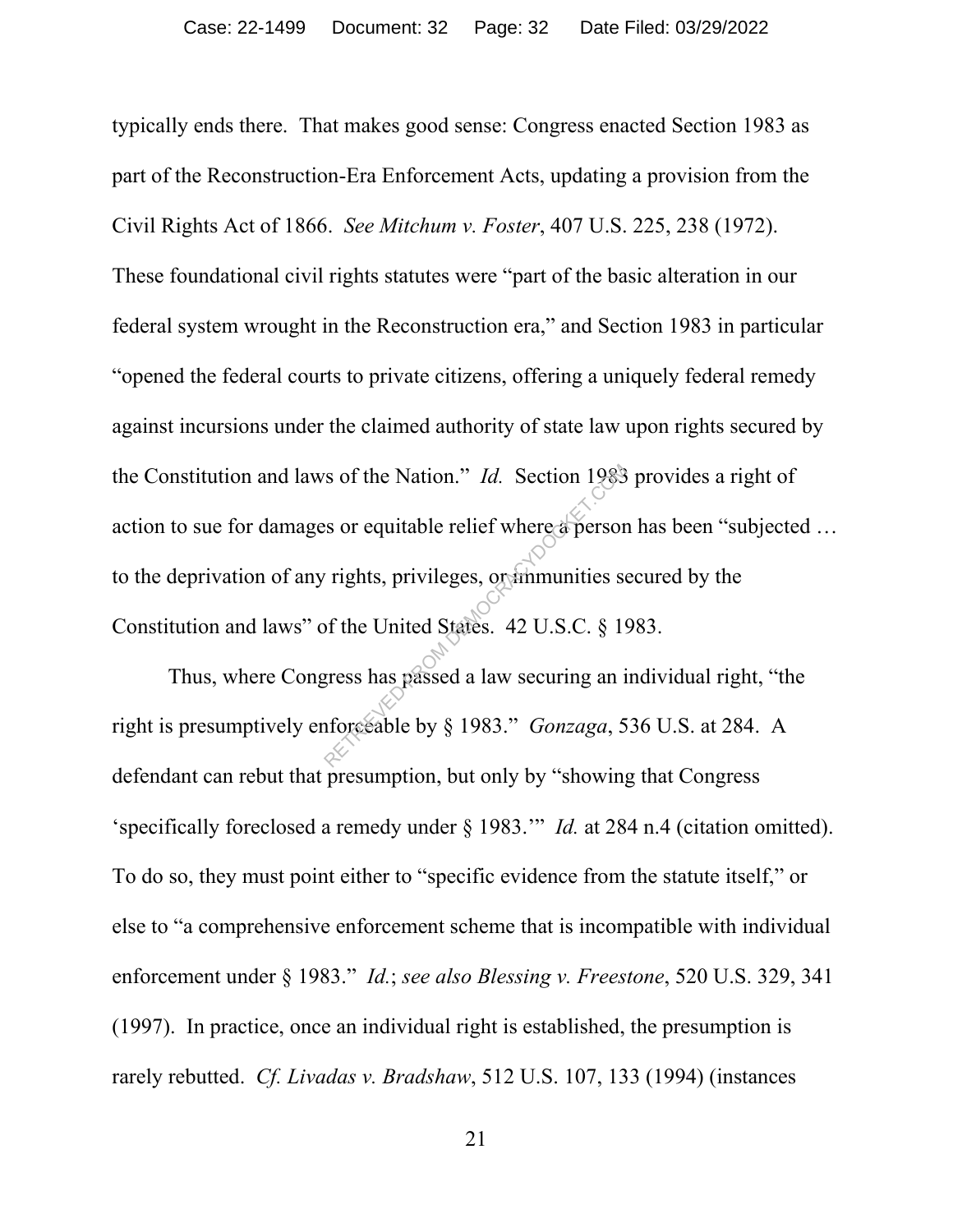typically ends there. That makes good sense: Congress enacted Section 1983 as part of the Reconstruction-Era Enforcement Acts, updating a provision from the Civil Rights Act of 1866. *See Mitchum v. Foster*, 407 U.S. 225, 238 (1972). These foundational civil rights statutes were "part of the basic alteration in our federal system wrought in the Reconstruction era," and Section 1983 in particular "opened the federal courts to private citizens, offering a uniquely federal remedy against incursions under the claimed authority of state law upon rights secured by the Constitution and laws of the Nation." *Id.* Section 1983 provides a right of action to sue for damages or equitable relief where a person has been "subjected … to the deprivation of any rights, privileges, or immunities secured by the Constitution and laws" of the United States. 42 U.S.C. § 1983.

Thus, where Congress has passed a law securing an individual right, "the right is presumptively enforceable by § 1983." *Gonzaga*, 536 U.S. at 284. A defendant can rebut that presumption, but only by "showing that Congress 'specifically foreclosed a remedy under § 1983.'" *Id.* at 284 n.4 (citation omitted). To do so, they must point either to "specific evidence from the statute itself," or else to "a comprehensive enforcement scheme that is incompatible with individual enforcement under § 1983." *Id.*; *see also Blessing v. Freestone*, 520 U.S. 329, 341 (1997). In practice, once an individual right is established, the presumption is rarely rebutted. *Cf. Livadas v. Bradshaw*, 512 U.S. 107, 133 (1994) (instances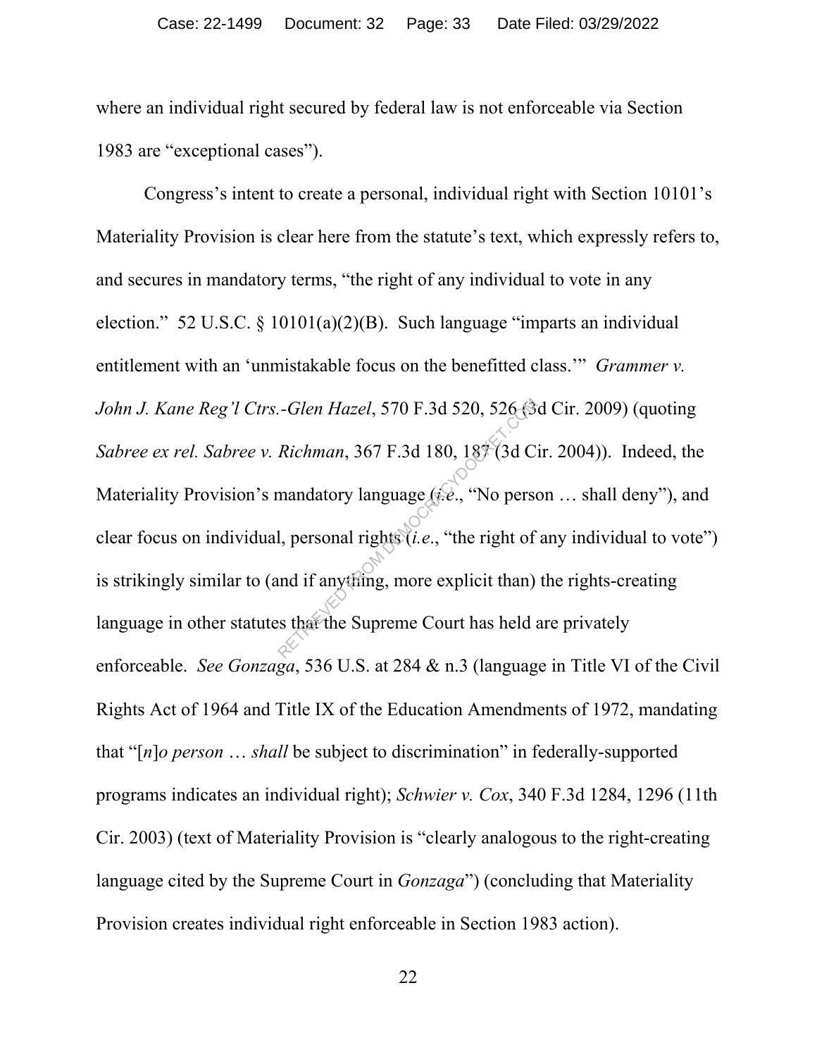where an individual right secured by federal law is not enforceable via Section 1983 are "exceptional cases").

Congress's intent to create a personal, individual right with Section 10101's Materiality Provision is clear here from the statute's text, which expressly refers to, and secures in mandatory terms, "the right of any individual to vote in any election." 52 U.S.C. § 10101(a)(2)(B). Such language "imparts an individual entitlement with an 'unmistakable focus on the benefitted class.'" *Grammer v. John J. Kane Reg'l Ctrs.-Glen Hazel*, 570 F.3d 520, 526 (3d Cir. 2009) (quoting *Sabree ex rel. Sabree v. Richman*, 367 F.3d 180, 187 (3d Cir. 2004)). Indeed, the Materiality Provision's mandatory language (*i.e.*, "No person … shall deny"), and clear focus on individual, personal rights (*i.e.*, "the right of any individual to vote") is strikingly similar to (and if anything, more explicit than) the rights-creating language in other statutes that the Supreme Court has held are privately enforceable. *See Gonzaga*, 536 U.S. at 284 & n.3 (language in Title VI of the Civil Rights Act of 1964 and Title IX of the Education Amendments of 1972, mandating that "[*n*]*o person* … *shall* be subject to discrimination" in federally-supported programs indicates an individual right); *Schwier v. Cox*, 340 F.3d 1284, 1296 (11th Cir. 2003) (text of Materiality Provision is "clearly analogous to the right-creating language cited by the Supreme Court in *Gonzaga*") (concluding that Materiality Provision creates individual right enforceable in Section 1983 action).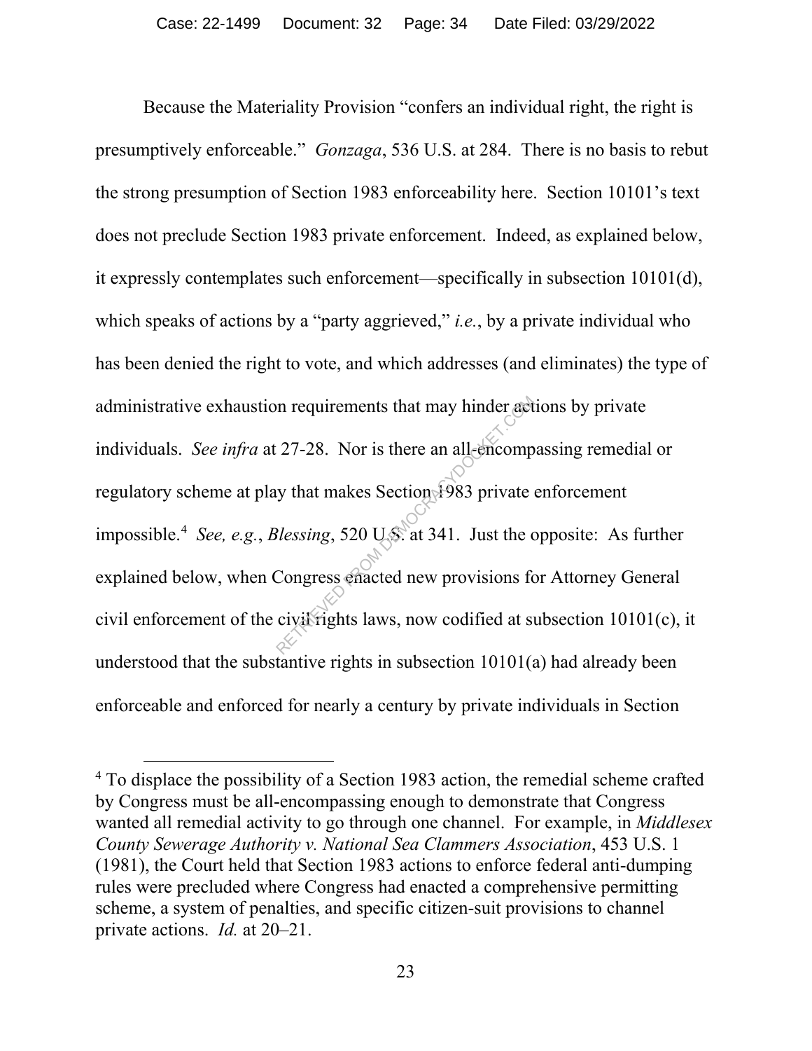Because the Materiality Provision "confers an individual right, the right is presumptively enforceable." *Gonzaga*, 536 U.S. at 284. There is no basis to rebut the strong presumption of Section 1983 enforceability here. Section 10101's text does not preclude Section 1983 private enforcement. Indeed, as explained below, it expressly contemplates such enforcement—specifically in subsection 10101(d), which speaks of actions by a "party aggrieved," *i.e.*, by a private individual who has been denied the right to vote, and which addresses (and eliminates) the type of administrative exhaustion requirements that may hinder actions by private individuals. *See infra* at 27-28. Nor is there an all-encompassing remedial or regulatory scheme at play that makes Section 1983 private enforcement impossible.[4] *See, e.g.*, *Blessing*, 520 U.S. at 341. Just the opposite: As further explained below, when Congress enacted new provisions for Attorney General civil enforcement of the civil rights laws, now codified at subsection 10101(c), it understood that the substantive rights in subsection 10101(a) had already been enforceable and enforced for nearly a century by private individuals in Section

[4] To displace the possibility of a Section 1983 action, the remedial scheme crafted by Congress must be all-encompassing enough to demonstrate that Congress wanted all remedial activity to go through one channel. For example, in *Middlesex County Sewerage Authority v. National Sea Clammers Association*, 453 U.S. 1 (1981), the Court held that Section 1983 actions to enforce federal anti-dumping rules were precluded where Congress had enacted a comprehensive permitting scheme, a system of penalties, and specific citizen-suit provisions to channel private actions. *Id.* at 20–21.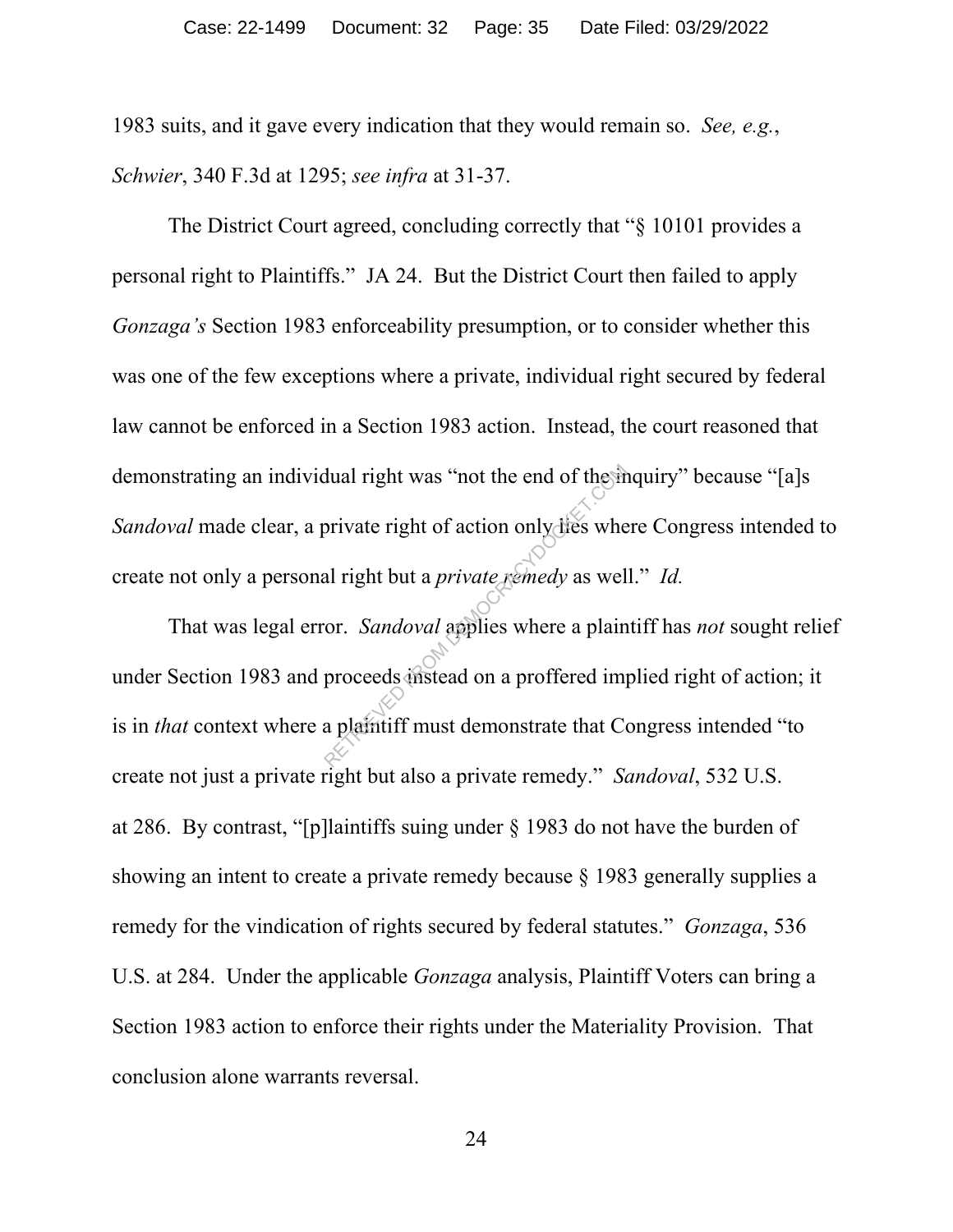1983 suits, and it gave every indication that they would remain so. *See, e.g.*, *Schwier*, 340 F.3d at 1295; *see infra* at 31-37.

The District Court agreed, concluding correctly that "§ 10101 provides a personal right to Plaintiffs." JA 24. But the District Court then failed to apply *Gonzaga's* Section 1983 enforceability presumption, or to consider whether this was one of the few exceptions where a private, individual right secured by federal law cannot be enforced in a Section 1983 action. Instead, the court reasoned that demonstrating an individual right was "not the end of the inquiry" because "[a]s *Sandoval* made clear, a private right of action only lies where Congress intended to create not only a personal right but a *private remedy* as well." *Id.*

That was legal error. *Sandoval* applies where a plaintiff has *not* sought relief under Section 1983 and proceeds instead on a proffered implied right of action; it is in *that* context where a plaintiff must demonstrate that Congress intended "to create not just a private right but also a private remedy." *Sandoval*, 532 U.S. at 286. By contrast, "[p]laintiffs suing under § 1983 do not have the burden of showing an intent to create a private remedy because § 1983 generally supplies a remedy for the vindication of rights secured by federal statutes." *Gonzaga*, 536 U.S. at 284. Under the applicable *Gonzaga* analysis, Plaintiff Voters can bring a Section 1983 action to enforce their rights under the Materiality Provision. That conclusion alone warrants reversal.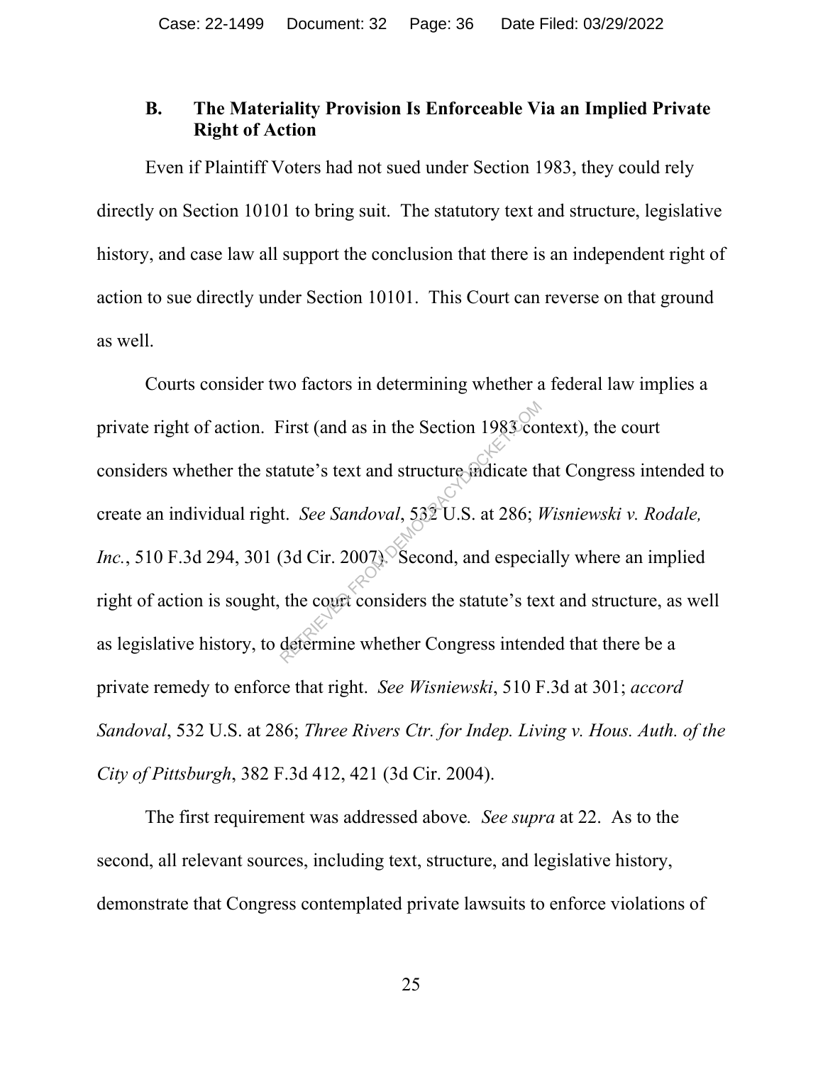### B. The Materiality Provision Is Enforceable Via an Implied Private Right of Action

Even if Plaintiff Voters had not sued under Section 1983, they could rely directly on Section 10101 to bring suit. The statutory text and structure, legislative history, and case law all support the conclusion that there is an independent right of action to sue directly under Section 10101. This Court can reverse on that ground as well.

Courts consider two factors in determining whether a federal law implies a private right of action. First (and as in the Section 1983 context), the court considers whether the statute's text and structure indicate that Congress intended to create an individual right. *See Sandoval*, 532 U.S. at 286; *Wisniewski v. Rodale, Inc.*, 510 F.3d 294, 301 (3d Cir. 2007). Second, and especially where an implied right of action is sought, the court considers the statute's text and structure, as well as legislative history, to determine whether Congress intended that there be a private remedy to enforce that right. *See Wisniewski*, 510 F.3d at 301; *accord Sandoval*, 532 U.S. at 286; *Three Rivers Ctr. for Indep. Living v. Hous. Auth. of the City of Pittsburgh*, 382 F.3d 412, 421 (3d Cir. 2004).

The first requirement was addressed above. *See supra* at 22. As to the second, all relevant sources, including text, structure, and legislative history, demonstrate that Congress contemplated private lawsuits to enforce violations of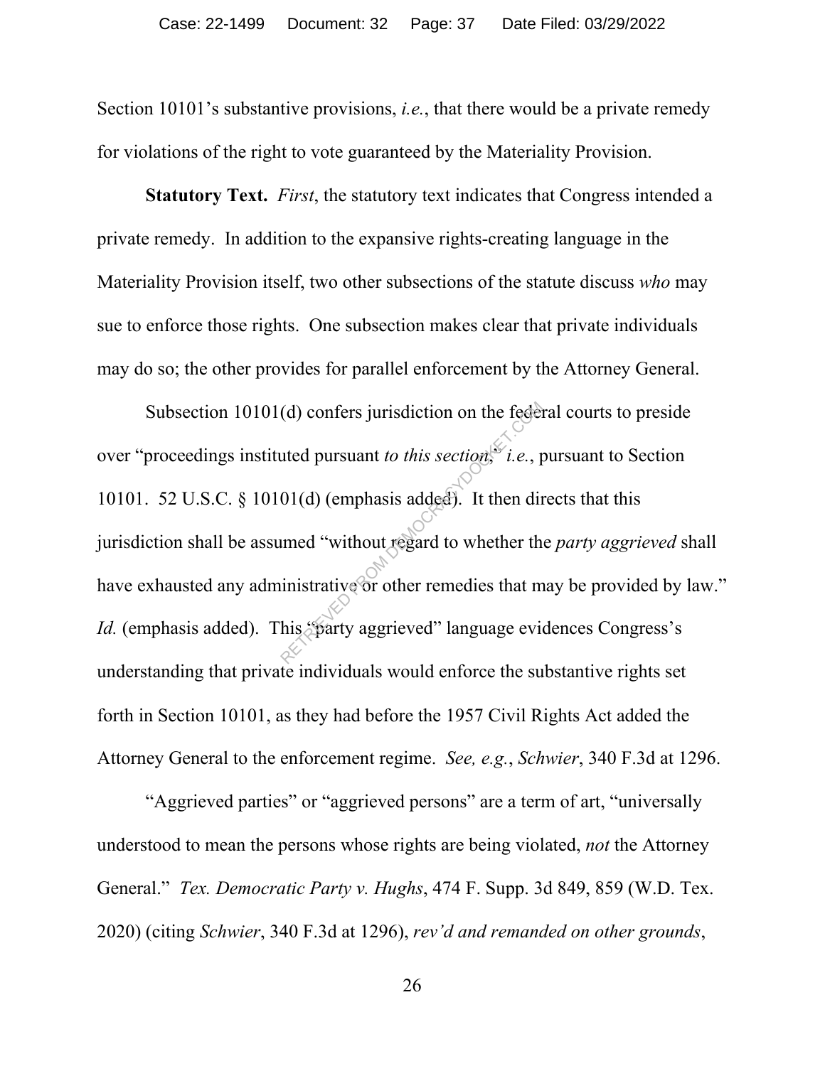Section 10101's substantive provisions, *i.e.*, that there would be a private remedy for violations of the right to vote guaranteed by the Materiality Provision.

**Statutory Text.** *First*, the statutory text indicates that Congress intended a private remedy. In addition to the expansive rights-creating language in the Materiality Provision itself, two other subsections of the statute discuss *who* may sue to enforce those rights. One subsection makes clear that private individuals may do so; the other provides for parallel enforcement by the Attorney General.

Subsection 10101(d) confers jurisdiction on the federal courts to preside over "proceedings instituted pursuant *to this section*," *i.e.*, pursuant to Section 10101. 52 U.S.C. § 10101(d) (emphasis added). It then directs that this jurisdiction shall be assumed "without regard to whether the *party aggrieved* shall have exhausted any administrative or other remedies that may be provided by law." *Id.* (emphasis added). This "party aggrieved" language evidences Congress's understanding that private individuals would enforce the substantive rights set forth in Section 10101, as they had before the 1957 Civil Rights Act added the Attorney General to the enforcement regime. *See, e.g.*, *Schwier*, 340 F.3d at 1296.

"Aggrieved parties" or "aggrieved persons" are a term of art, "universally understood to mean the persons whose rights are being violated, *not* the Attorney General." *Tex. Democratic Party v. Hughs*, 474 F. Supp. 3d 849, 859 (W.D. Tex. 2020) (citing *Schwier*, 340 F.3d at 1296), *rev'd and remanded on other grounds*,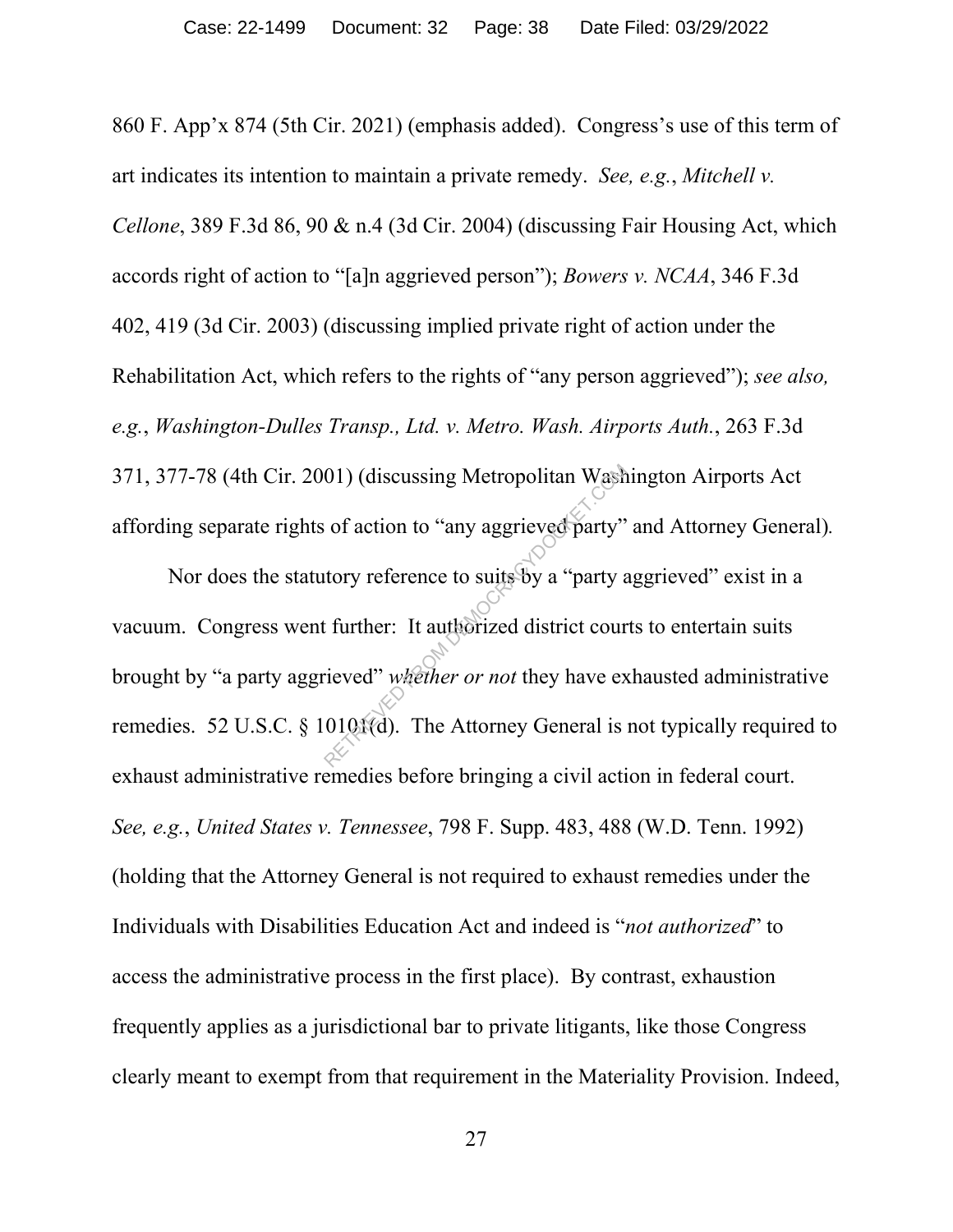860 F. App'x 874 (5th Cir. 2021) (emphasis added). Congress's use of this term of art indicates its intention to maintain a private remedy. *See, e.g.*, *Mitchell v. Cellone*, 389 F.3d 86, 90 & n.4 (3d Cir. 2004) (discussing Fair Housing Act, which accords right of action to "[a]n aggrieved person"); *Bowers v. NCAA*, 346 F.3d 402, 419 (3d Cir. 2003) (discussing implied private right of action under the Rehabilitation Act, which refers to the rights of "any person aggrieved"); *see also, e.g.*, *Washington-Dulles Transp., Ltd. v. Metro. Wash. Airports Auth.*, 263 F.3d 371, 377-78 (4th Cir. 2001) (discussing Metropolitan Washington Airports Act affording separate rights of action to "any aggrieved party" and Attorney General).

Nor does the statutory reference to suits by a "party aggrieved" exist in a vacuum. Congress went further: It authorized district courts to entertain suits brought by "a party aggrieved" *whether or not* they have exhausted administrative remedies. 52 U.S.C. § 10101(d). The Attorney General is not typically required to exhaust administrative remedies before bringing a civil action in federal court. *See, e.g.*, *United States v. Tennessee*, 798 F. Supp. 483, 488 (W.D. Tenn. 1992) (holding that the Attorney General is not required to exhaust remedies under the Individuals with Disabilities Education Act and indeed is "*not authorized*" to access the administrative process in the first place). By contrast, exhaustion frequently applies as a jurisdictional bar to private litigants, like those Congress clearly meant to exempt from that requirement in the Materiality Provision. Indeed,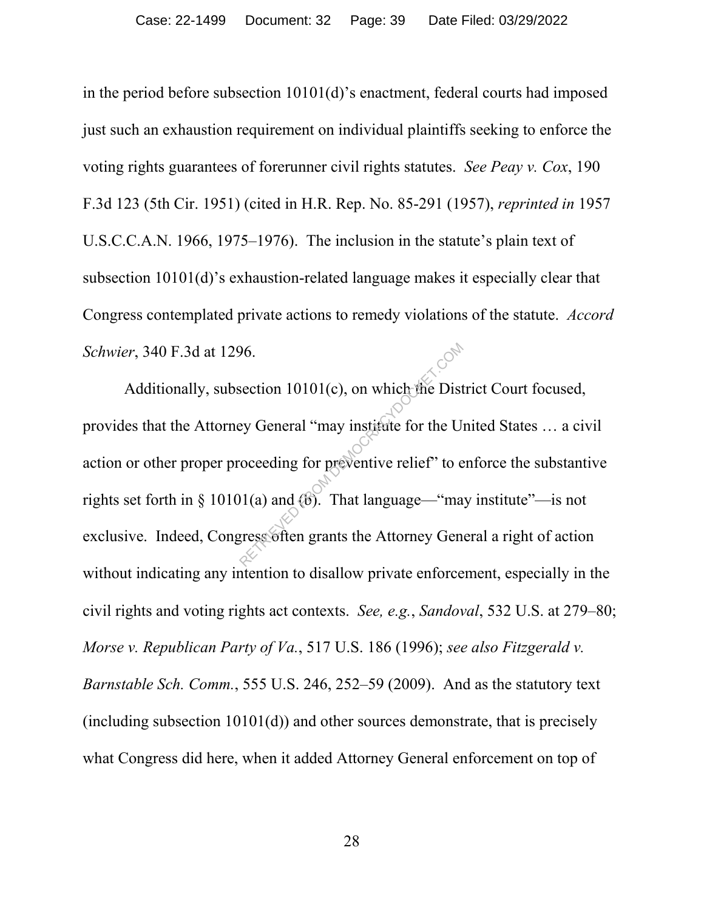in the period before subsection 10101(d)'s enactment, federal courts had imposed just such an exhaustion requirement on individual plaintiffs seeking to enforce the voting rights guarantees of forerunner civil rights statutes. *See Peay v. Cox*, 190 F.3d 123 (5th Cir. 1951) (cited in H.R. Rep. No. 85-291 (1957), *reprinted in* 1957 U.S.C.C.A.N. 1966, 1975–1976). The inclusion in the statute's plain text of subsection 10101(d)'s exhaustion-related language makes it especially clear that Congress contemplated private actions to remedy violations of the statute. *Accord Schwier*, 340 F.3d at 1296.

Additionally, subsection 10101(c), on which the District Court focused, provides that the Attorney General "may institute for the United States … a civil action or other proper proceeding for preventive relief" to enforce the substantive rights set forth in § 10101(a) and (b). That language—"may institute"—is not exclusive. Indeed, Congress often grants the Attorney General a right of action without indicating any intention to disallow private enforcement, especially in the civil rights and voting rights act contexts. *See, e.g.*, *Sandoval*, 532 U.S. at 279–80; *Morse v. Republican Party of Va.*, 517 U.S. 186 (1996); *see also Fitzgerald v. Barnstable Sch. Comm.*, 555 U.S. 246, 252–59 (2009). And as the statutory text (including subsection 10101(d)) and other sources demonstrate, that is precisely what Congress did here, when it added Attorney General enforcement on top of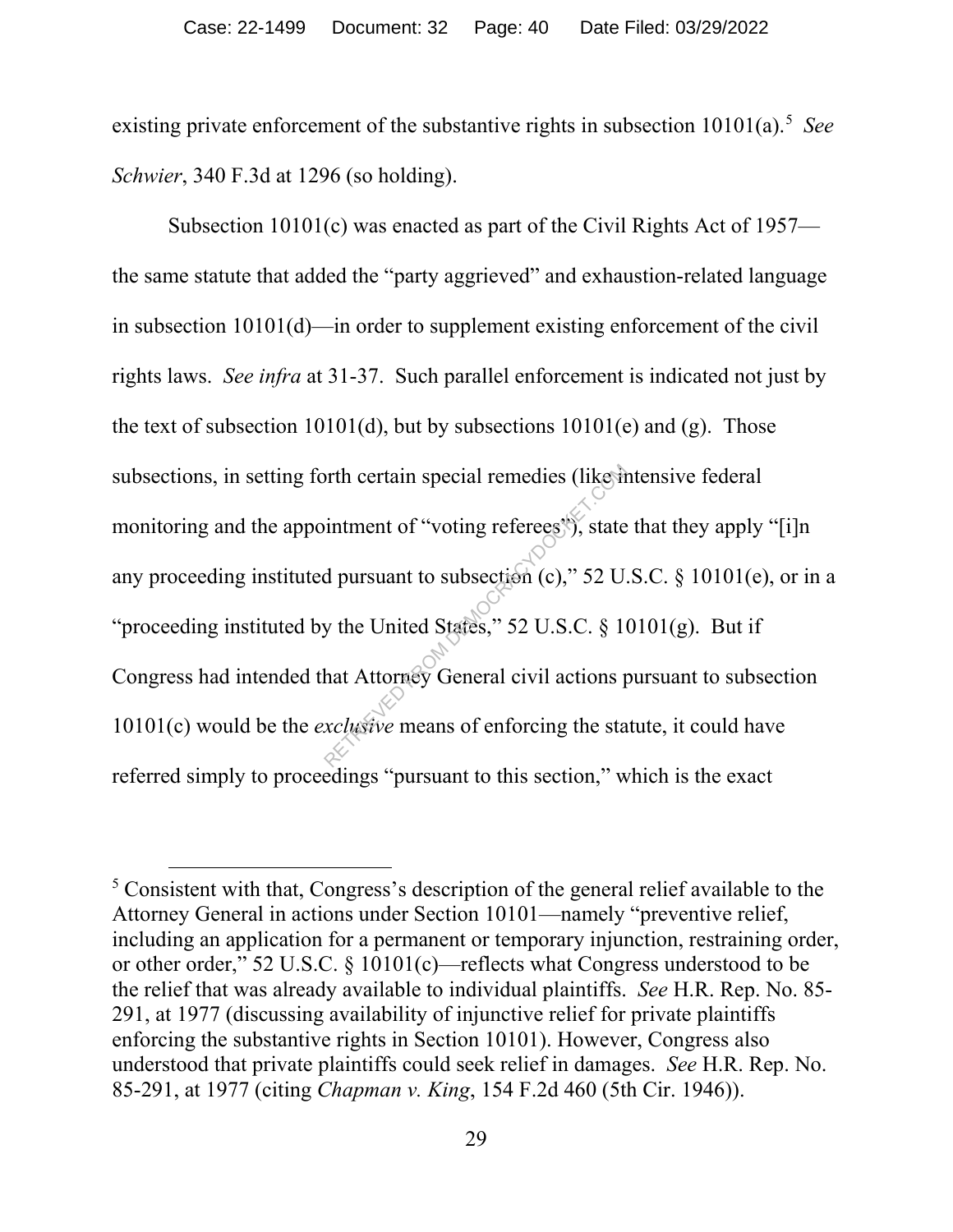existing private enforcement of the substantive rights in subsection 10101(a).[5] *See Schwier*, 340 F.3d at 1296 (so holding).

Subsection 10101(c) was enacted as part of the Civil Rights Act of 1957—the same statute that added the "party aggrieved" and exhaustion-related language in subsection 10101(d)—in order to supplement existing enforcement of the civil rights laws. *See infra* at 31-37. Such parallel enforcement is indicated not just by the text of subsection 10101(d), but by subsections 10101(e) and (g). Those subsections, in setting forth certain special remedies (like intensive federal monitoring and the appointment of "voting referees"), state that they apply "[i]n any proceeding instituted pursuant to subsection (c)," 52 U.S.C. § 10101(e), or in a "proceeding instituted by the United States," 52 U.S.C. § 10101(g). But if Congress had intended that Attorney General civil actions pursuant to subsection 10101(c) would be the *exclusive* means of enforcing the statute, it could have referred simply to proceedings "pursuant to this section," which is the exact

[5] Consistent with that, Congress's description of the general relief available to the Attorney General in actions under Section 10101—namely "preventive relief, including an application for a permanent or temporary injunction, restraining order, or other order," 52 U.S.C. § 10101(c)—reflects what Congress understood to be the relief that was already available to individual plaintiffs. *See* H.R. Rep. No. 85-291, at 1977 (discussing availability of injunctive relief for private plaintiffs enforcing the substantive rights in Section 10101). However, Congress also understood that private plaintiffs could seek relief in damages. *See* H.R. Rep. No. 85-291, at 1977 (citing *Chapman v. King*, 154 F.2d 460 (5th Cir. 1946)).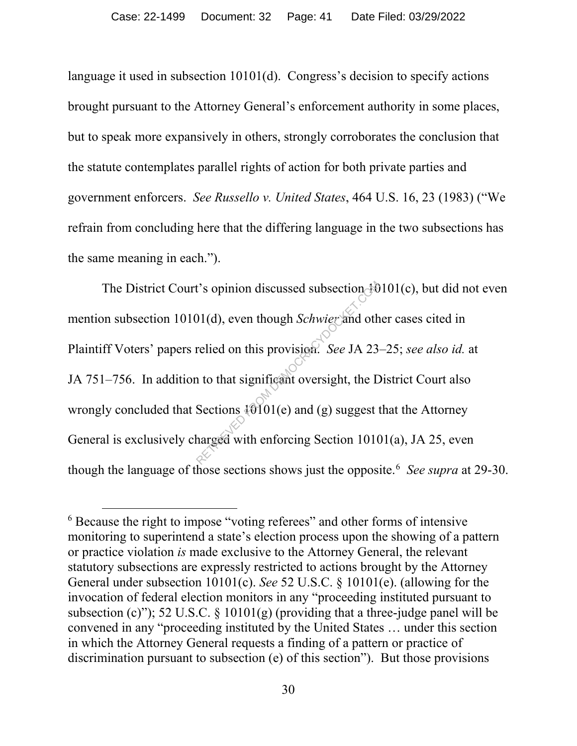language it used in subsection 10101(d). Congress's decision to specify actions brought pursuant to the Attorney General's enforcement authority in some places, but to speak more expansively in others, strongly corroborates the conclusion that the statute contemplates parallel rights of action for both private parties and government enforcers. *See Russello v. United States*, 464 U.S. 16, 23 (1983) ("We refrain from concluding here that the differing language in the two subsections has the same meaning in each.").

The District Court's opinion discussed subsection 10101(c), but did not even mention subsection 10101(d), even though *Schwier* and other cases cited in Plaintiff Voters' papers relied on this provision. *See* JA 23–25; *see also id.* at JA 751–756. In addition to that significant oversight, the District Court also wrongly concluded that Sections 10101(e) and (g) suggest that the Attorney General is exclusively charged with enforcing Section 10101(a), JA 25, even though the language of those sections shows just the opposite.[6] *See supra* at 29-30.

[6] Because the right to impose "voting referees" and other forms of intensive monitoring to superintend a state's election process upon the showing of a pattern or practice violation *is* made exclusive to the Attorney General, the relevant statutory subsections are expressly restricted to actions brought by the Attorney General under subsection 10101(c). *See* 52 U.S.C. § 10101(e). (allowing for the invocation of federal election monitors in any "proceeding instituted pursuant to subsection (c)"); 52 U.S.C. § 10101(g) (providing that a three-judge panel will be convened in any "proceeding instituted by the United States … under this section in which the Attorney General requests a finding of a pattern or practice of discrimination pursuant to subsection (e) of this section"). But those provisions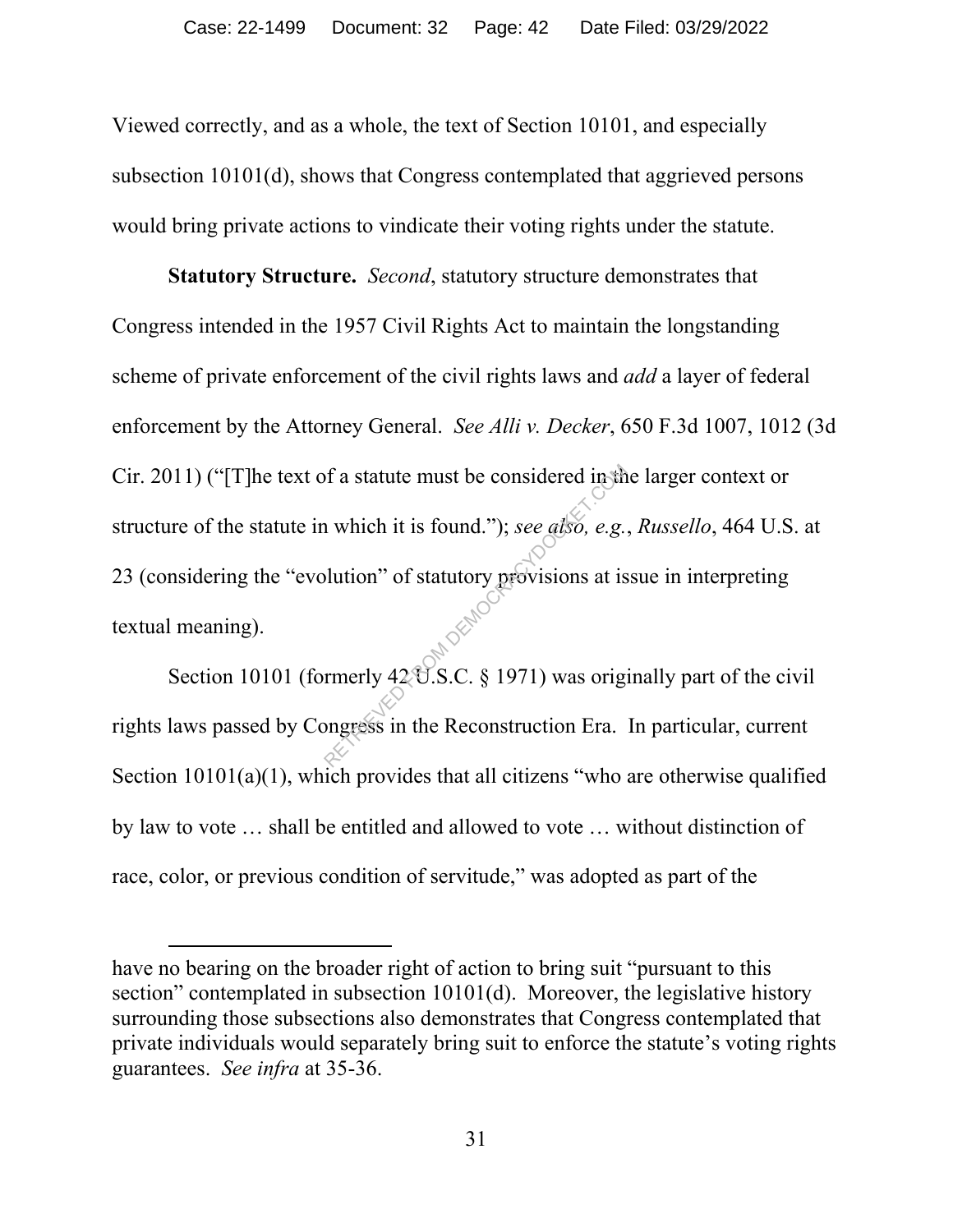Viewed correctly, and as a whole, the text of Section 10101, and especially subsection 10101(d), shows that Congress contemplated that aggrieved persons would bring private actions to vindicate their voting rights under the statute.

**Statutory Structure.** *Second*, statutory structure demonstrates that Congress intended in the 1957 Civil Rights Act to maintain the longstanding scheme of private enforcement of the civil rights laws and *add* a layer of federal enforcement by the Attorney General. *See Alli v. Decker*, 650 F.3d 1007, 1012 (3d Cir. 2011) ("[T]he text of a statute must be considered in the larger context or structure of the statute in which it is found."); *see also, e.g.*, *Russello*, 464 U.S. at 23 (considering the "evolution" of statutory provisions at issue in interpreting textual meaning).

Section 10101 (formerly 42 U.S.C. § 1971) was originally part of the civil rights laws passed by Congress in the Reconstruction Era. In particular, current Section 10101(a)(1), which provides that all citizens "who are otherwise qualified by law to vote … shall be entitled and allowed to vote … without distinction of race, color, or previous condition of servitude," was adopted as part of the

---

have no bearing on the broader right of action to bring suit "pursuant to this section" contemplated in subsection 10101(d). Moreover, the legislative history surrounding those subsections also demonstrates that Congress contemplated that private individuals would separately bring suit to enforce the statute's voting rights guarantees. *See infra* at 35-36.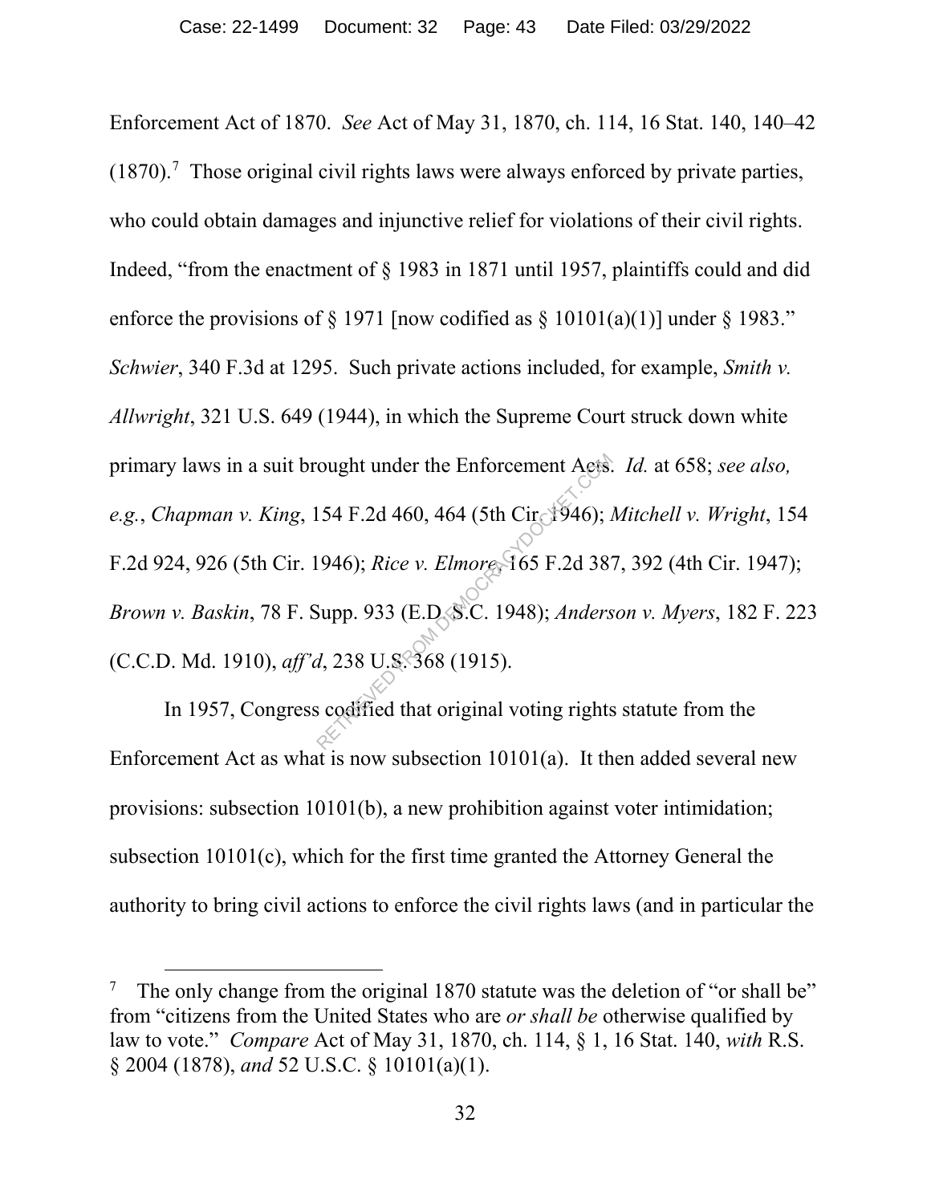Enforcement Act of 1870. *See* Act of May 31, 1870, ch. 114, 16 Stat. 140, 140–42 (1870).[7] Those original civil rights laws were always enforced by private parties, who could obtain damages and injunctive relief for violations of their civil rights. Indeed, "from the enactment of § 1983 in 1871 until 1957, plaintiffs could and did enforce the provisions of § 1971 [now codified as § 10101(a)(1)] under § 1983." *Schwier*, 340 F.3d at 1295. Such private actions included, for example, *Smith v. Allwright*, 321 U.S. 649 (1944), in which the Supreme Court struck down white primary laws in a suit brought under the Enforcement Acts. *Id.* at 658; *see also, e.g.*, *Chapman v. King*, 154 F.2d 460, 464 (5th Cir. 1946); *Mitchell v. Wright*, 154 F.2d 924, 926 (5th Cir. 1946); *Rice v. Elmore*, 165 F.2d 387, 392 (4th Cir. 1947); *Brown v. Baskin*, 78 F. Supp. 933 (E.D. S.C. 1948); *Anderson v. Myers*, 182 F. 223 (C.C.D. Md. 1910), *aff'd*, 238 U.S. 368 (1915).

In 1957, Congress codified that original voting rights statute from the Enforcement Act as what is now subsection 10101(a). It then added several new provisions: subsection 10101(b), a new prohibition against voter intimidation; subsection 10101(c), which for the first time granted the Attorney General the authority to bring civil actions to enforce the civil rights laws (and in particular the

---

[7] The only change from the original 1870 statute was the deletion of "or shall be" from "citizens from the United States who are *or shall be* otherwise qualified by law to vote." *Compare* Act of May 31, 1870, ch. 114, § 1, 16 Stat. 140, *with* R.S. § 2004 (1878), *and* 52 U.S.C. § 10101(a)(1).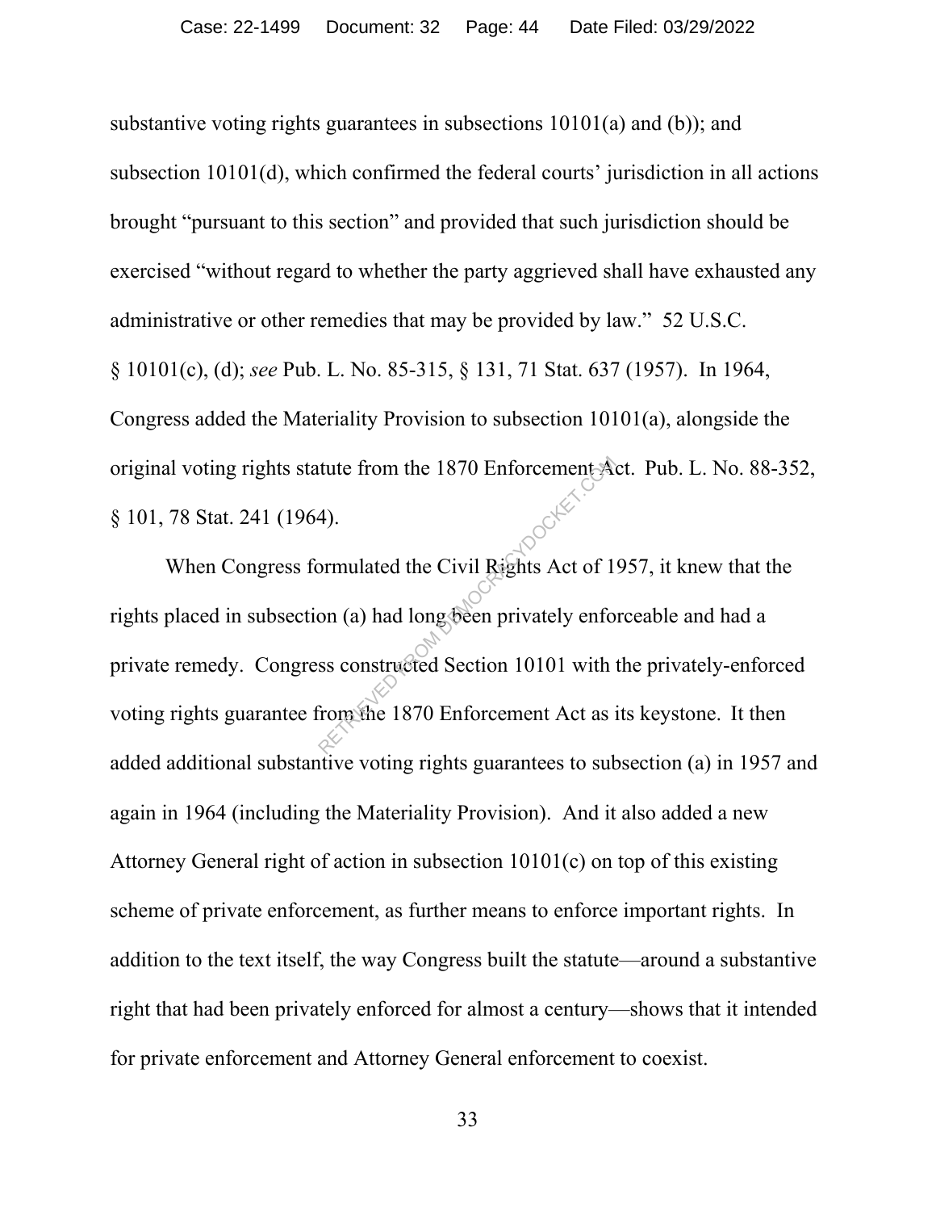substantive voting rights guarantees in subsections 10101(a) and (b)); and subsection 10101(d), which confirmed the federal courts' jurisdiction in all actions brought "pursuant to this section" and provided that such jurisdiction should be exercised "without regard to whether the party aggrieved shall have exhausted any administrative or other remedies that may be provided by law." 52 U.S.C. § 10101(c), (d); *see* Pub. L. No. 85-315, § 131, 71 Stat. 637 (1957). In 1964, Congress added the Materiality Provision to subsection 10101(a), alongside the original voting rights statute from the 1870 Enforcement Act. Pub. L. No. 88-352, § 101, 78 Stat. 241 (1964).

When Congress formulated the Civil Rights Act of 1957, it knew that the rights placed in subsection (a) had long been privately enforceable and had a private remedy. Congress constructed Section 10101 with the privately-enforced voting rights guarantee from the 1870 Enforcement Act as its keystone. It then added additional substantive voting rights guarantees to subsection (a) in 1957 and again in 1964 (including the Materiality Provision). And it also added a new Attorney General right of action in subsection 10101(c) on top of this existing scheme of private enforcement, as further means to enforce important rights. In addition to the text itself, the way Congress built the statute—around a substantive right that had been privately enforced for almost a century—shows that it intended for private enforcement and Attorney General enforcement to coexist.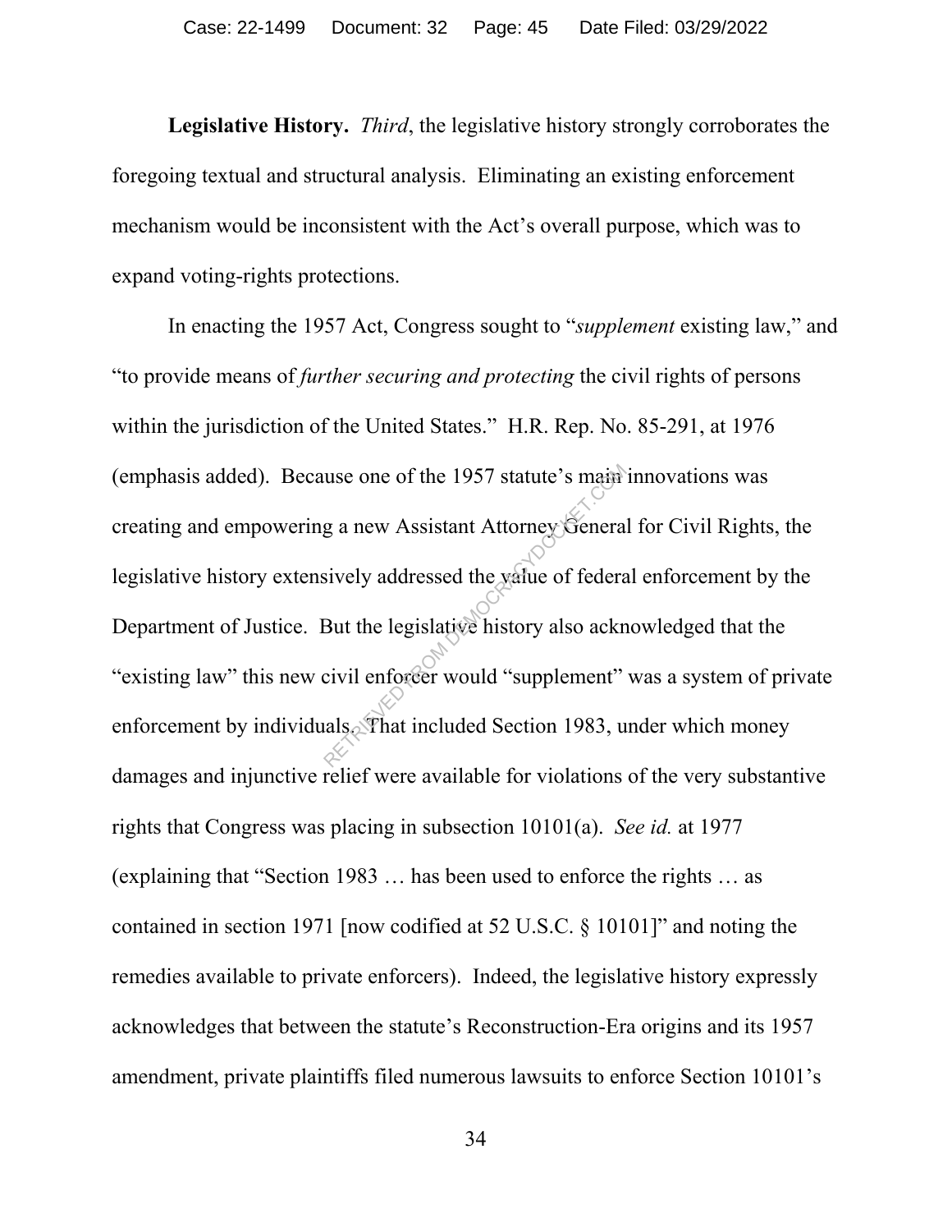**Legislative History.** *Third*, the legislative history strongly corroborates the foregoing textual and structural analysis. Eliminating an existing enforcement mechanism would be inconsistent with the Act's overall purpose, which was to expand voting-rights protections.

In enacting the 1957 Act, Congress sought to "*supplement* existing law," and "to provide means of *further securing and protecting* the civil rights of persons within the jurisdiction of the United States." H.R. Rep. No. 85-291, at 1976 (emphasis added). Because one of the 1957 statute's main innovations was creating and empowering a new Assistant Attorney General for Civil Rights, the legislative history extensively addressed the value of federal enforcement by the Department of Justice. But the legislative history also acknowledged that the "existing law" this new civil enforcer would "supplement" was a system of private enforcement by individuals. That included Section 1983, under which money damages and injunctive relief were available for violations of the very substantive rights that Congress was placing in subsection 10101(a). *See id.* at 1977 (explaining that "Section 1983 … has been used to enforce the rights … as contained in section 1971 [now codified at 52 U.S.C. § 10101]" and noting the remedies available to private enforcers). Indeed, the legislative history expressly acknowledges that between the statute's Reconstruction-Era origins and its 1957 amendment, private plaintiffs filed numerous lawsuits to enforce Section 10101's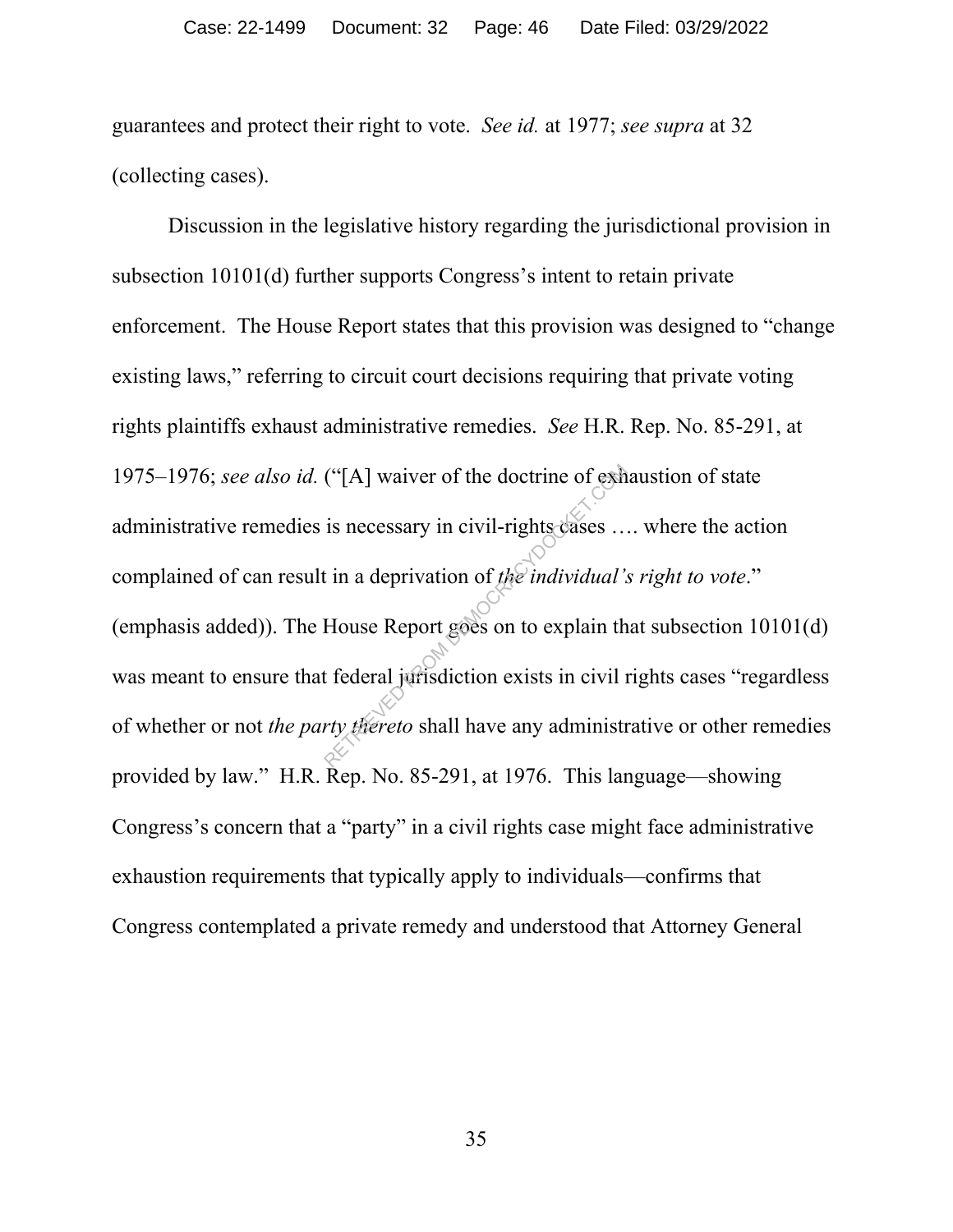guarantees and protect their right to vote. *See id.* at 1977; *see supra* at 32 (collecting cases).

Discussion in the legislative history regarding the jurisdictional provision in subsection 10101(d) further supports Congress's intent to retain private enforcement. The House Report states that this provision was designed to "change existing laws," referring to circuit court decisions requiring that private voting rights plaintiffs exhaust administrative remedies. *See* H.R. Rep. No. 85-291, at 1975–1976; *see also id.* ("[A] waiver of the doctrine of exhaustion of state administrative remedies is necessary in civil-rights cases …. where the action complained of can result in a deprivation of *the individual's right to vote*." (emphasis added)). The House Report goes on to explain that subsection 10101(d) was meant to ensure that federal jurisdiction exists in civil rights cases "regardless of whether or not *the party thereto* shall have any administrative or other remedies provided by law." H.R. Rep. No. 85-291, at 1976. This language—showing Congress's concern that a "party" in a civil rights case might face administrative exhaustion requirements that typically apply to individuals—confirms that Congress contemplated a private remedy and understood that Attorney General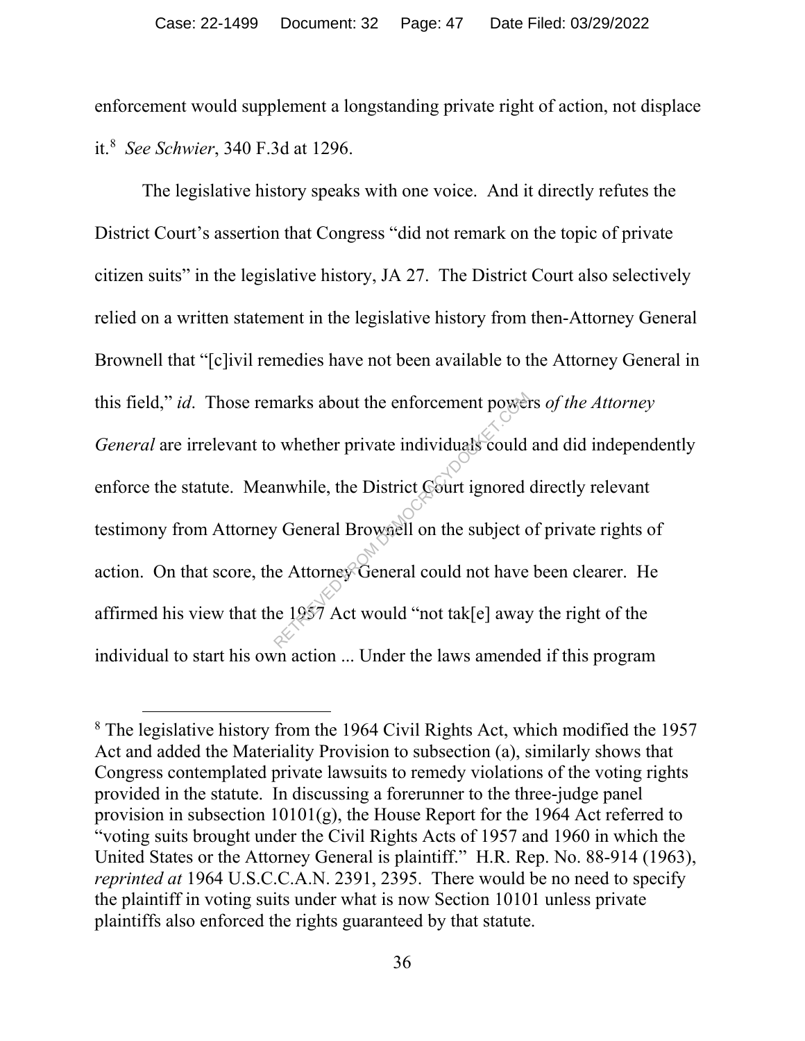enforcement would supplement a longstanding private right of action, not displace it.[8] *See Schwier*, 340 F.3d at 1296.

The legislative history speaks with one voice. And it directly refutes the District Court's assertion that Congress "did not remark on the topic of private citizen suits" in the legislative history, JA 27. The District Court also selectively relied on a written statement in the legislative history from then-Attorney General Brownell that "[c]ivil remedies have not been available to the Attorney General in this field," *id*. Those remarks about the enforcement powers *of the Attorney General* are irrelevant to whether private individuals could and did independently enforce the statute. Meanwhile, the District Court ignored directly relevant testimony from Attorney General Brownell on the subject of private rights of action. On that score, the Attorney General could not have been clearer. He affirmed his view that the 1957 Act would "not tak[e] away the right of the individual to start his own action ... Under the laws amended if this program

[8] The legislative history from the 1964 Civil Rights Act, which modified the 1957 Act and added the Materiality Provision to subsection (a), similarly shows that Congress contemplated private lawsuits to remedy violations of the voting rights provided in the statute. In discussing a forerunner to the three-judge panel provision in subsection 10101(g), the House Report for the 1964 Act referred to "voting suits brought under the Civil Rights Acts of 1957 and 1960 in which the United States or the Attorney General is plaintiff." H.R. Rep. No. 88-914 (1963), *reprinted at* 1964 U.S.C.C.A.N. 2391, 2395. There would be no need to specify the plaintiff in voting suits under what is now Section 10101 unless private plaintiffs also enforced the rights guaranteed by that statute.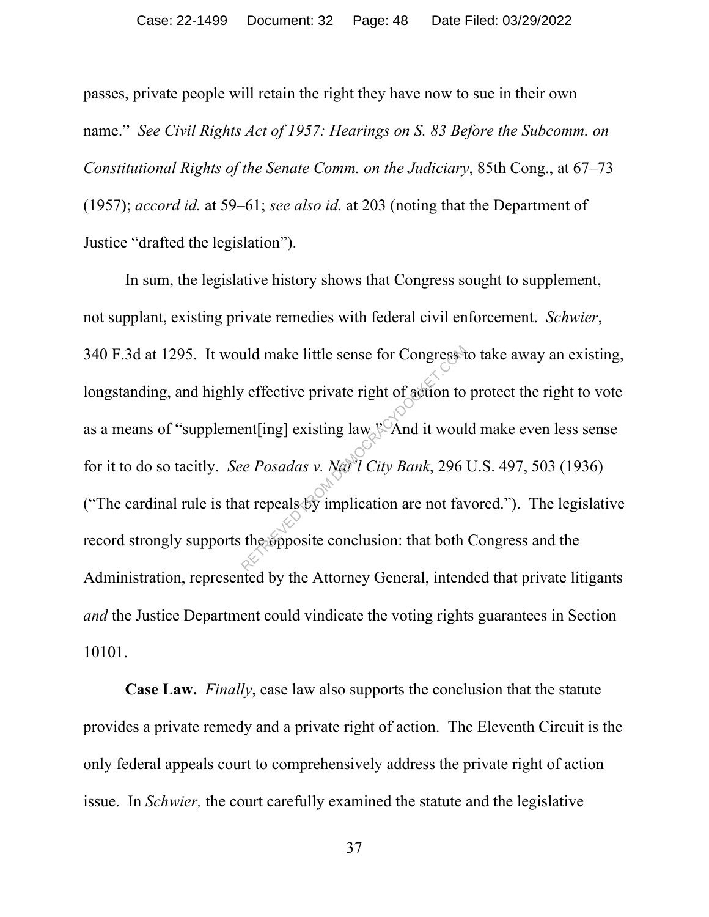passes, private people will retain the right they have now to sue in their own name." *See Civil Rights Act of 1957: Hearings on S. 83 Before the Subcomm. on Constitutional Rights of the Senate Comm. on the Judiciary*, 85th Cong., at 67–73 (1957); *accord id.* at 59–61; *see also id.* at 203 (noting that the Department of Justice "drafted the legislation").

In sum, the legislative history shows that Congress sought to supplement, not supplant, existing private remedies with federal civil enforcement. *Schwier*, 340 F.3d at 1295. It would make little sense for Congress to take away an existing, longstanding, and highly effective private right of action to protect the right to vote as a means of "supplement[ing] existing law." And it would make even less sense for it to do so tacitly. *See Posadas v. Nat'l City Bank*, 296 U.S. 497, 503 (1936) ("The cardinal rule is that repeals by implication are not favored."). The legislative record strongly supports the opposite conclusion: that both Congress and the Administration, represented by the Attorney General, intended that private litigants *and* the Justice Department could vindicate the voting rights guarantees in Section 10101.

**Case Law.** *Finally*, case law also supports the conclusion that the statute provides a private remedy and a private right of action. The Eleventh Circuit is the only federal appeals court to comprehensively address the private right of action issue. In *Schwier,* the court carefully examined the statute and the legislative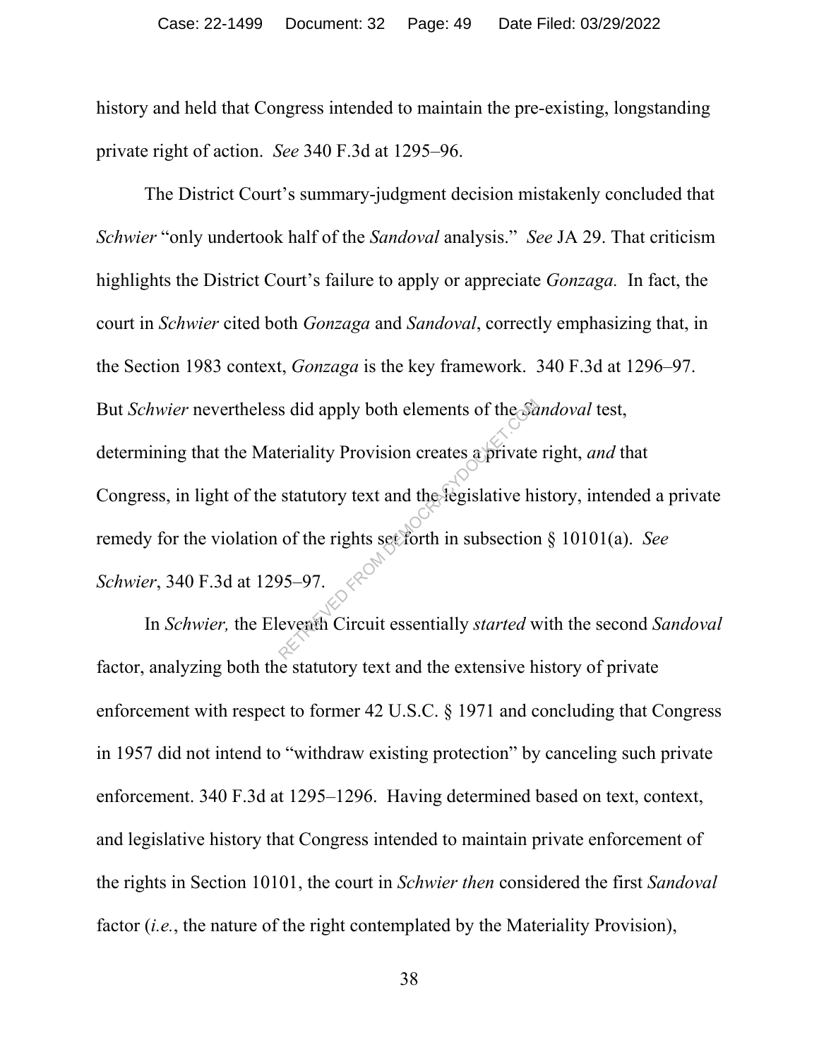history and held that Congress intended to maintain the pre-existing, longstanding private right of action. *See* 340 F.3d at 1295–96.

The District Court's summary-judgment decision mistakenly concluded that *Schwier* "only undertook half of the *Sandoval* analysis." *See* JA 29. That criticism highlights the District Court's failure to apply or appreciate *Gonzaga.* In fact, the court in *Schwier* cited both *Gonzaga* and *Sandoval*, correctly emphasizing that, in the Section 1983 context, *Gonzaga* is the key framework. 340 F.3d at 1296–97. But *Schwier* nevertheless did apply both elements of the *Sandoval* test, determining that the Materiality Provision creates a private right, *and* that Congress, in light of the statutory text and the legislative history, intended a private remedy for the violation of the rights set forth in subsection § 10101(a). *See* *Schwier*, 340 F.3d at 1295–97.

In *Schwier,* the Eleventh Circuit essentially *started* with the second *Sandoval* factor, analyzing both the statutory text and the extensive history of private enforcement with respect to former 42 U.S.C. § 1971 and concluding that Congress in 1957 did not intend to "withdraw existing protection" by canceling such private enforcement. 340 F.3d at 1295–1296. Having determined based on text, context, and legislative history that Congress intended to maintain private enforcement of the rights in Section 10101, the court in *Schwier then* considered the first *Sandoval* factor (*i.e.*, the nature of the right contemplated by the Materiality Provision),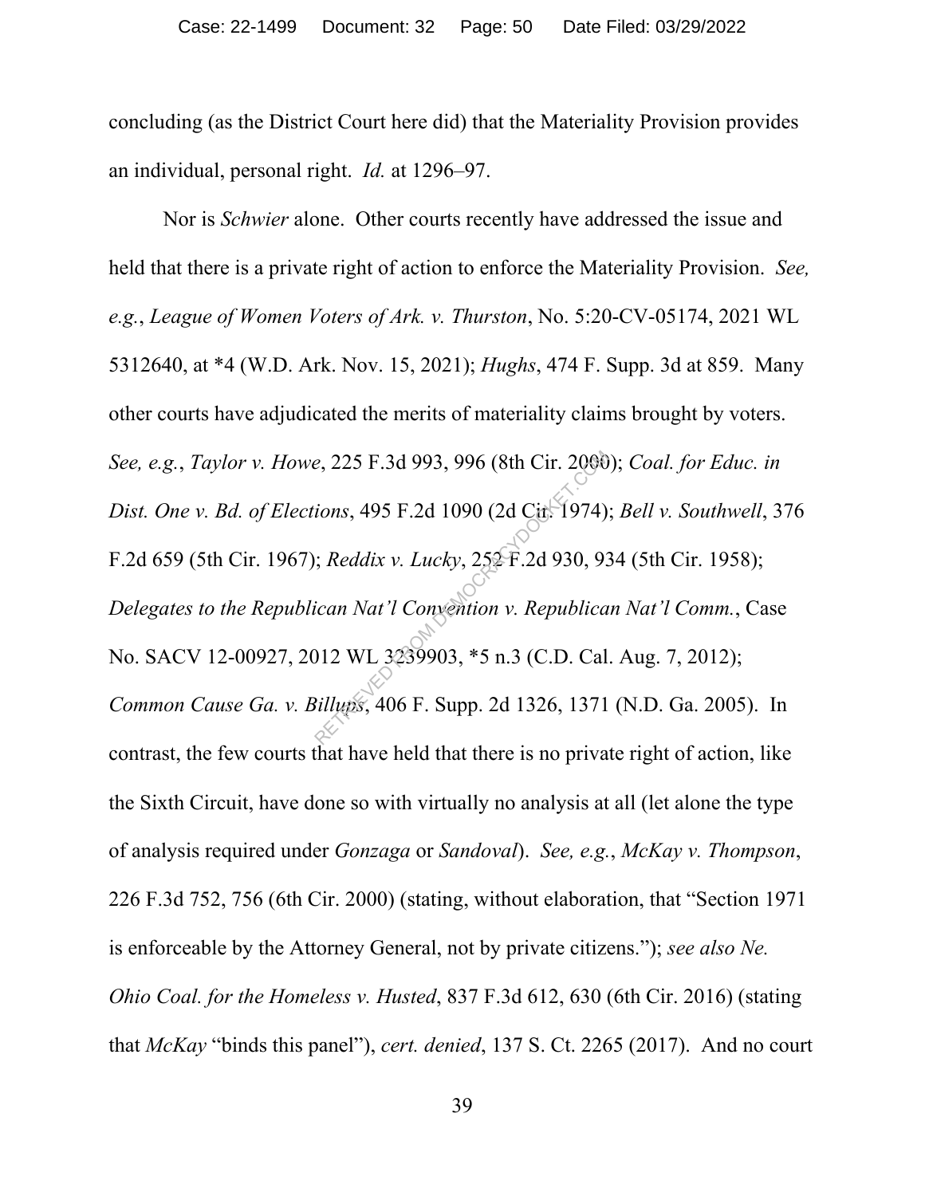concluding (as the District Court here did) that the Materiality Provision provides an individual, personal right. *Id.* at 1296–97.

Nor is *Schwier* alone. Other courts recently have addressed the issue and held that there is a private right of action to enforce the Materiality Provision. *See, e.g.*, *League of Women Voters of Ark. v. Thurston*, No. 5:20-CV-05174, 2021 WL 5312640, at *4 (W.D. Ark. Nov. 15, 2021); *Hughs*, 474 F. Supp. 3d at 859. Many other courts have adjudicated the merits of materiality claims brought by voters. *See, e.g.*, *Taylor v. Howe*, 225 F.3d 993, 996 (8th Cir. 2000); *Coal. for Educ. in Dist. One v. Bd. of Elections*, 495 F.2d 1090 (2d Cir. 1974); *Bell v. Southwell*, 376 F.2d 659 (5th Cir. 1967); *Reddix v. Lucky*, 252 F.2d 930, 934 (5th Cir. 1958); *Delegates to the Republican Nat'l Convention v. Republican Nat'l Comm.*, Case No. SACV 12-00927, 2012 WL 3239903, *5 n.3 (C.D. Cal. Aug. 7, 2012); *Common Cause Ga. v. Billups*, 406 F. Supp. 2d 1326, 1371 (N.D. Ga. 2005). In contrast, the few courts that have held that there is no private right of action, like the Sixth Circuit, have done so with virtually no analysis at all (let alone the type of analysis required under *Gonzaga* or *Sandoval*). *See, e.g.*, *McKay v. Thompson*, 226 F.3d 752, 756 (6th Cir. 2000) (stating, without elaboration, that "Section 1971 is enforceable by the Attorney General, not by private citizens."); *see also Ne. Ohio Coal. for the Homeless v. Husted*, 837 F.3d 612, 630 (6th Cir. 2016) (stating that *McKay* "binds this panel"), *cert. denied*, 137 S. Ct. 2265 (2017). And no court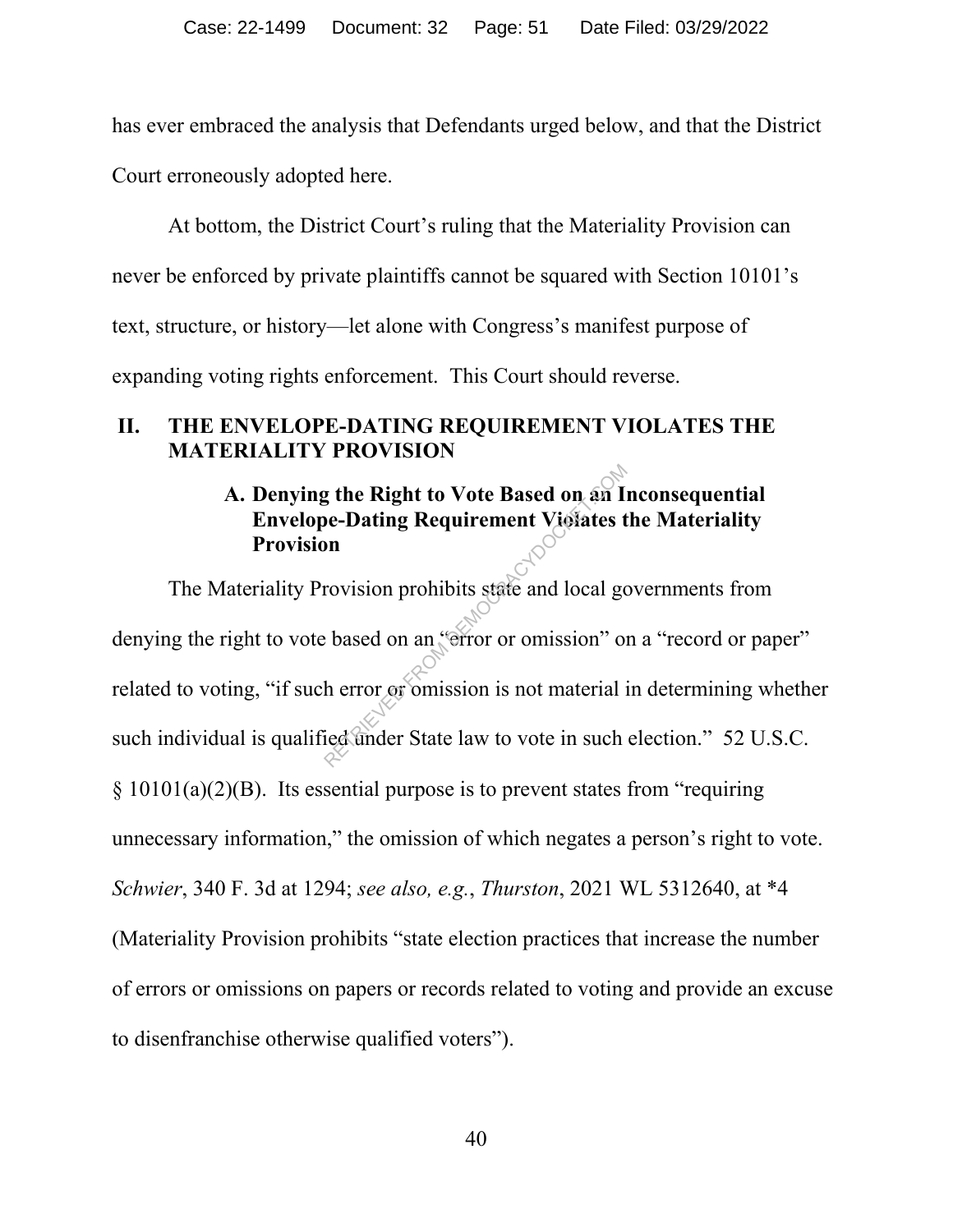has ever embraced the analysis that Defendants urged below, and that the District Court erroneously adopted here.

At bottom, the District Court's ruling that the Materiality Provision can never be enforced by private plaintiffs cannot be squared with Section 10101's text, structure, or history—let alone with Congress's manifest purpose of expanding voting rights enforcement. This Court should reverse.

## II. THE ENVELOPE-DATING REQUIREMENT VIOLATES THE MATERIALITY PROVISION

### A. Denying the Right to Vote Based on an Inconsequential Envelope-Dating Requirement Violates the Materiality Provision

The Materiality Provision prohibits state and local governments from denying the right to vote based on an "error or omission" on a "record or paper" related to voting, "if such error or omission is not material in determining whether such individual is qualified under State law to vote in such election." 52 U.S.C. § 10101(a)(2)(B). Its essential purpose is to prevent states from "requiring unnecessary information," the omission of which negates a person's right to vote. *Schwier*, 340 F. 3d at 1294; *see also, e.g.*, *Thurston*, 2021 WL 5312640, at *4 (Materiality Provision prohibits "state election practices that increase the number of errors or omissions on papers or records related to voting and provide an excuse to disenfranchise otherwise qualified voters").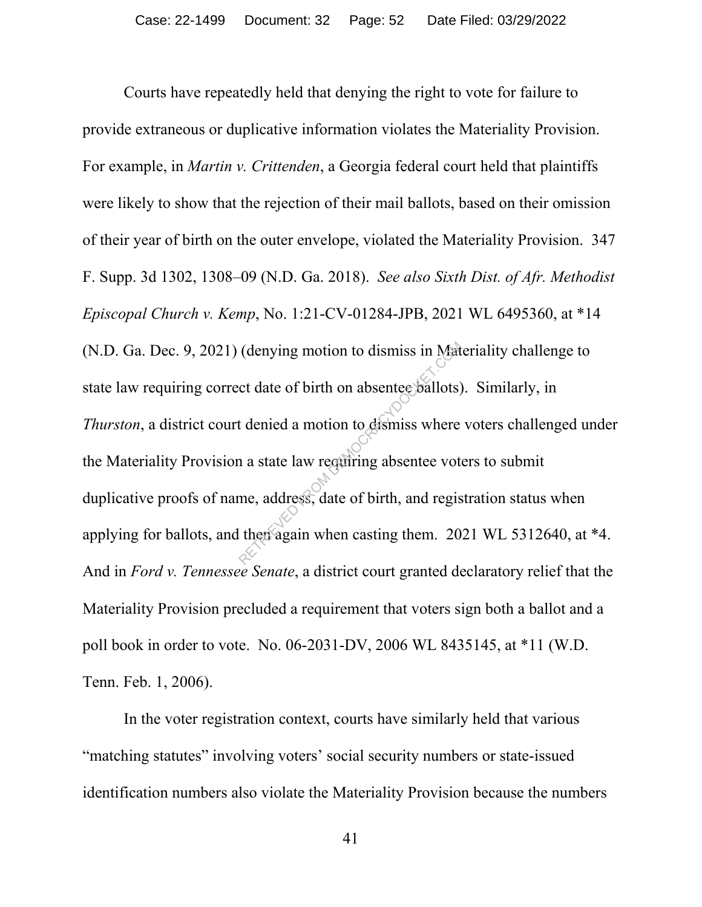Courts have repeatedly held that denying the right to vote for failure to provide extraneous or duplicative information violates the Materiality Provision. For example, in *Martin v. Crittenden*, a Georgia federal court held that plaintiffs were likely to show that the rejection of their mail ballots, based on their omission of their year of birth on the outer envelope, violated the Materiality Provision. 347 F. Supp. 3d 1302, 1308–09 (N.D. Ga. 2018). *See also Sixth Dist. of Afr. Methodist Episcopal Church v. Kemp*, No. 1:21-CV-01284-JPB, 2021 WL 6495360, at *14 (N.D. Ga. Dec. 9, 2021) (denying motion to dismiss in Materiality challenge to state law requiring correct date of birth on absentee ballots). Similarly, in *Thurston*, a district court denied a motion to dismiss where voters challenged under the Materiality Provision a state law requiring absentee voters to submit duplicative proofs of name, address, date of birth, and registration status when applying for ballots, and then again when casting them. 2021 WL 5312640, at *4. And in *Ford v. Tennessee Senate*, a district court granted declaratory relief that the Materiality Provision precluded a requirement that voters sign both a ballot and a poll book in order to vote. No. 06-2031-DV, 2006 WL 8435145, at *11 (W.D. Tenn. Feb. 1, 2006).

In the voter registration context, courts have similarly held that various "matching statutes" involving voters' social security numbers or state-issued identification numbers also violate the Materiality Provision because the numbers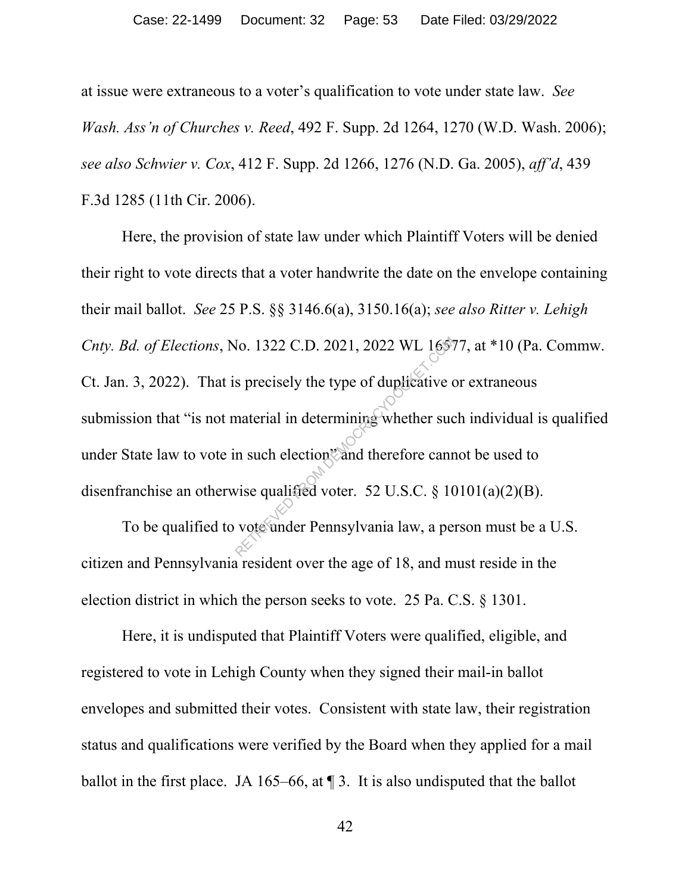at issue were extraneous to a voter's qualification to vote under state law. *See Wash. Ass'n of Churches v. Reed*, 492 F. Supp. 2d 1264, 1270 (W.D. Wash. 2006); *see also Schwier v. Cox*, 412 F. Supp. 2d 1266, 1276 (N.D. Ga. 2005), *aff'd*, 439 F.3d 1285 (11th Cir. 2006).

Here, the provision of state law under which Plaintiff Voters will be denied their right to vote directs that a voter handwrite the date on the envelope containing their mail ballot. *See* 25 P.S. §§ 3146.6(a), 3150.16(a); *see also Ritter v. Lehigh Cnty. Bd. of Elections*, No. 1322 C.D. 2021, 2022 WL 16577, at *10 (Pa. Commw. Ct. Jan. 3, 2022). That is precisely the type of duplicative or extraneous submission that "is not material in determining whether such individual is qualified under State law to vote in such election" and therefore cannot be used to disenfranchise an otherwise qualified voter. 52 U.S.C. § 10101(a)(2)(B).

To be qualified to vote under Pennsylvania law, a person must be a U.S. citizen and Pennsylvania resident over the age of 18, and must reside in the election district in which the person seeks to vote. 25 Pa. C.S. § 1301.

Here, it is undisputed that Plaintiff Voters were qualified, eligible, and registered to vote in Lehigh County when they signed their mail-in ballot envelopes and submitted their votes. Consistent with state law, their registration status and qualifications were verified by the Board when they applied for a mail ballot in the first place. JA 165–66, at ¶ 3. It is also undisputed that the ballot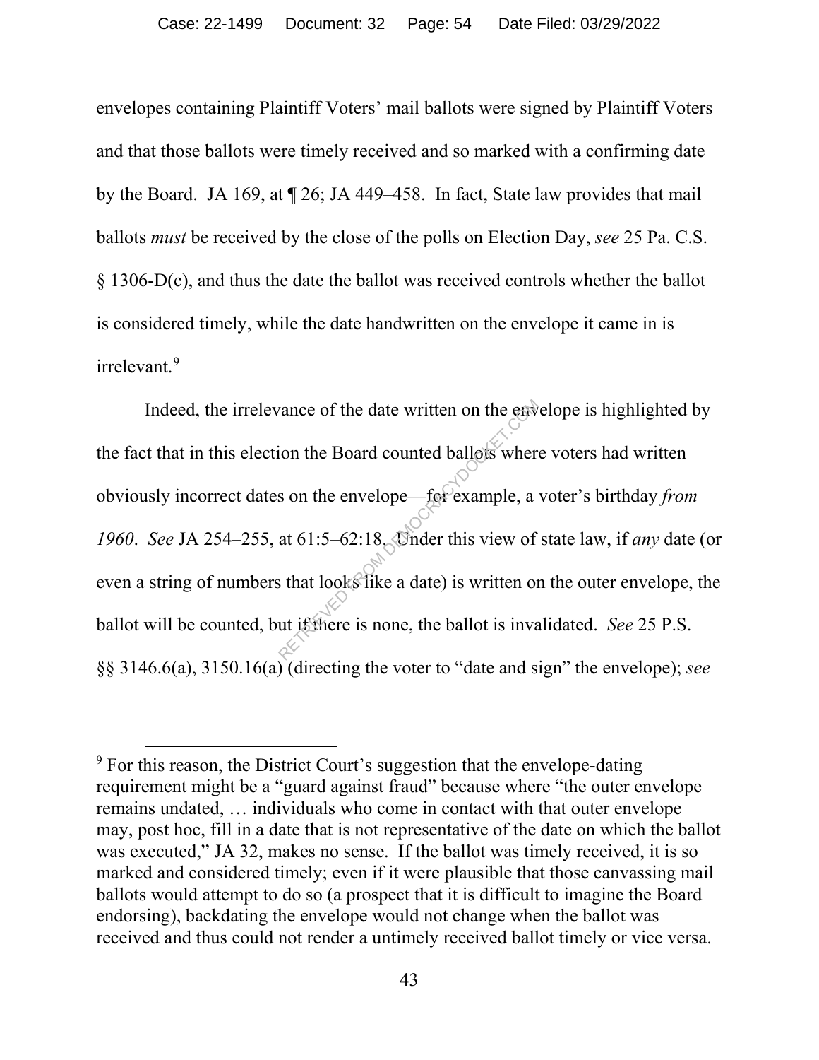envelopes containing Plaintiff Voters' mail ballots were signed by Plaintiff Voters and that those ballots were timely received and so marked with a confirming date by the Board. JA 169, at ¶ 26; JA 449–458. In fact, State law provides that mail ballots *must* be received by the close of the polls on Election Day, *see* 25 Pa. C.S. § 1306-D(c), and thus the date the ballot was received controls whether the ballot is considered timely, while the date handwritten on the envelope it came in is irrelevant.[9]

Indeed, the irrelevance of the date written on the envelope is highlighted by the fact that in this election the Board counted ballots where voters had written obviously incorrect dates on the envelope—for example, a voter's birthday *from 1960*. *See* JA 254–255, at 61:5–62:18. Under this view of state law, if *any* date (or even a string of numbers that looks like a date) is written on the outer envelope, the ballot will be counted, but if there is none, the ballot is invalidated. *See* 25 P.S. §§ 3146.6(a), 3150.16(a) (directing the voter to "date and sign" the envelope); *see*

[9] For this reason, the District Court's suggestion that the envelope-dating requirement might be a "guard against fraud" because where "the outer envelope remains undated, … individuals who come in contact with that outer envelope may, post hoc, fill in a date that is not representative of the date on which the ballot was executed," JA 32, makes no sense. If the ballot was timely received, it is so marked and considered timely; even if it were plausible that those canvassing mail ballots would attempt to do so (a prospect that it is difficult to imagine the Board endorsing), backdating the envelope would not change when the ballot was received and thus could not render a untimely received ballot timely or vice versa.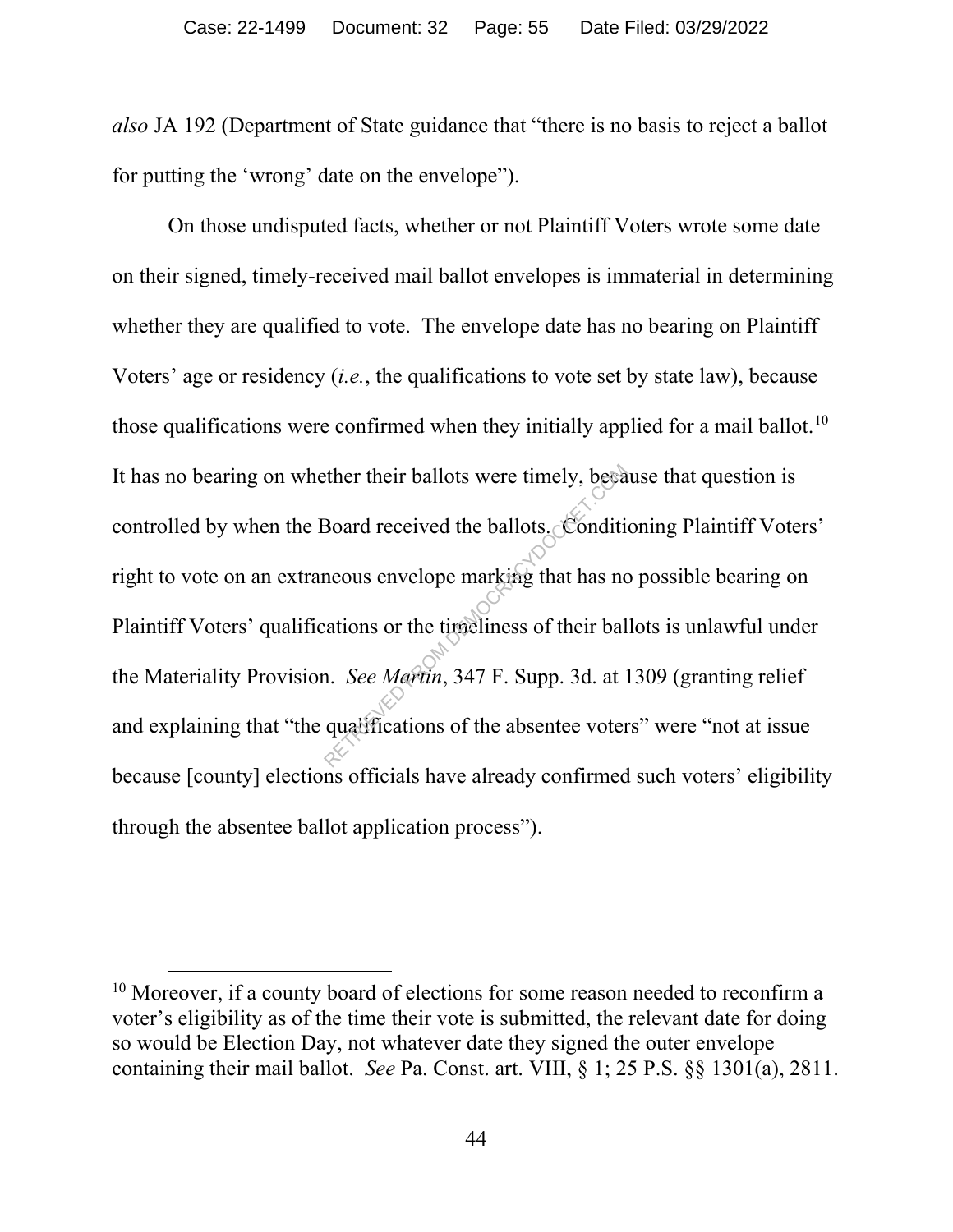*also* JA 192 (Department of State guidance that "there is no basis to reject a ballot for putting the 'wrong' date on the envelope").

On those undisputed facts, whether or not Plaintiff Voters wrote some date on their signed, timely-received mail ballot envelopes is immaterial in determining whether they are qualified to vote. The envelope date has no bearing on Plaintiff Voters' age or residency (*i.e.*, the qualifications to vote set by state law), because those qualifications were confirmed when they initially applied for a mail ballot.[10] It has no bearing on whether their ballots were timely, because that question is controlled by when the Board received the ballots. Conditioning Plaintiff Voters' right to vote on an extraneous envelope marking that has no possible bearing on Plaintiff Voters' qualifications or the timeliness of their ballots is unlawful under the Materiality Provision. *See Martin*, 347 F. Supp. 3d. at 1309 (granting relief and explaining that "the qualifications of the absentee voters" were "not at issue because [county] elections officials have already confirmed such voters' eligibility through the absentee ballot application process").

[10] Moreover, if a county board of elections for some reason needed to reconfirm a voter's eligibility as of the time their vote is submitted, the relevant date for doing so would be Election Day, not whatever date they signed the outer envelope containing their mail ballot. *See* Pa. Const. art. VIII, § 1; 25 P.S. §§ 1301(a), 2811.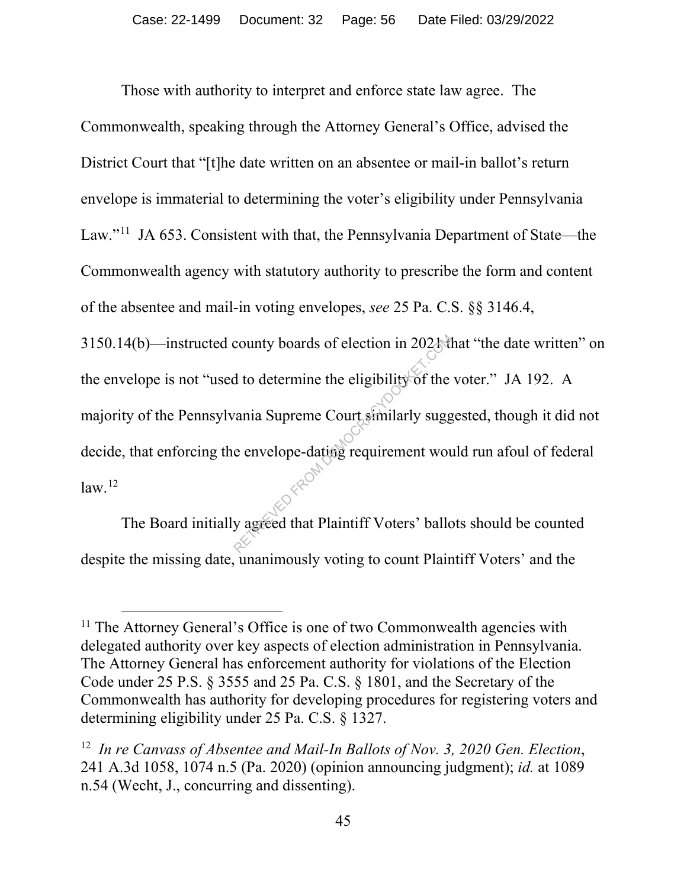Those with authority to interpret and enforce state law agree. The Commonwealth, speaking through the Attorney General's Office, advised the District Court that "[t]he date written on an absentee or mail-in ballot's return envelope is immaterial to determining the voter's eligibility under Pennsylvania Law."[11] JA 653. Consistent with that, the Pennsylvania Department of State—the Commonwealth agency with statutory authority to prescribe the form and content of the absentee and mail-in voting envelopes, *see* 25 Pa. C.S. §§ 3146.4, 3150.14(b)—instructed county boards of election in 2021 that "the date written" on the envelope is not "used to determine the eligibility of the voter." JA 192. A majority of the Pennsylvania Supreme Court similarly suggested, though it did not decide, that enforcing the envelope-dating requirement would run afoul of federal law.[12]

The Board initially agreed that Plaintiff Voters' ballots should be counted despite the missing date, unanimously voting to count Plaintiff Voters' and the

[11] The Attorney General's Office is one of two Commonwealth agencies with delegated authority over key aspects of election administration in Pennsylvania. The Attorney General has enforcement authority for violations of the Election Code under 25 P.S. § 3555 and 25 Pa. C.S. § 1801, and the Secretary of the Commonwealth has authority for developing procedures for registering voters and determining eligibility under 25 Pa. C.S. § 1327.

[12] *In re Canvass of Absentee and Mail-In Ballots of Nov. 3, 2020 Gen. Election*, 241 A.3d 1058, 1074 n.5 (Pa. 2020) (opinion announcing judgment); *id.* at 1089 n.54 (Wecht, J., concurring and dissenting).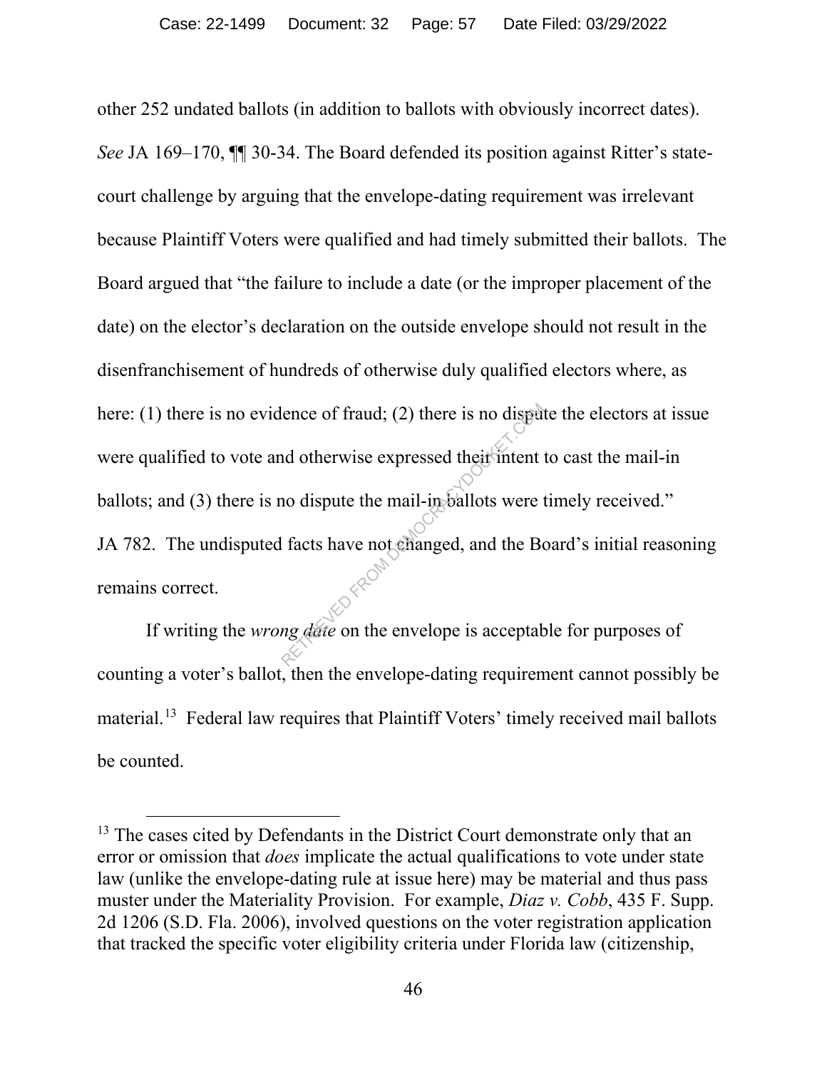other 252 undated ballots (in addition to ballots with obviously incorrect dates). *See* JA 169–170, ¶¶ 30-34. The Board defended its position against Ritter's state-court challenge by arguing that the envelope-dating requirement was irrelevant because Plaintiff Voters were qualified and had timely submitted their ballots. The Board argued that "the failure to include a date (or the improper placement of the date) on the elector's declaration on the outside envelope should not result in the disenfranchisement of hundreds of otherwise duly qualified electors where, as here: (1) there is no evidence of fraud; (2) there is no dispute the electors at issue were qualified to vote and otherwise expressed their intent to cast the mail-in ballots; and (3) there is no dispute the mail-in ballots were timely received." JA 782. The undisputed facts have not changed, and the Board's initial reasoning remains correct.

If writing the *wrong date* on the envelope is acceptable for purposes of counting a voter's ballot, then the envelope-dating requirement cannot possibly be material.[13] Federal law requires that Plaintiff Voters' timely received mail ballots be counted.

---

[13] The cases cited by Defendants in the District Court demonstrate only that an error or omission that *does* implicate the actual qualifications to vote under state law (unlike the envelope-dating rule at issue here) may be material and thus pass muster under the Materiality Provision. For example, *Diaz v. Cobb*, 435 F. Supp. 2d 1206 (S.D. Fla. 2006), involved questions on the voter registration application that tracked the specific voter eligibility criteria under Florida law (citizenship,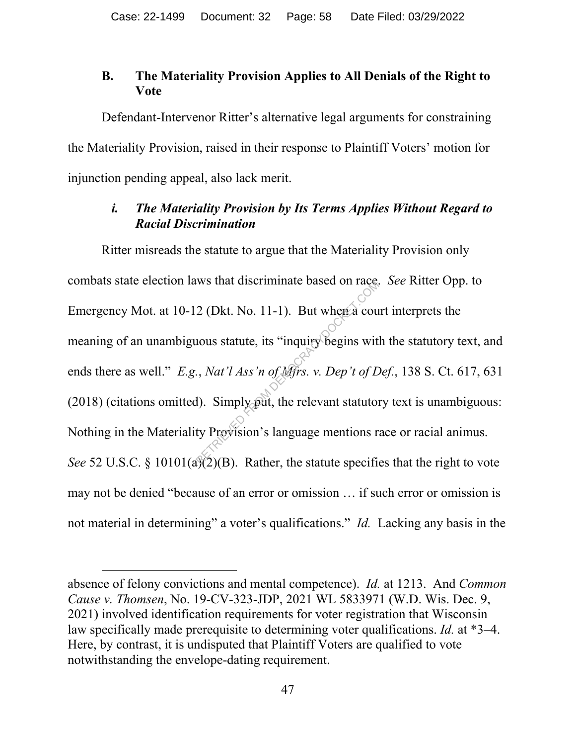## B. The Materiality Provision Applies to All Denials of the Right to Vote

Defendant-Intervenor Ritter's alternative legal arguments for constraining the Materiality Provision, raised in their response to Plaintiff Voters' motion for injunction pending appeal, also lack merit.

### *i. The Materiality Provision by Its Terms Applies Without Regard to Racial Discrimination*

Ritter misreads the statute to argue that the Materiality Provision only combats state election laws that discriminate based on race. *See* Ritter Opp. to Emergency Mot. at 10-12 (Dkt. No. 11-1). But when a court interprets the meaning of an unambiguous statute, its "inquiry begins with the statutory text, and ends there as well." *E.g.*, *Nat'l Ass'n of Mfrs. v. Dep't of Def.*, 138 S. Ct. 617, 631 (2018) (citations omitted). Simply put, the relevant statutory text is unambiguous: Nothing in the Materiality Provision's language mentions race or racial animus. *See* 52 U.S.C. § 10101(a)(2)(B). Rather, the statute specifies that the right to vote may not be denied "because of an error or omission … if such error or omission is not material in determining" a voter's qualifications." *Id.* Lacking any basis in the

---

absence of felony convictions and mental competence). *Id.* at 1213. And *Common Cause v. Thomsen*, No. 19-CV-323-JDP, 2021 WL 5833971 (W.D. Wis. Dec. 9, 2021) involved identification requirements for voter registration that Wisconsin law specifically made prerequisite to determining voter qualifications. *Id.* at *3–4. Here, by contrast, it is undisputed that Plaintiff Voters are qualified to vote notwithstanding the envelope-dating requirement.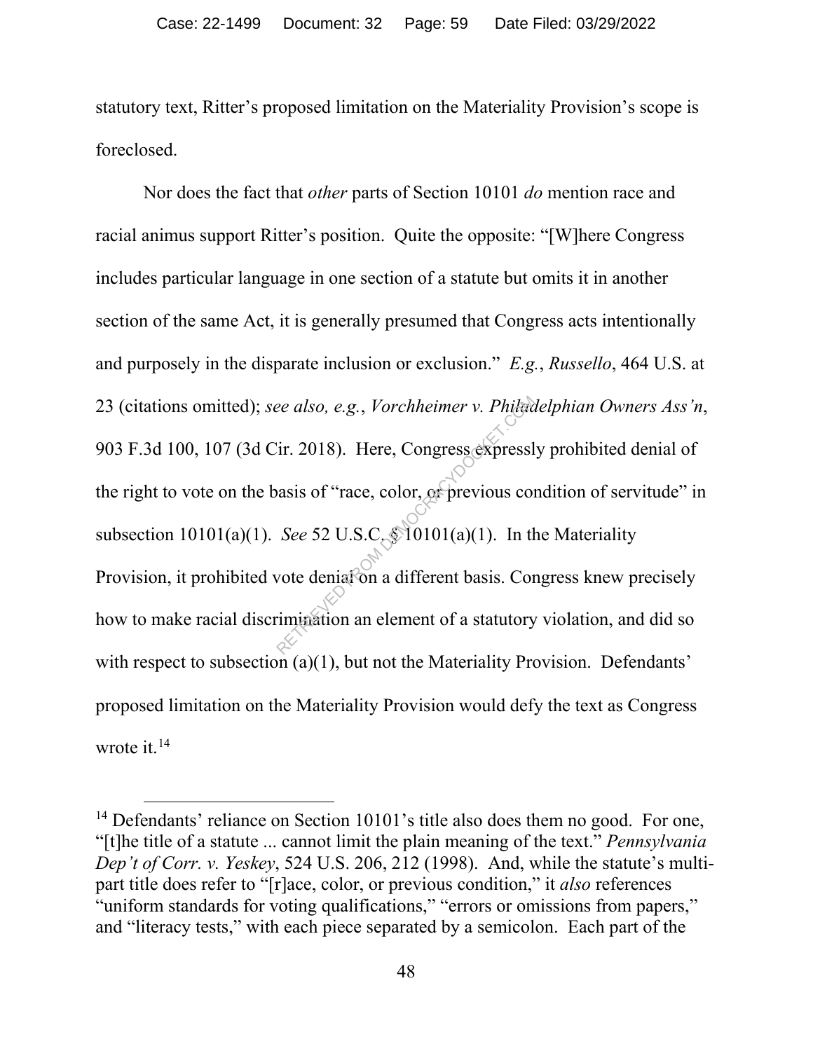statutory text, Ritter's proposed limitation on the Materiality Provision's scope is foreclosed.

Nor does the fact that *other* parts of Section 10101 *do* mention race and racial animus support Ritter's position. Quite the opposite: "[W]here Congress includes particular language in one section of a statute but omits it in another section of the same Act, it is generally presumed that Congress acts intentionally and purposely in the disparate inclusion or exclusion." *E.g.*, *Russello*, 464 U.S. at 23 (citations omitted); *see also, e.g.*, *Vorchheimer v. Philadelphian Owners Ass'n*, 903 F.3d 100, 107 (3d Cir. 2018). Here, Congress expressly prohibited denial of the right to vote on the basis of "race, color, or previous condition of servitude" in subsection 10101(a)(1). *See* 52 U.S.C. § 10101(a)(1). In the Materiality Provision, it prohibited vote denial on a different basis. Congress knew precisely how to make racial discrimination an element of a statutory violation, and did so with respect to subsection (a)(1), but not the Materiality Provision. Defendants' proposed limitation on the Materiality Provision would defy the text as Congress wrote it.[14]

[14] Defendants' reliance on Section 10101's title also does them no good. For one, "[t]he title of a statute ... cannot limit the plain meaning of the text." *Pennsylvania Dep't of Corr. v. Yeskey*, 524 U.S. 206, 212 (1998). And, while the statute's multi-part title does refer to "[r]ace, color, or previous condition," it *also* references "uniform standards for voting qualifications," "errors or omissions from papers," and "literacy tests," with each piece separated by a semicolon. Each part of the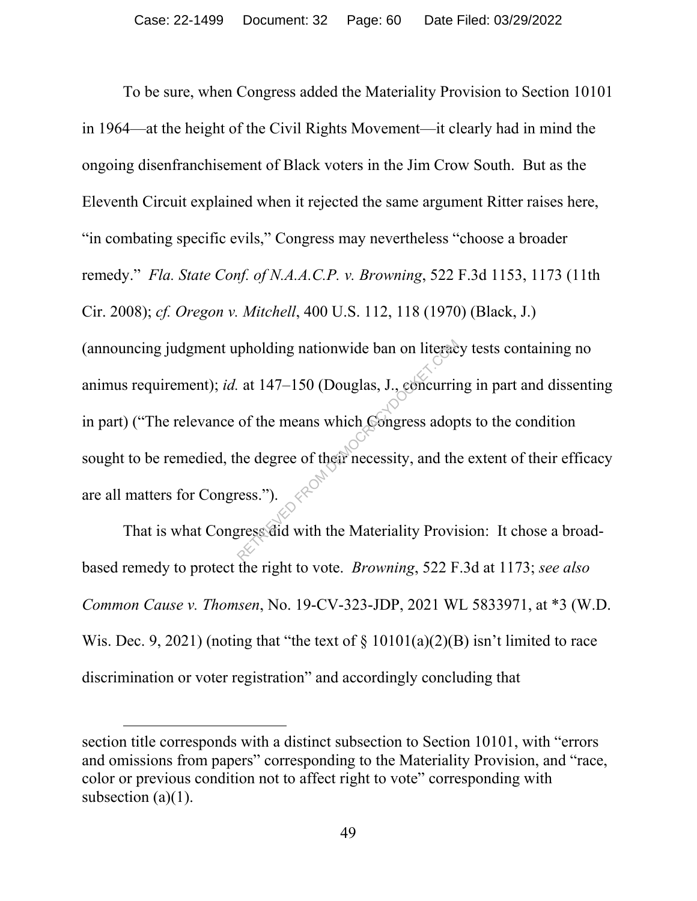To be sure, when Congress added the Materiality Provision to Section 10101 in 1964—at the height of the Civil Rights Movement—it clearly had in mind the ongoing disenfranchisement of Black voters in the Jim Crow South. But as the Eleventh Circuit explained when it rejected the same argument Ritter raises here, "in combating specific evils," Congress may nevertheless "choose a broader remedy." *Fla. State Conf. of N.A.A.C.P. v. Browning*, 522 F.3d 1153, 1173 (11th Cir. 2008); *cf. Oregon v. Mitchell*, 400 U.S. 112, 118 (1970) (Black, J.) (announcing judgment upholding nationwide ban on literacy tests containing no animus requirement); *id.* at 147–150 (Douglas, J., concurring in part and dissenting in part) ("The relevance of the means which Congress adopts to the condition sought to be remedied, the degree of their necessity, and the extent of their efficacy are all matters for Congress.").

That is what Congress did with the Materiality Provision: It chose a broad-based remedy to protect the right to vote. *Browning*, 522 F.3d at 1173; *see also Common Cause v. Thomsen*, No. 19-CV-323-JDP, 2021 WL 5833971, at *3 (W.D. Wis. Dec. 9, 2021) (noting that "the text of § 10101(a)(2)(B) isn't limited to race discrimination or voter registration" and accordingly concluding that

---

section title corresponds with a distinct subsection to Section 10101, with "errors and omissions from papers" corresponding to the Materiality Provision, and "race, color or previous condition not to affect right to vote" corresponding with subsection (a)(1).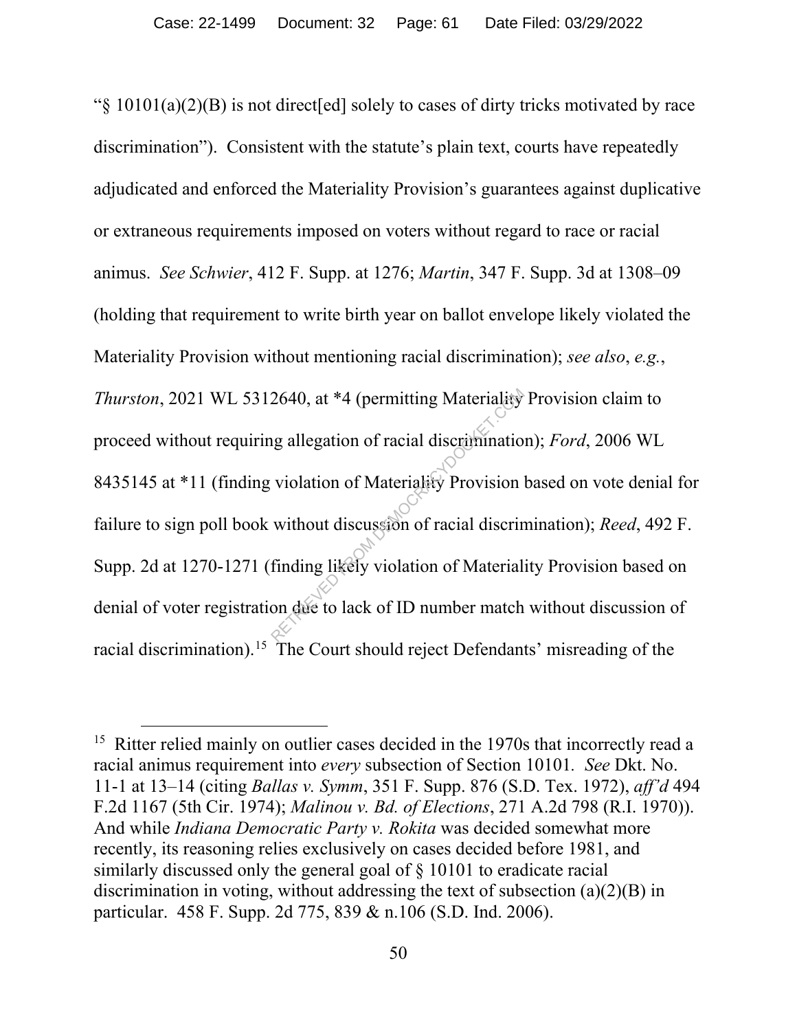"§ 10101(a)(2)(B) is not direct[ed] solely to cases of dirty tricks motivated by race discrimination"). Consistent with the statute's plain text, courts have repeatedly adjudicated and enforced the Materiality Provision's guarantees against duplicative or extraneous requirements imposed on voters without regard to race or racial animus. *See Schwier*, 412 F. Supp. at 1276; *Martin*, 347 F. Supp. 3d at 1308–09 (holding that requirement to write birth year on ballot envelope likely violated the Materiality Provision without mentioning racial discrimination); *see also*, *e.g.*, *Thurston*, 2021 WL 5312640, at *4 (permitting Materiality Provision claim to proceed without requiring allegation of racial discrimination); *Ford*, 2006 WL 8435145 at *11 (finding violation of Materiality Provision based on vote denial for failure to sign poll book without discussion of racial discrimination); *Reed*, 492 F. Supp. 2d at 1270-1271 (finding likely violation of Materiality Provision based on denial of voter registration due to lack of ID number match without discussion of racial discrimination).[15] The Court should reject Defendants' misreading of the

[15] Ritter relied mainly on outlier cases decided in the 1970s that incorrectly read a racial animus requirement into *every* subsection of Section 10101. *See* Dkt. No. 11-1 at 13–14 (citing *Ballas v. Symm*, 351 F. Supp. 876 (S.D. Tex. 1972), *aff'd* 494 F.2d 1167 (5th Cir. 1974); *Malinou v. Bd. of Elections*, 271 A.2d 798 (R.I. 1970)). And while *Indiana Democratic Party v. Rokita* was decided somewhat more recently, its reasoning relies exclusively on cases decided before 1981, and similarly discussed only the general goal of § 10101 to eradicate racial discrimination in voting, without addressing the text of subsection (a)(2)(B) in particular. 458 F. Supp. 2d 775, 839 & n.106 (S.D. Ind. 2006).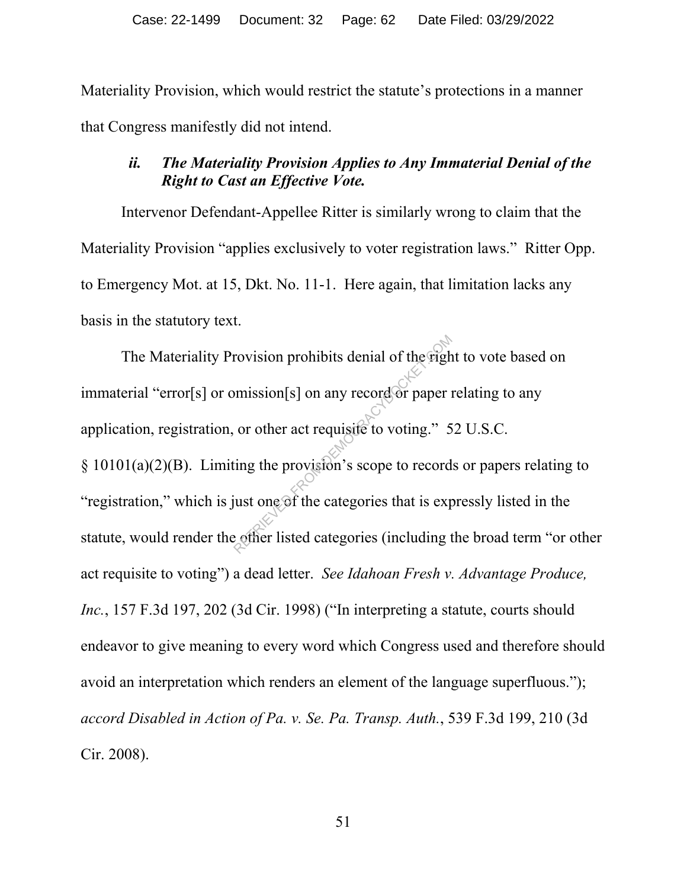Materiality Provision, which would restrict the statute's protections in a manner that Congress manifestly did not intend.

### *ii. The Materiality Provision Applies to Any Immaterial Denial of the Right to Cast an Effective Vote.*

Intervenor Defendant-Appellee Ritter is similarly wrong to claim that the Materiality Provision "applies exclusively to voter registration laws." Ritter Opp. to Emergency Mot. at 15, Dkt. No. 11-1. Here again, that limitation lacks any basis in the statutory text.

The Materiality Provision prohibits denial of the right to vote based on immaterial "error[s] or omission[s] on any record or paper relating to any application, registration, or other act requisite to voting." 52 U.S.C. § 10101(a)(2)(B). Limiting the provision's scope to records or papers relating to "registration," which is just one of the categories that is expressly listed in the statute, would render the other listed categories (including the broad term "or other act requisite to voting") a dead letter. *See Idahoan Fresh v. Advantage Produce, Inc.*, 157 F.3d 197, 202 (3d Cir. 1998) ("In interpreting a statute, courts should endeavor to give meaning to every word which Congress used and therefore should avoid an interpretation which renders an element of the language superfluous."); *accord Disabled in Action of Pa. v. Se. Pa. Transp. Auth.*, 539 F.3d 199, 210 (3d Cir. 2008).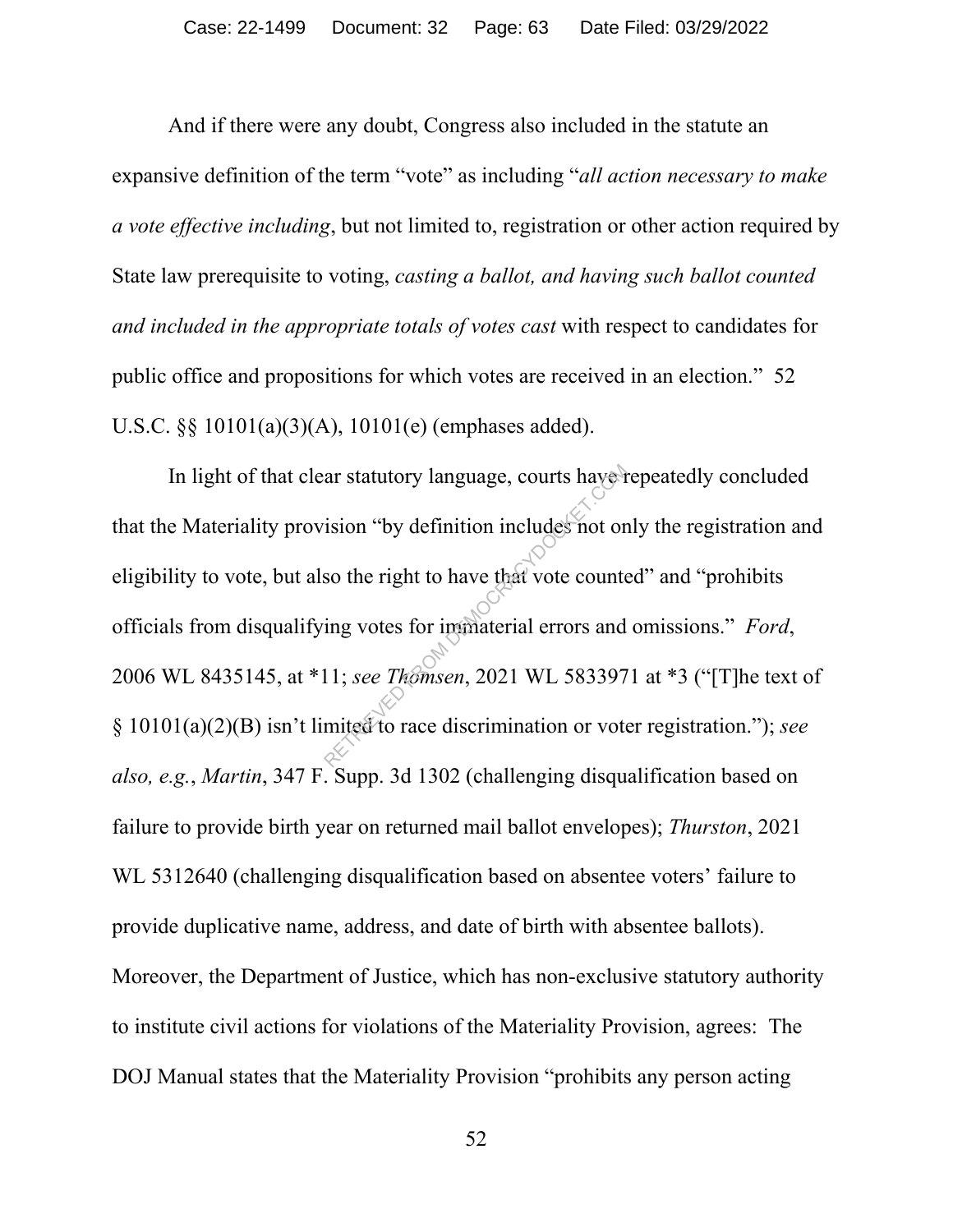And if there were any doubt, Congress also included in the statute an expansive definition of the term "vote" as including "*all action necessary to make a vote effective including*, but not limited to, registration or other action required by State law prerequisite to voting, *casting a ballot, and having such ballot counted and included in the appropriate totals of votes cast* with respect to candidates for public office and propositions for which votes are received in an election." 52 U.S.C. §§ 10101(a)(3)(A), 10101(e) (emphases added).

In light of that clear statutory language, courts have repeatedly concluded that the Materiality provision "by definition includes not only the registration and eligibility to vote, but also the right to have that vote counted" and "prohibits officials from disqualifying votes for immaterial errors and omissions." *Ford*, 2006 WL 8435145, at *11; *see Thomsen*, 2021 WL 5833971 at *3 ("[T]he text of § 10101(a)(2)(B) isn't limited to race discrimination or voter registration."); *see also, e.g.*, *Martin*, 347 F. Supp. 3d 1302 (challenging disqualification based on failure to provide birth year on returned mail ballot envelopes); *Thurston*, 2021 WL 5312640 (challenging disqualification based on absentee voters' failure to provide duplicative name, address, and date of birth with absentee ballots). Moreover, the Department of Justice, which has non-exclusive statutory authority to institute civil actions for violations of the Materiality Provision, agrees: The DOJ Manual states that the Materiality Provision "prohibits any person acting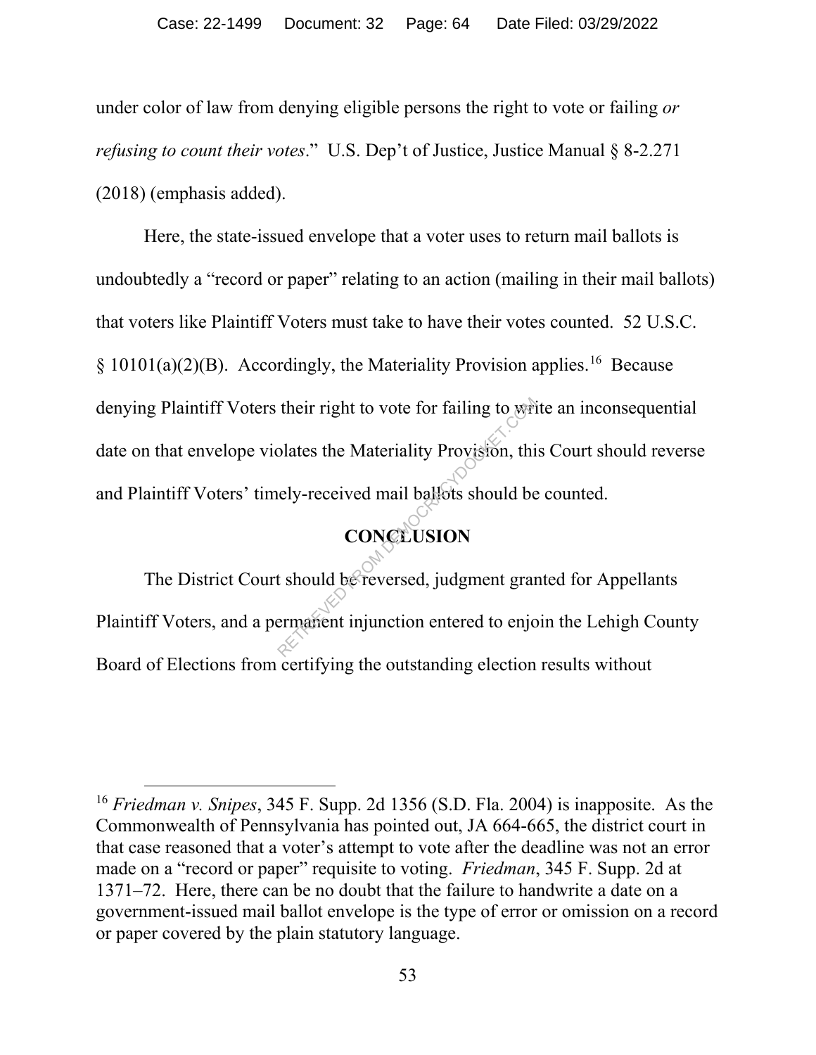under color of law from denying eligible persons the right to vote or failing *or refusing to count their votes*." U.S. Dep't of Justice, Justice Manual § 8-2.271 (2018) (emphasis added).

Here, the state-issued envelope that a voter uses to return mail ballots is undoubtedly a "record or paper" relating to an action (mailing in their mail ballots) that voters like Plaintiff Voters must take to have their votes counted. 52 U.S.C. § 10101(a)(2)(B). Accordingly, the Materiality Provision applies.[16] Because denying Plaintiff Voters their right to vote for failing to write an inconsequential date on that envelope violates the Materiality Provision, this Court should reverse and Plaintiff Voters' timely-received mail ballots should be counted.

## CONCLUSION

The District Court should be reversed, judgment granted for Appellants Plaintiff Voters, and a permanent injunction entered to enjoin the Lehigh County Board of Elections from certifying the outstanding election results without

[16] *Friedman v. Snipes*, 345 F. Supp. 2d 1356 (S.D. Fla. 2004) is inapposite. As the Commonwealth of Pennsylvania has pointed out, JA 664-665, the district court in that case reasoned that a voter's attempt to vote after the deadline was not an error made on a "record or paper" requisite to voting. *Friedman*, 345 F. Supp. 2d at 1371–72. Here, there can be no doubt that the failure to handwrite a date on a government-issued mail ballot envelope is the type of error or omission on a record or paper covered by the plain statutory language.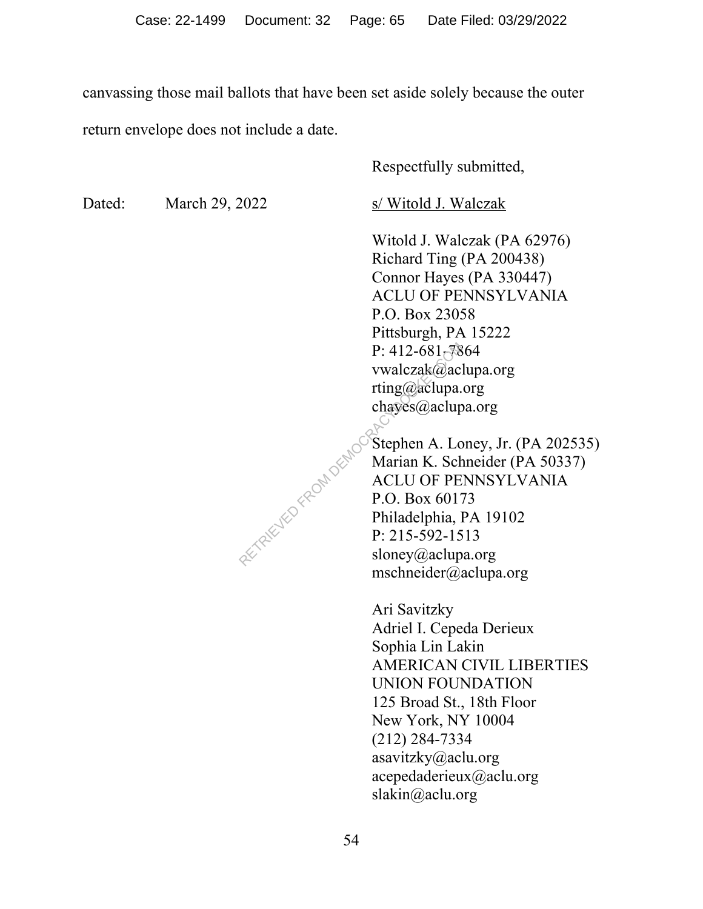canvassing those mail ballots that have been set aside solely because the outer return envelope does not include a date.

Respectfully submitted,

Dated: March 29, 2022

s/ Witold J. Walczak

Witold J. Walczak (PA 62976)
Richard Ting (PA 200438)
Connor Hayes (PA 330447)
ACLU OF PENNSYLVANIA
P.O. Box 23058
Pittsburgh, PA 15222
P: 412-681-7864
vwalczak@aclupa.org
rting@aclupa.org
chayes@aclupa.org

Stephen A. Loney, Jr. (PA 202535)
Marian K. Schneider (PA 50337)
ACLU OF PENNSYLVANIA
P.O. Box 60173
Philadelphia, PA 19102
P: 215-592-1513
sloney@aclupa.org
mschneider@aclupa.org

Ari Savitzky
Adriel I. Cepeda Derieux
Sophia Lin Lakin
AMERICAN CIVIL LIBERTIES UNION FOUNDATION
125 Broad St., 18th Floor
New York, NY 10004
(212) 284-7334
asavitzky@aclu.org
acepedaderieux@aclu.org
slakin@aclu.org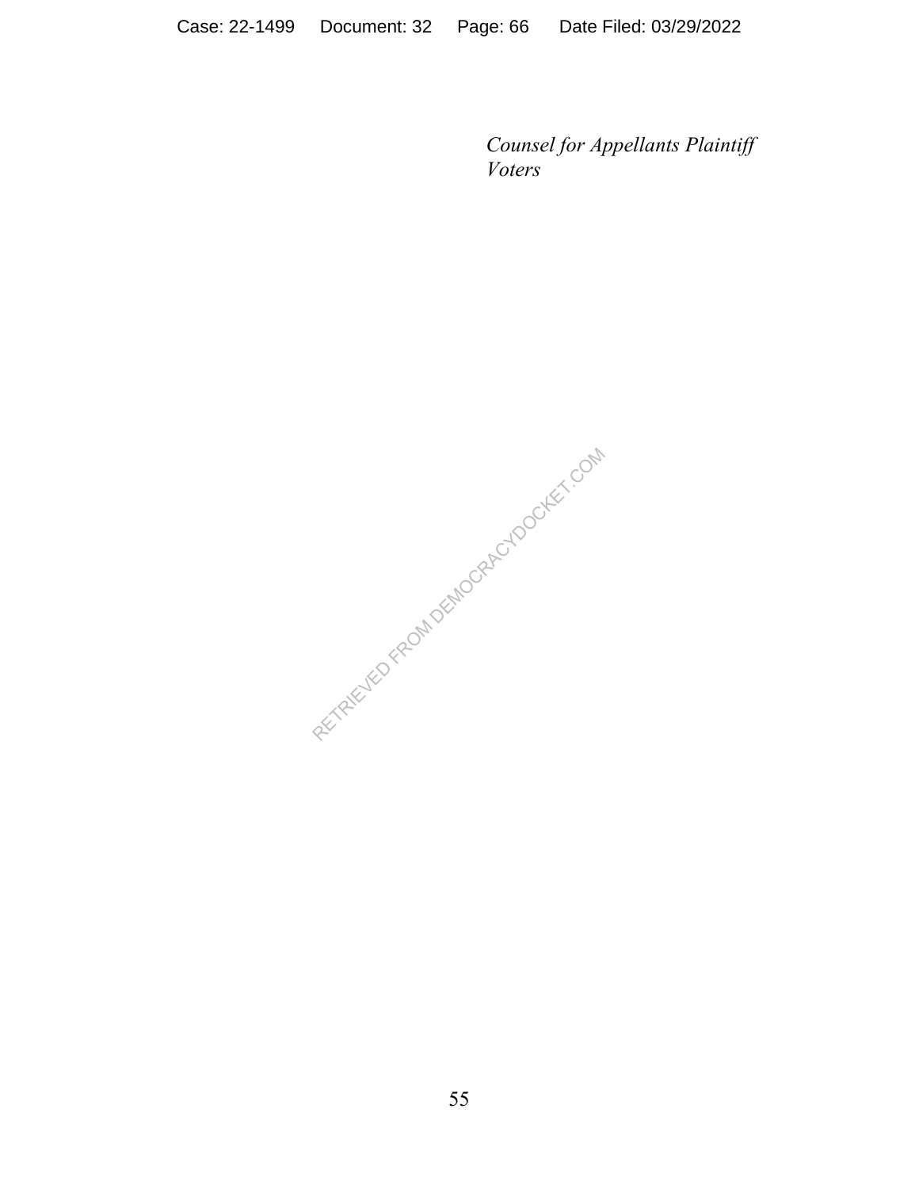*Counsel for Appellants Plaintiff Voters*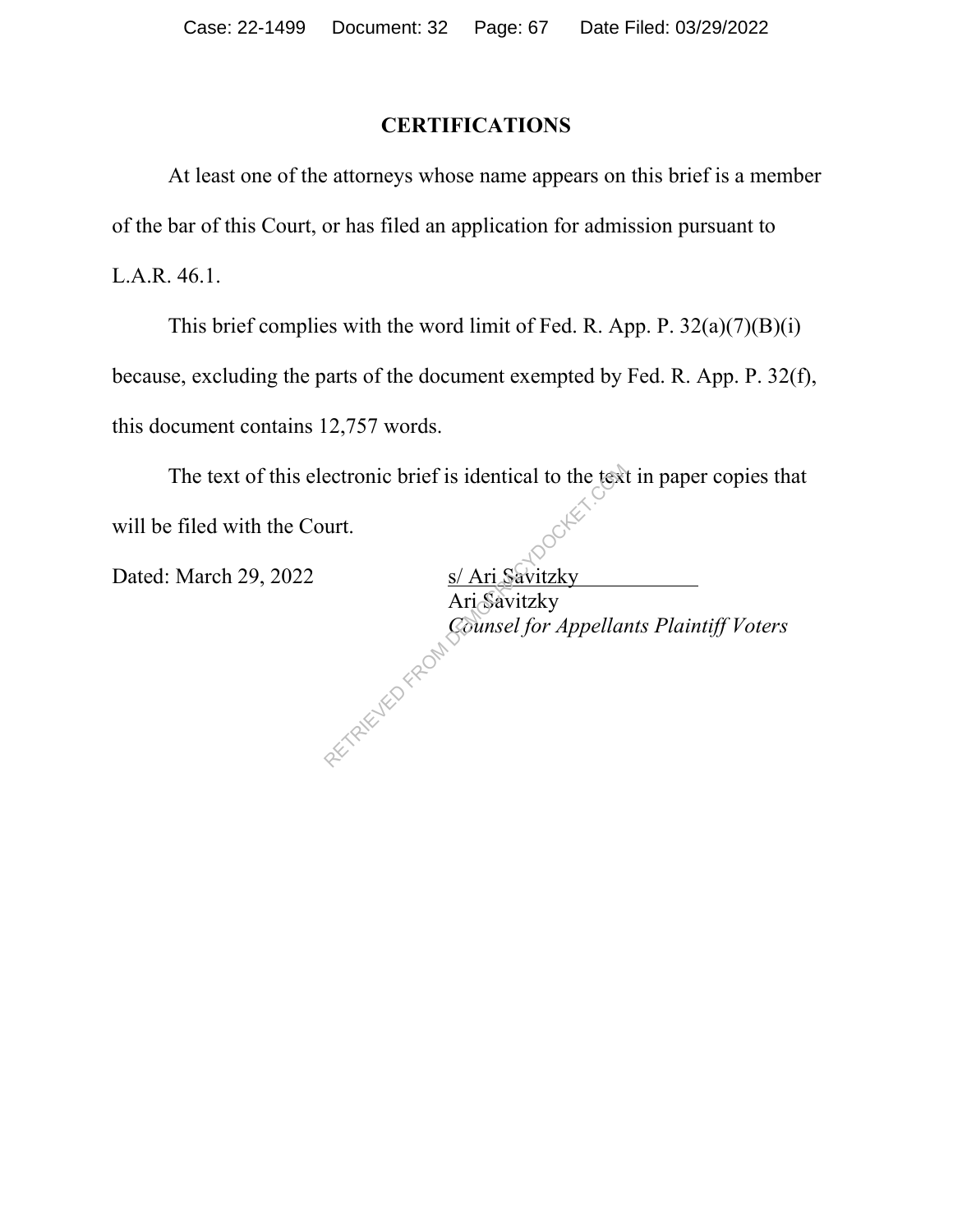## CERTIFICATIONS

At least one of the attorneys whose name appears on this brief is a member of the bar of this Court, or has filed an application for admission pursuant to L.A.R. 46.1.

This brief complies with the word limit of Fed. R. App. P. 32(a)(7)(B)(i) because, excluding the parts of the document exempted by Fed. R. App. P. 32(f), this document contains 12,757 words.

The text of this electronic brief is identical to the text in paper copies that will be filed with the Court.

Dated: March 29, 2022

s/ Ari Savitzky
Ari Savitzky
*Counsel for Appellants Plaintiff Voters*